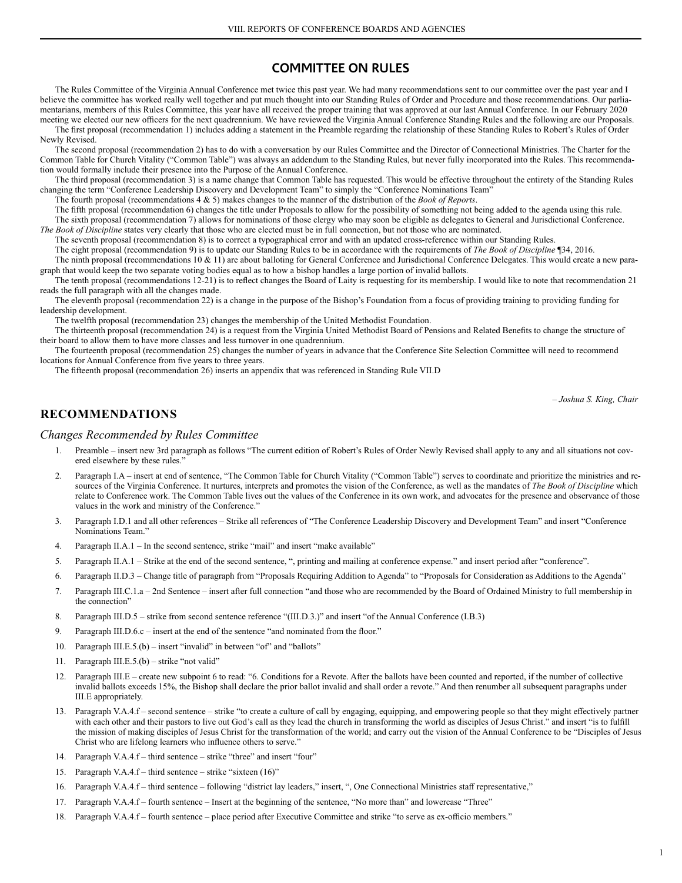# COMMITTEE ON RULES

The Rules Committee of the Virginia Annual Conference met twice this past year. We had many recommendations sent to our committee over the past year and I believe the committee has worked really well together and put much thought into our Standing Rules of Order and Procedure and those recommendations. Our parliamentarians, members of this Rules Committee, this year have all received the proper training that was approved at our last Annual Conference. In our February 2020 meeting we elected our new officers for the next quadrennium. We have reviewed the Virginia Annual Conference Standing Rules and the following are our Proposals.

The first proposal (recommendation 1) includes adding a statement in the Preamble regarding the relationship of these Standing Rules to Robert's Rules of Order Newly Revised.

The second proposal (recommendation 2) has to do with a conversation by our Rules Committee and the Director of Connectional Ministries. The Charter for the Common Table for Church Vitality ("Common Table") was always an addendum to the Standing Rules, but never fully incorporated into the Rules. This recommendation would formally include their presence into the Purpose of the Annual Conference.

The third proposal (recommendation 3) is a name change that Common Table has requested. This would be effective throughout the entirety of the Standing Rules changing the term "Conference Leadership Discovery and Development Team" to simply the "Conference Nominations Team"

The fourth proposal (recommendations 4 & 5) makes changes to the manner of the distribution of the *Book of Reports*.

The fifth proposal (recommendation 6) changes the title under Proposals to allow for the possibility of something not being added to the agenda using this rule.

The sixth proposal (recommendation 7) allows for nominations of those clergy who may soon be eligible as delegates to General and Jurisdictional Conference. *The Book of Discipline* states very clearly that those who are elected must be in full connection, but not those who are nominated.

The seventh proposal (recommendation 8) is to correct a typographical error and with an updated cross-reference within our Standing Rules.

The eight proposal (recommendation 9) is to update our Standing Rules to be in accordance with the requirements of *The Book of Discipline* ¶34, 2016.

The ninth proposal (recommendations 10 & 11) are about balloting for General Conference and Jurisdictional Conference Delegates. This would create a new paragraph that would keep the two separate voting bodies equal as to how a bishop handles a large portion of invalid ballots.

The tenth proposal (recommendations 12-21) is to reflect changes the Board of Laity is requesting for its membership. I would like to note that recommendation 21 reads the full paragraph with all the changes made.

The eleventh proposal (recommendation 22) is a change in the purpose of the Bishop's Foundation from a focus of providing training to providing funding for leadership development.

The twelfth proposal (recommendation 23) changes the membership of the United Methodist Foundation.

The thirteenth proposal (recommendation 24) is a request from the Virginia United Methodist Board of Pensions and Related Benefits to change the structure of their board to allow them to have more classes and less turnover in one quadrennium.

The fourteenth proposal (recommendation 25) changes the number of years in advance that the Conference Site Selection Committee will need to recommend locations for Annual Conference from five years to three years.

The fifteenth proposal (recommendation 26) inserts an appendix that was referenced in Standing Rule VII.D

*– Joshua S. King, Chair*

## RECOMMENDATIONS

### *Changes Recommended by Rules Committee*

1. Preamble – insert new 3rd paragraph as follows "The current edition of Robert's Rules of Order Newly Revised shall apply to any and all situations not covered elsewhere by these rules."
2. Paragraph I.A – insert at end of sentence, "The Common Table for Church Vitality ("Common Table") serves to coordinate and prioritize the ministries and resources of the Virginia Conference. It nurtures, interprets and promotes the vision of the Conference, as well as the mandates of *The Book of Discipline* which relate to Conference work. The Common Table lives out the values of the Conference in its own work, and advocates for the presence and observance of those values in the work and ministry of the Conference."
3. Paragraph I.D.1 and all other references – Strike all references of "The Conference Leadership Discovery and Development Team" and insert "Conference Nominations Team."
4. Paragraph II.A.1 – In the second sentence, strike "mail" and insert "make available"
5. Paragraph II.A.1 – Strike at the end of the second sentence, ", printing and mailing at conference expense." and insert period after "conference".
6. Paragraph II.D.3 – Change title of paragraph from "Proposals Requiring Addition to Agenda" to "Proposals for Consideration as Additions to the Agenda"
7. Paragraph III.C.1.a – 2nd Sentence – insert after full connection "and those who are recommended by the Board of Ordained Ministry to full membership in the connection"
8. Paragraph III.D.5 – strike from second sentence reference "(III.D.3.)" and insert "of the Annual Conference (I.B.3)
9. Paragraph III.D.6.c – insert at the end of the sentence "and nominated from the floor."
10. Paragraph III.E.5.(b) – insert "invalid" in between "of" and "ballots"
11. Paragraph III.E.5.(b) – strike "not valid"
12. Paragraph III.E – create new subpoint 6 to read: "6. Conditions for a Revote. After the ballots have been counted and reported, if the number of collective invalid ballots exceeds 15%, the Bishop shall declare the prior ballot invalid and shall order a revote." And then renumber all subsequent paragraphs under III.E appropriately.
13. Paragraph V.A.4.f – second sentence – strike "to create a culture of call by engaging, equipping, and empowering people so that they might effectively partner with each other and their pastors to live out God's call as they lead the church in transforming the world as disciples of Jesus Christ." and insert "is to fulfill the mission of making disciples of Jesus Christ for the transformation of the world; and carry out the vision of the Annual Conference to be "Disciples of Jesus Christ who are lifelong learners who influence others to serve."
14. Paragraph V.A.4.f – third sentence – strike "three" and insert "four"
15. Paragraph V.A.4.f – third sentence – strike "sixteen (16)"
16. Paragraph V.A.4.f – third sentence – following "district lay leaders," insert, ", One Connectional Ministries staff representative,"
17. Paragraph V.A.4.f – fourth sentence – Insert at the beginning of the sentence, "No more than" and lowercase "Three"
18. Paragraph V.A.4.f – fourth sentence – place period after Executive Committee and strike "to serve as ex-officio members."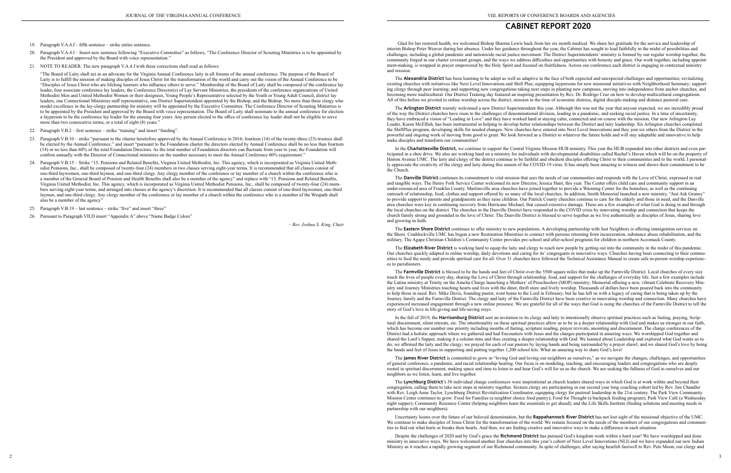19. Paragraph V.A.4.f – fifth sentence – strike entire sentence.

20. Paragraph V.A.4.f – Insert new sentence following "Executive Committee" as follows, "The Conference Director of Scouting Ministries is to be appointed by the President and approved by the Board with voice representation."

21. NOTE TO READER: The new paragraph V.A.4.f with these corrections shall read as follows:

"The Board of Laity shall act as an advocate for the Virginia Annual Conference laity in all forums of the annual conference. The purpose of the Board of Laity is to fulfill the mission of making disciples of Jesus Christ for the transformation of the world and carry out the vision of the Annual Conference to be "Disciples of Jesus Christ who are lifelong learners who influence others to serve." Membership of the Board of Laity shall be composed of the conference lay leader, four associate conference lay leaders, the Conference Director(s) of Lay Servant Ministries, the presidents of the conference organizations of United Methodist Men and United Methodist Women or their designees, Young People's Representative selected by the Youth or Young Adult Council, district lay leaders, one Connectional Ministries staff representative, one District Superintendent appointed by the Bishop, and the Bishop. No more than three clergy who model excellence in the lay-clergy partnership for ministry will be appointed by the Executive Committee. The Conference Director of Scouting Ministries is to be appointed by the President and approved by the Board with voice representation. The Board of Laity shall nominate to the annual conference for election a layperson to be the conference lay leader for the ensuing four years. Any person elected to the office of conference lay leader shall not be eligible to serve more than two consecutive terms, or a total of eight (8) years."

22. Paragraph V.B.2 – first sentence – strike "training" and insert "funding".

23. Paragraph V.B.10 – strike "pursuant to the charter heretofore approved by the Annual Conference in 2016; fourteen (14) of the twenty-three (23) trustees shall be elected by the Annual Conference." and insert "pursuant to the Foundation charter the directors elected by Annual Conference shall be no less than fourteen (14) or no less than 60% of the total Foundation Directors. As the total number of Foundation directors can fluctuate from year to year, the Foundation will confirm annually with the Director of Connectional ministries on the number necessary to meet the Annual Conference 60% requirement."

24. Paragraph V.B.15 – Strike "15. Pensions and Related Benefits, Virginia United Methodist, Inc. This agency, which is incorporated as Virginia United Methodist Pensions, Inc., shall be composed of twenty-four (24) members in two classes serving eight-year terms. It is recommended that all classes consist of one-third laywomen, one-third laymen, and one-third clergy. Any clergy member of the conference or lay member of a church within the conference who is a member of the General Board of Pension and Health Benefits shall also be a member of the agency" and replace with "15. Pensions and Related Benefits, Virginia United Methodist, Inc. This agency, which is incorporated as Virginia United Methodist Pensions, Inc., shall be composed of twenty-four (24) members serving eight-year terms, and arranged into classes at the agency's discretion. It is recommended that all classes consist of one-third laywomen, one-third laymen, and one-third clergy. Any clergy member of the conference or lay member of a church within the conference who is a member of the Wespath shall also be a member of the agency"

25. Paragraph V.B.19 – last sentence – strike "five" and insert "three"

26. Pursuant to Paragraph VII.D insert "Appendix A" above "Name Badge Colors"

*– Rev. Joshua S. King, Chair*

# CABINET REPORT 2020

Glad for her restored health, we welcomed Bishop Sharma Lewis back from her six month medical. We share her gratitude for the service and leadership of interim Bishop Peter Weaver during her absence. Under her guidance throughout the year, the Cabinet has sought to lead faithfully in the midst of possibilities and challenges, including a global pandemic and nationwide racial justice movement. The District Superintendents' ministry is formed by our regular worship together, the community forged in our cluster covenant groups, and the ways we address difficulties and opportunities with honesty and grace. Our work together, including appointment-making, is wrapped in prayer empowered by the Holy Spirit and focused on fruitfulness. Across our conference each district is engaging in contextual ministry and mission.

The **Alexandria District** has been learning to be adept as well as adaptive in the face of both expected and unexpected challenges and opportunities; revitalizing existing churches with initiatives like Next Level Innovations and Shift Plus; equipping laypersons for new missional initiatives with Neighborhood Seminary; supporting clergy through peer learning; and supporting new congregations taking next steps in planting new campuses, moving into independence from anchor churches, and becoming more multicultural. Our District Training day featured an inspiring presentation by Rev. Dr. Rodrigo Cruz on how to develop multicultural congregations. All of this before we pivoted to online worship across the district, mission in the time of economic distress, digital disciple-making and distance pastoral care.

The **Arlington District** warmly welcomed a new District Superintendent this year. Although this was not the year that anyone expected, we are incredibly proud of the way the District churches have risen to the challenges of denominational division, leading in a pandemic, and seeking racial justice. In a time of uncertainty, they have embraced a vision of "Leading in Love" and they have worked hard at staying calm, connected and on course with the mission. Our new Arlington Lay Leader, Karen McElfish, has been instrumental in helping to develop better relationships between the District and laity leadership. Six Arlington churches completed the ShiftPlus program, developing skills for needed changes. New churches have entered into Next Level Innovations and they join six others from the District in the powerful and ongoing work of moving from good to great. We look forward as a District to whatever the future holds and will stay adaptable and innovative to help make disciples and transform our communities!

In the **Charlottesville District,** we continue to support the Central Virginia Mission HUB ministry. This year the HUB expanded into other districts and even participated in a shoe drive. We also are working hard on a ministry for individuals with developmental disabilities called Rachel's Haven which will be on the property of Hinton Avenue UMC. The laity and clergy of the district continue to be faithful and obedient disciples offering Christ to their communities and to the world. I personally appreciate the creativity of the clergy and laity during this season of the COVID-19 virus. It has simply been amazing to witness and shows their commitment to be the Church.

The **Danville District** continues its commitment to vital mission that sees the needs of our communities and responds with the Love of Christ, expressed in real and tangible ways. The Henry Fork Service Center welcomed its new Director, Jessica Hunt, this year. The Center offers child care and community support in an under-resourced area of Franklin County. Martinsville area churches have joined together to provide a Warming Center for the homeless, as well as the continuing outreach of relationship, food, clothes and support offered by so many of the local churches. In addition, Smith Memorial launched a new ministry, "Just Ask Granny" to provide support to parents and grandparents as they raise children. Our Patrick County churches continue to care for the elderly and those in need, and the Danville area churches were key in continuing recovery from Hurricane Michael, that caused extensive damage. These are a few examples of what God is doing in and through the local churches on the district. The churches in the Danville District have responded to the COVID crisis by innovating worship and connection that keeps the church family strong and grounded in the love of Christ. The Danville District is blessed to serve together as we live authentically as disciples of Jesus, sharing love and growing in faith.

The **Eastern Shore District** continues to offer ministry to new populations. A developing partnership with Just Neighbors is offering immigration services on the Shore. Craddockville UMC has begun a new Restoration Ministries to connect with persons returning from incarceration, substance abuse rehabilitation, and the military. The Agape Christian Children's Community Center provides pre-school and after-school programs for children in northern Accomack County.

The **Elizabeth River District** is working hard to equip the laity and clergy to reach new people by getting out into the community in the midst of this pandemic. Our churches quickly adapted to online worship, daily devotions and caring for its' congregants in innovative ways. Churches having been connecting to their communities to feed the needy and provide spiritual care for all. Over 31 churches have followed the Technical Assistance Manual to create safe in-person worship experiences to parishioners.

The **Farmville District** is blessed to be the hands and feet of Christ over the 5500 square miles that make up the Farmville District. Local churches of every size touch the lives of people every day, sharing the Love of Christ through relationship, food, and support for the challenges of everyday life. Just a few examples include the Latina ministry at Trinity on the Amelia Charge launching a Mothers' of Preschoolers (MOP) ministry; Memorial offering a new, vibrant Celebrate Recovery Ministry and Journey Ministries touching hearts and lives with the diner, thrift store and lively worship. Thousands of dollars have been poured back into the community to help those in need. Rev. Mike Davis, founding pastor, went home to the Lord in February; but he has left us with a legacy of caring that is being taken up by the Journey family and the Farmville District. The clergy and laity of the Farmville District have been creative in innovating worship and connection. Many churches have experienced increased engagement through a new online presence. We are grateful for all of the ways that God is using the churches of the Farmville District to tell the story of God's love in life-giving and life-saving ways.

In the fall of 2019, the **Harrisonburg District** sent an invitation to its clergy and laity to intentionally observe spiritual practices such as fasting, praying, Scriptural discernment, silent retreats, etc. The intentionality on these spiritual practices allow us to be in a deeper relationship with God and makes us stronger in our faith, which has become our number one priority including months of fasting, scripture reading, prayer revivals, anointing and discernment. The charge conferences of the District had a holistic approach where we gathered and had Encounters with Jesus and the charges participated in amazing ways. We worshipped God together and shared the Lord's Supper, making it a solemn time and thus creating a deeper relationship with God. We learned about Leadership and explored what God wants us to do; we affirmed the laity and the clergy; we prayed for each of our pastors by laying hands and being surrounded by a prayer shawl; and we shared God's love by being the hands and feet of Jesus in supporting and putting together 1,200 school kits. What an amazing way to share God's love!

The **James River District** is committed to grow in "loving God and loving our neighbors as ourselves," as we navigate the changes, challenges, and opportunities of general conference, a pandemic, and racial relationship healing. Our focus is on modeling, teaching, and encouraging leaders and congregations who are deeply rooted in spiritual discernment, making space and time to listen to and hear God's will for us as the church. We are seeking the fullness of God in ourselves and our neighbors as we listen, learn, and live together.

The **Lynchburg District**'s 58 individual charge conferences were inspirational as church leaders shared ways in which God is at work within and beyond their congregation, calling them to take next steps in ministry together. Sixteen clergy are participating in our second year long coaching cohort led by Rev. Jim Chandler with Rev. Leigh Anne Taylor, Lynchburg District Revitalization Coordinator, equipping clergy for pastoral leadership in the 21st century. The Park View Community Mission Center continues to grow: Food for Families (a neighbor choice food pantry); Food for Thought (a backpack feeding program); Park View Café (a Wednesday night supper); Community Resource Center (helping neighbors learn the essentials to get ahead); and the Life Skills Institute (finding solutions and meeting needs in partnership with our neighbors).

Uncertainty looms over the future of our beloved denomination, but the **Rappahannock River District** has not lost sight of the missional objective of the UMC. We continue to make disciples of Jesus Christ for the transformation of the world. We remain focused on the needs of the members of our congregations and communities to find out what hurts or breaks their hearts. And then, we are finding creative and innovative ways to make a difference in each situation.

Despite the challenges of 2020 and by God's grace the **Richmond District** has pursued God's kingdom work within a hard year! We have worshipped and done ministry in innovative ways. We have welcomed another four churches into this year's cohort of Next Level Innovations (NLI) and we have expanded our new Indian Ministry as it reaches a rapidly growing segment of our Richmond community. In spite of challenges, after saying heartfelt farewell to Rev. Pete Moon, our clergy and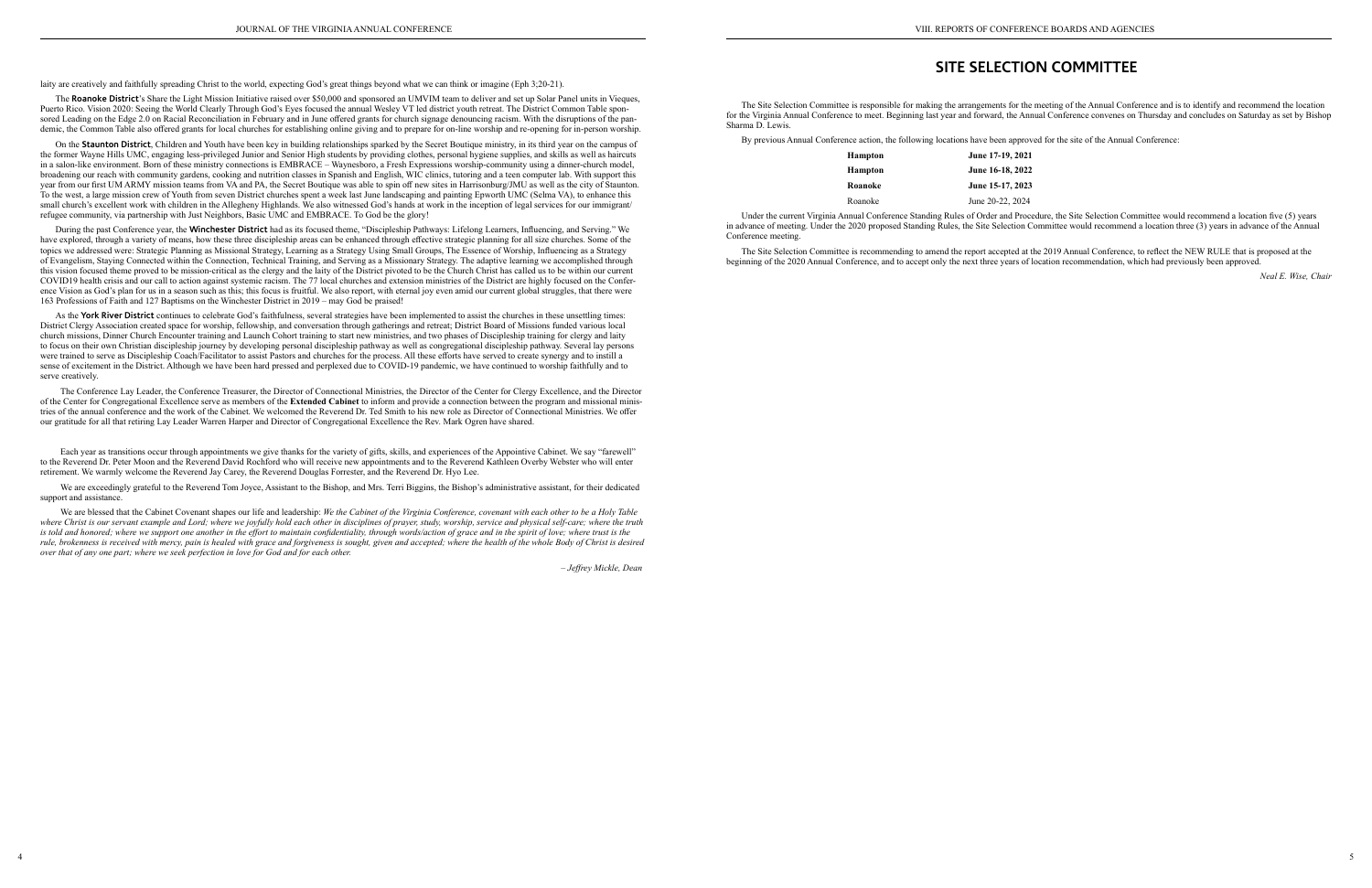laity are creatively and faithfully spreading Christ to the world, expecting God's great things beyond what we can think or imagine (Eph 3;20-21).

The **Roanoke District**'s Share the Light Mission Initiative raised over $50,000 and sponsored an UMVIM team to deliver and set up Solar Panel units in Vieques, Puerto Rico. Vision 2020: Seeing the World Clearly Through God's Eyes focused the annual Wesley VT led district youth retreat. The District Common Table sponsored Leading on the Edge 2.0 on Racial Reconciliation in February and in June offered grants for church signage denouncing racism. With the disruptions of the pandemic, the Common Table also offered grants for local churches for establishing online giving and to prepare for on-line worship and re-opening for in-person worship.

On the **Staunton District**, Children and Youth have been key in building relationships sparked by the Secret Boutique ministry, in its third year on the campus of the former Wayne Hills UMC, engaging less-privileged Junior and Senior High students by providing clothes, personal hygiene supplies, and skills as well as haircuts in a salon-like environment. Born of these ministry connections is EMBRACE – Waynesboro, a Fresh Expressions worship-community using a dinner-church model, broadening our reach with community gardens, cooking and nutrition classes in Spanish and English, WIC clinics, tutoring and a teen computer lab. With support this year from our first UM ARMY mission teams from VA and PA, the Secret Boutique was able to spin off new sites in Harrisonburg/JMU as well as the city of Staunton. To the west, a large mission crew of Youth from seven District churches spent a week last June landscaping and painting Epworth UMC (Selma VA), to enhance this small church's excellent work with children in the Allegheny Highlands. We also witnessed God's hands at work in the inception of legal services for our immigrant/refugee community, via partnership with Just Neighbors, Basic UMC and EMBRACE. To God be the glory!

During the past Conference year, the **Winchester District** had as its focused theme, "Discipleship Pathways: Lifelong Learners, Influencing, and Serving." We have explored, through a variety of means, how these three discipleship areas can be enhanced through effective strategic planning for all size churches. Some of the topics we addressed were: Strategic Planning as Missional Strategy, Learning as a Strategy Using Small Groups, The Essence of Worship, Influencing as a Strategy of Evangelism, Staying Connected within the Connection, Technical Training, and Serving as a Missionary Strategy. The adaptive learning we accomplished through this vision focused theme proved to be mission-critical as the clergy and the laity of the District pivoted to be the Church Christ has called us to be within our current COVID19 health crisis and our call to action against systemic racism. The 77 local churches and extension ministries of the District are highly focused on the Conference Vision as God's plan for us in a season such as this; this focus is fruitful. We also report, with eternal joy even amid our current global struggles, that there were 163 Professions of Faith and 127 Baptisms on the Winchester District in 2019 – may God be praised!

As the **York River District** continues to celebrate God's faithfulness, several strategies have been implemented to assist the churches in these unsettling times: District Clergy Association created space for worship, fellowship, and conversation through gatherings and retreat; District Board of Missions funded various local church missions, Dinner Church Encounter training and Launch Cohort training to start new ministries, and two phases of Discipleship training for clergy and laity to focus on their own Christian discipleship journey by developing personal discipleship pathway as well as congregational discipleship pathway. Several lay persons were trained to serve as Discipleship Coach/Facilitator to assist Pastors and churches for the process. All these efforts have served to create synergy and to instill a sense of excitement in the District. Although we have been hard pressed and perplexed due to COVID-19 pandemic, we have continued to worship faithfully and to serve creatively.

The Conference Lay Leader, the Conference Treasurer, the Director of Connectional Ministries, the Director of the Center for Clergy Excellence, and the Director of the Center for Congregational Excellence serve as members of the **Extended Cabinet** to inform and provide a connection between the program and missional ministries of the annual conference and the work of the Cabinet. We welcomed the Reverend Dr. Ted Smith to his new role as Director of Connectional Ministries. We offer our gratitude for all that retiring Lay Leader Warren Harper and Director of Congregational Excellence the Rev. Mark Ogren have shared.

Each year as transitions occur through appointments we give thanks for the variety of gifts, skills, and experiences of the Appointive Cabinet. We say "farewell" to the Reverend Dr. Peter Moon and the Reverend David Rochford who will receive new appointments and to the Reverend Kathleen Overby Webster who will enter retirement. We warmly welcome the Reverend Jay Carey, the Reverend Douglas Forrester, and the Reverend Dr. Hyo Lee.

We are exceedingly grateful to the Reverend Tom Joyce, Assistant to the Bishop, and Mrs. Terri Biggins, the Bishop's administrative assistant, for their dedicated support and assistance.

We are blessed that the Cabinet Covenant shapes our life and leadership: *We the Cabinet of the Virginia Conference, covenant with each other to be a Holy Table where Christ is our servant example and Lord; where we joyfully hold each other in disciplines of prayer, study, worship, service and physical self-care; where the truth is told and honored; where we support one another in the effort to maintain confidentiality, through words/action of grace and in the spirit of love; where trust is the rule, brokenness is received with mercy, pain is healed with grace and forgiveness is sought, given and accepted; where the health of the whole Body of Christ is desired over that of any one part; where we seek perfection in love for God and for each other.*

*– Jeffrey Mickle, Dean*

# SITE SELECTION COMMITTEE

The Site Selection Committee is responsible for making the arrangements for the meeting of the Annual Conference and is to identify and recommend the location for the Virginia Annual Conference to meet. Beginning last year and forward, the Annual Conference convenes on Thursday and concludes on Saturday as set by Bishop Sharma D. Lewis.

By previous Annual Conference action, the following locations have been approved for the site of the Annual Conference:

| | |
|---|---|
| **Hampton** | **June 17-19, 2021** |
| **Hampton** | **June 16-18, 2022** |
| **Roanoke** | **June 15-17, 2023** |
| Roanoke | June 20-22, 2024 |

Under the current Virginia Annual Conference Standing Rules of Order and Procedure, the Site Selection Committee would recommend a location five (5) years in advance of meeting. Under the 2020 proposed Standing Rules, the Site Selection Committee would recommend a location three (3) years in advance of the Annual Conference meeting.

The Site Selection Committee is recommending to amend the report accepted at the 2019 Annual Conference, to reflect the NEW RULE that is proposed at the beginning of the 2020 Annual Conference, and to accept only the next three years of location recommendation, which had previously been approved.

*Neal E. Wise, Chair*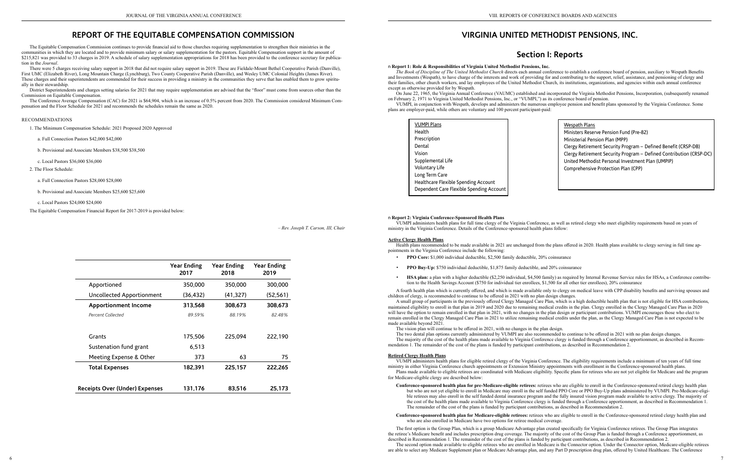# REPORT OF THE EQUITABLE COMPENSATION COMMISSION

The Equitable Compensation Commission continues to provide financial aid to those churches requiring supplementation to strengthen their ministries in the communities in which they are located and to provide minimum salary or salary supplementation for the pastors. Equitable Compensation support in the amount of $215,821 was provided to 33 charges in 2019. A schedule of salary supplementation appropriations for 2018 has been provided to the conference secretary for publication in the *Journal*.

There were 5 charges receiving salary support in 2018 that did not require salary support in 2019. These are Fieldale-Mount Bethel Cooperative Parish (Danville), First UMC (Elizabeth River), Long Mountain Charge (Lynchburg), Two County Cooperative Parish (Danville), and Wesley UMC Colonial Heights (James River). These charges and their superintendents are commended for their success in providing a ministry in the communities they serve that has enabled them to grow spiritually in their stewardship.

District Superintendents and charges setting salaries for 2021 that may require supplementation are advised that the "floor" must come from sources other than the Commission on Equitable Compensation.

The Conference Average Compensation (CAC) for 2021 is $64,904, which is an increase of 0.5% percent from 2020. The Commission considered Minimum Compensation and the Floor Schedule for 2021 and recommends the schedules remain the same as 2020.

RECOMMENDATIONS

1. The Minimum Compensation Schedule: 2021 Proposed 2020 Approved
   a. Full Connection Pastors $42,000 $42,000
   b. Provisional and Associate Members $38,500 $38,500
   c. Local Pastors $36,000 $36,000
2. The Floor Schedule:
   a. Full Connection Pastors $28,000 $28,000
   b. Provisional and Associate Members $25,600 $25,600
   c. Local Pastors $24,000 $24,000

The Equitable Compensation Financial Report for 2017-2019 is provided below:

*– Rev. Joseph T. Carson, III, Chair*

| | Year Ending 2017 | Year Ending 2018 | Year Ending 2019 |
|---|---|---|---|
| Apportioned | 350,000 | 350,000 | 300,000 |
| Uncollected Apportionment | (36,432) | (41,327) | (52,561) |
| **Apportionment Income** | **313,568** | **308,673** | **308,673** |
| *Percent Collected* | *89.59%* | *88.19%* | *82.48%* |
| | | | |
| Grants | 175,506 | 225,094 | 222,190 |
| Sustenation fund grant | 6,513 | | |
| Meeting Expense & Other | 373 | 63 | 75 |
| **Total Expenses** | **182,391** | **225,157** | **222,265** |
| | | | |
| **Receipts Over (Under) Expenses** | **131,176** | **83,516** | **25,173** |

# VIRGINIA UNITED METHODIST PENSIONS, INC.

## Section I: Reports

**Report 1: Role & Responsibilities of Virginia United Methodist Pensions, Inc.**

*The Book of Discipline of The United Methodist Church* directs each annual conference to establish a conference board of pension, auxiliary to Wespath Benefits and Investments (Wespath), to have charge of the interests and work of providing for and contributing to the support, relief, assistance, and pensioning of clergy and their families, other church workers, and lay employees of the United Methodist Church, its institutions, organizations, and agencies within each annual conference except as otherwise provided for by Wespath.

On June 22, 1965, the Virginia Annual Conference (VAUMC) established and incorporated the Virginia Methodist Pensions, Incorporation, (subsequently renamed on February 2, 1971 to Virginia United Methodist Pensions, Inc., or "VUMPI,") as its conference board of pension.

VUMPI, in conjunction with Wespath, develops and administers the numerous employee pension and benefit plans sponsored by the Virginia Conference. Some plans are employer-paid, while others are voluntary and 100 percent participant-paid:

| VUMPI Plans | Wespath Plans |
|---|---|
| Health | Ministers Reserve Pension Fund (Pre-82) |
| Prescription | Ministerial Pension Plan (MPP) |
| Dental | Clergy Retirement Security Program – Defined Benefit (CRSP-DB) |
| Vision | Clergy Retirement Security Program – Defined Contribution (CRSP-DC) |
| Supplemental Life | United Methodist Personal Investment Plan (UMPIP) |
| Voluntary Life | Comprehensive Protection Plan (CPP) |
| Long Term Care | |
| Healthcare Flexible Spending Account | |
| Dependent Care Flexible Spending Account | |

**Report 2: Virginia Conference-Sponsored Health Plans**

VUMPI administers health plans for full time clergy of the Virginia Conference, as well as retired clergy who meet eligibility requirements based on years of ministry in the Virginia Conference. Details of the Conference-sponsored health plans follow:

**Active Clergy Health Plans**

Health plans recommended to be made available in 2021 are unchanged from the plans offered in 2020. Health plans available to clergy serving in full time appointments in the Virginia Conference include the following:

- **PPO Core:** $1,000 individual deductible, $2,500 family deductible, 20% coinsurance
- **PPO Buy-Up:** $750 individual deductible, $1,875 family deductible, and 20% coinsurance
- **HSA plan:** a plan with a higher deductible ($2,250 individual, $4,500 family) as required by Internal Revenue Service rules for HSAs, a Conference contribution to the Health Savings Account ($750 for individual tier enrollees, $1,500 for all other tier enrollees), 20% coinsurance

A fourth health plan which is currently offered, and which is made available only to clergy on medical leave with CPP disability benefits and surviving spouses and children of clergy, is recommended to continue to be offered in 2021 with no plan design changes.

A small group of participants in the previously offered Clergy Managed Care Plan, which is a high deductible health plan that is not eligible for HSA contributions, maintained eligibility to enroll in that plan in 2019 and 2020 due to remaining medical credits in the plan. Clergy enrolled in the Clergy Managed Care Plan in 2020 will have the option to remain enrolled in that plan in 2021, with no changes in the plan design or participant contributions. VUMPI encourages those who elect to remain enrolled in the Clergy Managed Care Plan in 2021 to utilize remaining medical credits under the plan, as the Clergy Managed Care Plan is not expected to be made available beyond 2021.

The vision plan will continue to be offered in 2021, with no changes in the plan design.

The two dental plan options currently administered by VUMPI are also recommended to continue to be offered in 2021 with no plan design changes.

The majority of the cost of the health plans made available to Virginia Conference clergy is funded through a Conference apportionment, as described in Recommendation 1. The remainder of the cost of the plans is funded by participant contributions, as described in Recommendation 2.

**Retired Clergy Health Plans**

VUMPI administers health plans for eligible retired clergy of the Virginia Conference. The eligibility requirements include a minimum of ten years of full time ministry in either Virginia Conference church appointments or Extension Ministry appointments with enrollment in the Conference-sponsored health plans.

Plans made available to eligible retirees are coordinated with Medicare eligibility. Specific plans for retirees who are not yet eligible for Medicare and the program for Medicare-eligible clergy are described below:

**Conference-sponsored health plan for pre-Medicare-eligible retirees:** retirees who are eligible to enroll in the Conference-sponsored retired clergy health plan but who are not yet eligible to enroll in Medicare may enroll in the self funded PPO Core or PPO Buy-Up plans administered by VUMPI. Pre-Medicare-eligible retirees may also enroll in the self funded dental insurance program and the fully insured vision program made available to active clergy. The majority of the cost of the health plans made available to Virginia Conference clergy is funded through a Conference apportionment, as described in Recommendation 1. The remainder of the cost of the plans is funded by participant contributions, as described in Recommendation 2.

**Conference-sponsored health plan for Medicare-eligible retirees:** retirees who are eligible to enroll in the Conference-sponsored retired clergy health plan and who are also enrolled in Medicare have two options for retiree medical coverage.

The first option is the Group Plan, which is a group Medicare Advantage plan created specifically for Virginia Conference retirees. The Group Plan integrates the retiree's Medicare benefit and includes prescription drug coverage. The majority of the cost of the Group Plan is funded through a Conference apportionment, as described in Recommendation 1. The remainder of the cost of the plans is funded by participant contributions, as described in Recommendation 2.

The second option made available to eligible retirees who are enrolled in Medicare is the Connector option. Under the Connector option, Medicare-eligible retirees are able to select any Medicare Supplement plan or Medicare Advantage plan, and any Part D prescription drug plan, offered by United Healthcare. The Conference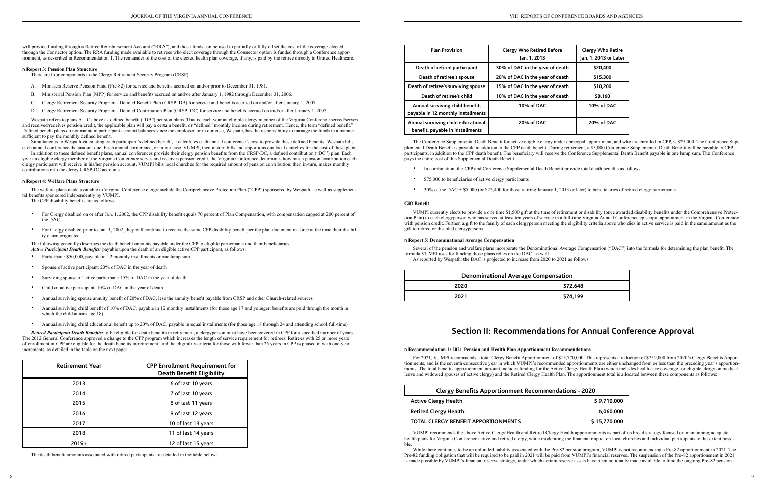will provide funding through a Retiree Reimbursement Account ("RRA"), and those funds can be used to partially or fully offset the cost of the coverage elected through the Connector option. The RRA funding made available to retirees who elect coverage through the Connector option is funded through a Conference apportionment, as described in Recommendation 1. The remainder of the cost of the elected health plan coverage, if any, is paid by the retiree directly to United Healthcare.

### Report 3: Pension Plan Structure

There are four components to the Clergy Retirement Security Program (CRSP):

A. Ministers Reserve Pension Fund (Pre-82) for service and benefits accrued on and/or prior to December 31, 1981.

B. Ministerial Pension Plan (MPP) for service and benefits accrued on and/or after January 1, 1982 through December 31, 2006.

C. Clergy Retirement Security Program - Defined Benefit Plan (CRSP–DB) for service and benefits accrued on and/or after January 1, 2007.

D. Clergy Retirement Security Program - Defined Contribution Plan (CRSP–DC) for service and benefits accrued on and/or after January 1, 2007.

Wespath refers to plans A – C above as defined benefit ("DB") pension plans. That is, each year an eligible clergy member of the Virginia Conference served/serves and received/receives pension credit, the applicable plan will pay a certain benefit, or "defined" monthly income during retirement. Hence, the term "defined benefit." Defined benefit plans do not maintain participant account balances since the employer, or in our case, Wespath, has the responsibility to manage the funds in a manner sufficient to pay the monthly defined benefit.

Simultaneous to Wespath calculating each participant's defined benefit, it calculates each annual conference's cost to provide these defined benefits. Wespath bills each annual conference the amount due. Each annual conference, or in our case, VUMPI, then in-turn bills and apportions our local churches for the cost of these plans.

In addition to these defined benefit plans, annual conferences provide their clergy pension benefits from the CRSP-DC, a defined contribution ("DC") plan. Each year an eligible clergy member of the Virginia Conference serves and receives pension credit, the Virginia Conference determines how much pension contribution each clergy participant will receive in his/her pension account. VUMPI bills local churches for the required amount of pension contribution, then in-turn, makes monthly contributions into the clergy CRSP-DC accounts.

### Report 4: Welfare Plans Structure

The welfare plans made available to Virginia Conference clergy include the Comprehensive Protection Plan ("CPP") sponsored by Wespath, as well as supplemental benefits sponsored independently by VUMPI.

The CPP disability benefits are as follows:

- For Clergy disabled on or after Jan. 1, 2002, the CPP disability benefit equals 70 percent of Plan Compensation, with compensation capped at 200 percent of the DAC.
- For Clergy disabled prior to Jan. 1, 2002, they will continue to receive the same CPP disability benefit per the plan document in-force at the time their disability claim originated.

The following generally describes the death benefit amounts payable under the CPP to eligible participants and their beneficiaries:

***Active Participant Death Benefits:*** payable upon the death of an eligible active CPP participant, as follows:

- Participant: $50,000, payable in 12 monthly installments or one lump sum
- Spouse of active participant: 20% of DAC in the year of death
- Surviving spouse of active participant: 15% of DAC in the year of death
- Child of active participant: 10% of DAC in the year of death
- Annual surviving spouse annuity benefit of 20% of DAC, less the annuity benefit payable from CRSP and other Church-related sources
- Annual surviving child benefit of 10% of DAC, payable in 12 monthly installments (for those age 17 and younger; benefits are paid through the month in which the child attains age 18)
- Annual surviving child educational benefit up to 20% of DAC, payable in equal installments (for those age 18 through 24 and attending school full-time)

***Retired Participant Death Benefits:*** to be eligible for death benefits in retirement, a clergyperson must have been covered in CPP for a specified number of years. The 2012 General Conference approved a change to the CPP program which increases the length of service requirement for retirees. Retirees with 25 or more years of enrollment in CPP are eligible for the death benefits in retirement, and the eligibility criteria for those with fewer than 25 years in CPP is phased in with one-year increments, as detailed in the table on the next page:

| Retirement Year | CPP Enrollment Requirement for Death Benefit Eligibility |
|---|---|
| 2013 | 6 of last 10 years |
| 2014 | 7 of last 10 years |
| 2015 | 8 of last 11 years |
| 2016 | 9 of last 12 years |
| 2017 | 10 of last 13 years |
| 2018 | 11 of last 14 years |
| 2019+ | 12 of last 15 years |

The death benefit amounts associated with retired participants are detailed in the table below:

| Plan Provision | Clergy Who Retired Before Jan. 1, 2013 | Clergy Who Retire Jan. 1, 2013 or Later |
|---|---|---|
| Death of retired participant | 30% of DAC in the year of death | $20,400 |
| Death of retiree's spouse | 20% of DAC in the year of death | $15,300 |
| Death of retiree's surviving spouse | 15% of DAC in the year of death | $10,200 |
| Death of retiree's child | 10% of DAC in the year of death | $8,160 |
| Annual surviving child benefit, payable in 12 monthly installments | 10% of DAC | 10% of DAC |
| Annual surviving child educational benefit, payable in installments | 20% of DAC | 20% of DAC |

The Conference Supplemental Death Benefit for active eligible clergy under episcopal appointment, and who are enrolled in CPP, is $25,000. The Conference Supplemental Death Benefit is payable in addition to the CPP death benefit. During retirement, a $5,000 Conference Supplemental Death Benefit will be payable to CPP participants, in addition to the CPP death benefit. The beneficiary will receive the Conference Supplemental Death Benefit payable in one lump sum. The Conference pays the entire cost of this Supplemental Death Benefit.

- In combination, the CPP and Conference Supplemental Death Benefit provide total death benefits as follows:
- $75,000 to beneficiaries of active clergy participants
- 30% of the DAC + $5,000 (or $25,400 for those retiring January 1, 2013 or later) to beneficiaries of retired clergy participants

#### Gift Benefit

VUMPI currently elects to provide a one time $1,500 gift at the time of retirement or disability (once awarded disability benefits under the Comprehensive Protection Plan) to each clergyperson who has served at least ten years of service in a full-time Virginia Annual Conference episcopal appointment in the Virginia Conference with pension credit. Further, a gift to the family of each clergyperson meeting the eligibility criteria above who dies in active service is paid in the same amount as the gift to retired or disabled clergypersons.

### Report 5: Denominational Average Compensation

Several of the pension and welfare plans incorporate the Denominational Average Compensation ("DAC") into the formula for determining the plan benefit. The formula VUMPI uses for funding those plans relies on the DAC, as well.

As reported by Wespath, the DAC is projected to increase from 2020 to 2021 as follows:

| Denominational Average Compensation | |
|---|---|
| 2020 | $72,648 |
| 2021 | $74,199 |

## Section II: Recommendations for Annual Conference Approval

### Recommendation 1: 2021 Pension and Health Plan Apportionment Recommendations

For 2021, VUMPI recommends a total Clergy Benefit Apportionment of $15,770,000. This represents a reduction of $750,000 from 2020's Clergy Benefits Apportionments, and is the seventh consecutive year in which VUMPI's recommended apportionments are either unchanged from or less than the preceding year's apportionments. The total benefits apportionment amount includes funding for the Active Clergy Health Plan (which includes health care coverage for eligible clergy on medical leave and widowed spouses of active clergy) and the Retired Clergy Health Plan. The apportionment total is allocated between these components as follows:

| Clergy Benefits Apportionment Recommendations - 2020 | |
|---|---|
| Active Clergy Health | $ 9,710,000 |
| Retired Clergy Health | 6,060,000 |
| TOTAL CLERGY BENEFIT APPORTIONMENTS | $ 15,770,000 |

VUMPI recommends the above Active Clergy Health and Retired Clergy Health apportionments as part of its broad strategy focused on maintaining adequate health plans for Virginia Conference active and retired clergy, while moderating the financial impact on local churches and individual participants to the extent possible.

While there continues to be an unfunded liability associated with the Pre-82 pension program, VUMPI is not recommending a Pre-82 apportionment in 2021. The Pre-82 funding obligation that will be required to be paid in 2021 will be paid from VUMPI's financial reserves. The suspension of the Pre-82 apportionment in 2021 is made possible by VUMPI's financial reserve strategy, under which certain reserve assets have been notionally made available to fund the ongoing Pre-82 pension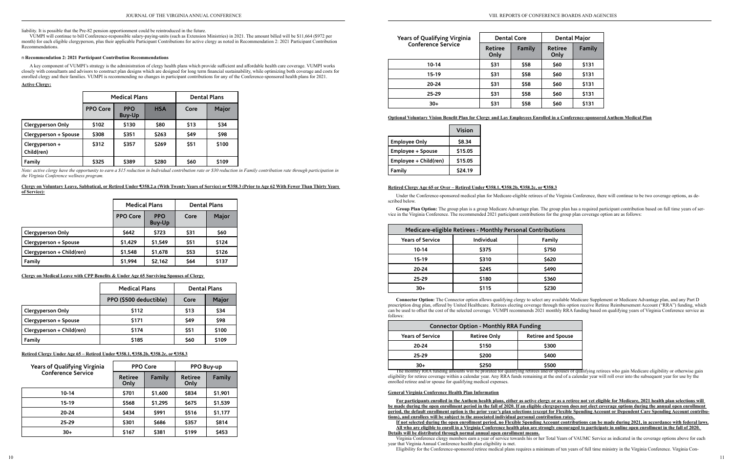liability. It is possible that the Pre-82 pension apportionment could be reintroduced in the future.

VUMPI will continue to bill Conference-responsible salary-paying-units (such as Extension Ministries) in 2021. The amount billed will be $11,664 ($972 per month) for each eligible clergyperson, plus their applicable Participant Contributions for active clergy as noted in Recommendation 2: 2021 Participant Contribution Recommendations.

## Recommendation 2: 2021 Participant Contribution Recommendations

A key component of VUMPI's strategy is the administration of clergy health plans which provide sufficient and affordable health care coverage. VUMPI works closely with consultants and advisors to construct plan designs which are designed for long term financial sustainability, while optimizing both coverage and costs for enrolled clergy and their families. VUMPI is recommending no changes in participant contributions for any of the Conference-sponsored health plans for 2021.

**Active Clergy:**

| | Medical Plans | | | Dental Plans | |
|---|---|---|---|---|---|
| | PPO Core | PPO Buy-Up | HSA | Core | Major |
| Clergyperson Only | $102 | $130 | $80 | $13 | $34 |
| Clergyperson + Spouse | $308 | $351 | $263 | $49 | $98 |
| Clergyperson + Child(ren) | $312 | $357 | $269 | $51 | $100 |
| Family | $325 | $389 | $280 | $60 | $109 |

*Note: active clergy have the opportunity to earn a $15 reduction in Individual contribution rate or $30 reduction in Family contribution rate through participation in the Virginia Conference wellness program.*

**Clergy on Voluntary Leave, Sabbatical, or Retired Under ¶358.2.a (With Twenty Years of Service) or ¶358.3 (Prior to Age 62 With Fewer Than Thirty Years of Service):**

| | Medical Plans | | Dental Plans | |
|---|---|---|---|---|
| | PPO Core | PPO Buy-Up | Core | Major |
| Clergyperson Only | $642 | $723 | $31 | $60 |
| Clergyperson + Spouse | $1,429 | $1,549 | $51 | $124 |
| Clergyperson + Child(ren) | $1,548 | $1,678 | $53 | $126 |
| Family | $1,994 | $2,162 | $64 | $137 |

**Clergy on Medical Leave with CPP Benefits & Under Age 65 Surviving Spouses of Clergy**

| | Medical Plans | Dental Plans | |
|---|---|---|---|
| | PPO ($500 deductible) | Core | Major |
| Clergyperson Only | $112 | $13 | $34 |
| Clergyperson + Spouse | $171 | $49 | $98 |
| Clergyperson + Child(ren) | $174 | $51 | $100 |
| Family | $185 | $60 | $109 |

**Retired Clergy Under Age 65 – Retired Under ¶358.1, ¶358.2b, ¶358.2c, or ¶358.3**

| Years of Qualifying Virginia Conference Service | PPO Core | | PPO Buy-up | |
|---|---|---|---|---|
| | Retiree Only | Family | Retiree Only | Family |
| 10-14 | $701 | $1,600 | $834 | $1,901 |
| 15-19 | $568 | $1,295 | $675 | $1,539 |
| 20-24 | $434 | $991 | $516 | $1,177 |
| 25-29 | $301 | $686 | $357 | $814 |
| 30+ | $167 | $381 | $199 | $453 |

| Years of Qualifying Virginia Conference Service | Dental Core | | Dental Major | |
|---|---|---|---|---|
| | Retiree Only | Family | Retiree Only | Family |
| 10-14 | $31 | $58 | $60 | $131 |
| 15-19 | $31 | $58 | $60 | $131 |
| 20-24 | $31 | $58 | $60 | $131 |
| 25-29 | $31 | $58 | $60 | $131 |
| 30+ | $31 | $58 | $60 | $131 |

**Optional Voluntary Vision Benefit Plan for Clergy and Lay Employees Enrolled in a Conference-sponsored Anthem Medical Plan**

| | Vision |
|---|---|
| Employee Only | $8.34 |
| Employee + Spouse | $15.05 |
| Employee + Child(ren) | $15.05 |
| Family | $24.19 |

**Retired Clergy Age 65 or Over – Retired Under ¶358.1, ¶358.2b, ¶358.2c, or ¶358.3**

Under the Conference-sponsored medical plan for Medicare-eligible retirees of the Virginia Conference, there will continue to be two coverage options, as described below.

**Group Plan Option:** The group plan is a group Medicare Advantage plan. The group plan has a required participant contribution based on full time years of service in the Virginia Conference. The recommended 2021 participant contributions for the group plan coverage option are as follows:

| Medicare-eligible Retirees - Monthly Personal Contributions | | |
|---|---|---|
| Years of Service | Individual | Family |
| 10-14 | $375 | $750 |
| 15-19 | $310 | $620 |
| 20-24 | $245 | $490 |
| 25-29 | $180 | $360 |
| 30+ | $115 | $230 |

**Connector Option:** The Connector option allows qualifying clergy to select any available Medicare Supplement or Medicare Advantage plan, and any Part D prescription drug plan, offered by United Healthcare. Retirees electing coverage through this option receive Retiree Reimbursement Account ("RRA") funding, which can be used to offset the cost of the selected coverage. VUMPI recommends 2021 monthly RRA funding based on qualifying years of Virginia Conference service as follows:

| Connector Option - Monthly RRA Funding | | |
|---|---|---|
| Years of Service | Retiree Only | Retiree and Spouse |
| 20-24 | $150 | $300 |
| 25-29 | $200 | $400 |
| 30+ | $250 | $500 |

The monthly RRA funding amounts will be prorated for qualifying retirees and/or spouses of qualifying retirees who gain Medicare eligibility or otherwise gain eligibility for retiree coverage within a calendar year. Any RRA funds remaining at the end of a calendar year will roll over into the subsequent year for use by the enrolled retiree and/or spouse for qualifying medical expenses.

**General Virginia Conference Health Plan Information**

**For participants enrolled in the Anthem health plans, either as active clergy or as a retiree not yet eligible for Medicare, 2021 health plan selections will be made during the open enrollment period in the fall of 2020. If an eligible clergyperson does not elect coverage options during the annual open enrollment period, the default enrollment option is the prior year's plan selections (except for Flexible Spending Account or Dependent Care Spending Account contributions), and enrollees will be subject to the associated individual personal contribution rates.**

**If not selected during the open enrollment period, no Flexible Spending Account contributions can be made during 2021, in accordance with federal laws. All who are eligible to enroll in a Virginia Conference health plan are strongly encouraged to participate in online open enrollment in the fall of 2020. Details will be distributed through normal annual open enrollment means.**

Virginia Conference clergy members earn a year of service towards his or her Total Years of VAUMC Service as indicated in the coverage options above for each year that Virginia Annual Conference health plan eligibility is met.

Eligibility for the Conference-sponsored retiree medical plans requires a minimum of ten years of full time ministry in the Virginia Conference. Virginia Con-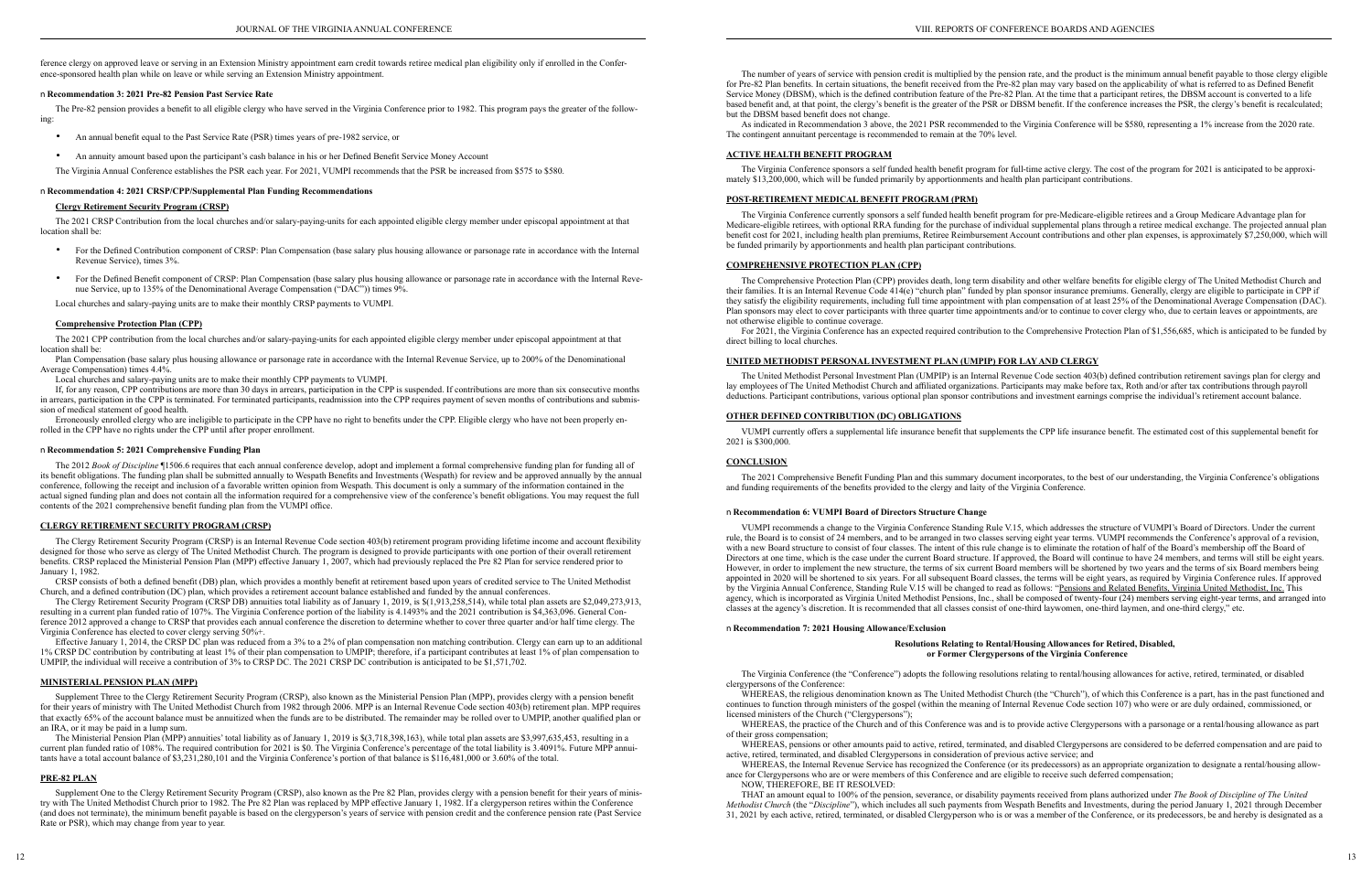ference clergy on approved leave or serving in an Extension Ministry appointment earn credit towards retiree medical plan eligibility only if enrolled in the Conference-sponsored health plan while on leave or while serving an Extension Ministry appointment.

### Recommendation 3: 2021 Pre-82 Pension Past Service Rate

The Pre-82 pension provides a benefit to all eligible clergy who have served in the Virginia Conference prior to 1982. This program pays the greater of the following:

- An annual benefit equal to the Past Service Rate (PSR) times years of pre-1982 service, or
- An annuity amount based upon the participant's cash balance in his or her Defined Benefit Service Money Account

The Virginia Annual Conference establishes the PSR each year. For 2021, VUMPI recommends that the PSR be increased from $575 to $580.

### Recommendation 4: 2021 CRSP/CPP/Supplemental Plan Funding Recommendations

**Clergy Retirement Security Program (CRSP)**

The 2021 CRSP Contribution from the local churches and/or salary-paying-units for each appointed eligible clergy member under episcopal appointment at that location shall be:

- For the Defined Contribution component of CRSP: Plan Compensation (base salary plus housing allowance or parsonage rate in accordance with the Internal Revenue Service), times 3%.
- For the Defined Benefit component of CRSP: Plan Compensation (base salary plus housing allowance or parsonage rate in accordance with the Internal Revenue Service, up to 135% of the Denominational Average Compensation ("DAC")) times 9%.

Local churches and salary-paying units are to make their monthly CRSP payments to VUMPI.

**Comprehensive Protection Plan (CPP)**

The 2021 CPP contribution from the local churches and/or salary-paying-units for each appointed eligible clergy member under episcopal appointment at that location shall be:

Plan Compensation (base salary plus housing allowance or parsonage rate in accordance with the Internal Revenue Service, up to 200% of the Denominational Average Compensation) times 4.4%.

Local churches and salary-paying units are to make their monthly CPP payments to VUMPI.

If, for any reason, CPP contributions are more than 30 days in arrears, participation in the CPP is suspended. If contributions are more than six consecutive months in arrears, participation in the CPP is terminated. For terminated participants, readmission into the CPP requires payment of seven months of contributions and submission of medical statement of good health.

Erroneously enrolled clergy who are ineligible to participate in the CPP have no right to benefits under the CPP. Eligible clergy who have not been properly enrolled in the CPP have no rights under the CPP until after proper enrollment.

### Recommendation 5: 2021 Comprehensive Funding Plan

The 2012 *Book of Discipline* ¶1506.6 requires that each annual conference develop, adopt and implement a formal comprehensive funding plan for funding all of its benefit obligations. The funding plan shall be submitted annually to Wespath Benefits and Investments (Wespath) for review and be approved annually by the annual conference, following the receipt and inclusion of a favorable written opinion from Wespath. This document is only a summary of the information contained in the actual signed funding plan and does not contain all the information required for a comprehensive view of the conference's benefit obligations. You may request the full contents of the 2021 comprehensive benefit funding plan from the VUMPI office.

**CLERGY RETIREMENT SECURITY PROGRAM (CRSP)**

The Clergy Retirement Security Program (CRSP) is an Internal Revenue Code section 403(b) retirement program providing lifetime income and account flexibility designed for those who serve as clergy of The United Methodist Church. The program is designed to provide participants with one portion of their overall retirement benefits. CRSP replaced the Ministerial Pension Plan (MPP) effective January 1, 2007, which had previously replaced the Pre 82 Plan for service rendered prior to January 1, 1982.

CRSP consists of both a defined benefit (DB) plan, which provides a monthly benefit at retirement based upon years of credited service to The United Methodist Church, and a defined contribution (DC) plan, which provides a retirement account balance established and funded by the annual conferences.

The Clergy Retirement Security Program (CRSP DB) annuities total liability as of January 1, 2019, is $(1,913,258,514), while total plan assets are $2,049,273,913, resulting in a current plan funded ratio of 107%. The Virginia Conference portion of the liability is 4.1493% and the 2021 contribution is $4,363,096. General Conference 2012 approved a change to CRSP that provides each annual conference the discretion to determine whether to cover three quarter and/or half time clergy. The Virginia Conference has elected to cover clergy serving 50%+.

Effective January 1, 2014, the CRSP DC plan was reduced from a 3% to a 2% of plan compensation non matching contribution. Clergy can earn up to an additional 1% CRSP DC contribution by contributing at least 1% of their plan compensation to UMPIP; therefore, if a participant contributes at least 1% of plan compensation to UMPIP, the individual will receive a contribution of 3% to CRSP DC. The 2021 CRSP DC contribution is anticipated to be $1,571,702.

**MINISTERIAL PENSION PLAN (MPP)**

Supplement Three to the Clergy Retirement Security Program (CRSP), also known as the Ministerial Pension Plan (MPP), provides clergy with a pension benefit for their years of ministry with The United Methodist Church from 1982 through 2006. MPP is an Internal Revenue Code section 403(b) retirement plan. MPP requires that exactly 65% of the account balance must be annuitized when the funds are to be distributed. The remainder may be rolled over to UMPIP, another qualified plan or an IRA, or it may be paid in a lump sum.

The Ministerial Pension Plan (MPP) annuities' total liability as of January 1, 2019 is $(3,718,398,163), while total plan assets are $3,997,635,453, resulting in a current plan funded ratio of 108%. The required contribution for 2021 is $0. The Virginia Conference's percentage of the total liability is 3.4091%. Future MPP annuitants have a total account balance of $3,231,280,101 and the Virginia Conference's portion of that balance is $116,481,000 or 3.60% of the total.

**PRE-82 PLAN**

Supplement One to the Clergy Retirement Security Program (CRSP), also known as the Pre 82 Plan, provides clergy with a pension benefit for their years of ministry with The United Methodist Church prior to 1982. The Pre 82 Plan was replaced by MPP effective January 1, 1982. If a clergyperson retires within the Conference (and does not terminate), the minimum benefit payable is based on the clergyperson's years of service with pension credit and the conference pension rate (Past Service Rate or PSR), which may change from year to year.

The number of years of service with pension credit is multiplied by the pension rate, and the product is the minimum annual benefit payable to those clergy eligible for Pre-82 Plan benefits. In certain situations, the benefit received from the Pre-82 plan may vary based on the applicability of what is referred to as Defined Benefit Service Money (DBSM), which is the defined contribution feature of the Pre-82 Plan. At the time that a participant retires, the DBSM account is converted to a life based benefit and, at that point, the clergy's benefit is the greater of the PSR or DBSM benefit. If the conference increases the PSR, the clergy's benefit is recalculated; but the DBSM based benefit does not change.

As indicated in Recommendation 3 above, the 2021 PSR recommended to the Virginia Conference will be $580, representing a 1% increase from the 2020 rate. The contingent annuitant percentage is recommended to remain at the 70% level.

**ACTIVE HEALTH BENEFIT PROGRAM**

The Virginia Conference sponsors a self funded health benefit program for full-time active clergy. The cost of the program for 2021 is anticipated to be approximately $13,200,000, which will be funded primarily by apportionments and health plan participant contributions.

**POST-RETIREMENT MEDICAL BENEFIT PROGRAM (PRM)**

The Virginia Conference currently sponsors a self funded health benefit program for pre-Medicare-eligible retirees and a Group Medicare Advantage plan for Medicare-eligible retirees, with optional RRA funding for the purchase of individual supplemental plans through a retiree medical exchange. The projected annual plan benefit cost for 2021, including health plan premiums, Retiree Reimbursement Account contributions and other plan expenses, is approximately $7,250,000, which will be funded primarily by apportionments and health plan participant contributions.

**COMPREHENSIVE PROTECTION PLAN (CPP)**

The Comprehensive Protection Plan (CPP) provides death, long term disability and other welfare benefits for eligible clergy of The United Methodist Church and their families. It is an Internal Revenue Code 414(e) "church plan" funded by plan sponsor insurance premiums. Generally, clergy are eligible to participate in CPP if they satisfy the eligibility requirements, including full time appointment with plan compensation of at least 25% of the Denominational Average Compensation (DAC). Plan sponsors may elect to cover participants with three quarter time appointments and/or to continue to cover clergy who, due to certain leaves or appointments, are not otherwise eligible to continue coverage.

For 2021, the Virginia Conference has an expected required contribution to the Comprehensive Protection Plan of $1,556,685, which is anticipated to be funded by direct billing to local churches.

**UNITED METHODIST PERSONAL INVESTMENT PLAN (UMPIP) FOR LAY AND CLERGY**

The United Methodist Personal Investment Plan (UMPIP) is an Internal Revenue Code section 403(b) defined contribution retirement savings plan for clergy and lay employees of The United Methodist Church and affiliated organizations. Participants may make before tax, Roth and/or after tax contributions through payroll deductions. Participant contributions, various optional plan sponsor contributions and investment earnings comprise the individual's retirement account balance.

**OTHER DEFINED CONTRIBUTION (DC) OBLIGATIONS**

VUMPI currently offers a supplemental life insurance benefit that supplements the CPP life insurance benefit. The estimated cost of this supplemental benefit for 2021 is $300,000.

**CONCLUSION**

The 2021 Comprehensive Benefit Funding Plan and this summary document incorporates, to the best of our understanding, the Virginia Conference's obligations and funding requirements of the benefits provided to the clergy and laity of the Virginia Conference.

### Recommendation 6: VUMPI Board of Directors Structure Change

VUMPI recommends a change to the Virginia Conference Standing Rule V.15, which addresses the structure of VUMPI's Board of Directors. Under the current rule, the Board is to consist of 24 members, and to be arranged in two classes serving eight year terms. VUMPI recommends the Conference's approval of a revision, with a new Board structure to consist of four classes. The intent of this rule change is to eliminate the rotation of half of the Board's membership off the Board of Directors at one time, which is the case under the current Board structure. If approved, the Board will continue to have 24 members, and terms will still be eight years. However, in order to implement the new structure, the terms of six current Board members will be shortened by two years and the terms of six Board members being appointed in 2020 will be shortened to six years. For all subsequent Board classes, the terms will be eight years, as required by Virginia Conference rules. If approved by the Virginia Annual Conference, Standing Rule V.15 will be changed to read as follows: "Pensions and Related Benefits, Virginia United Methodist, Inc. This agency, which is incorporated as Virginia United Methodist Pensions, Inc., shall be composed of twenty-four (24) members serving eight-year terms, and arranged into classes at the agency's discretion. It is recommended that all classes consist of one-third laywomen, one-third laymen, and one-third clergy," etc.

### Recommendation 7: 2021 Housing Allowance/Exclusion

**Resolutions Relating to Rental/Housing Allowances for Retired, Disabled, or Former Clergypersons of the Virginia Conference**

The Virginia Conference (the "Conference") adopts the following resolutions relating to rental/housing allowances for active, retired, terminated, or disabled clergypersons of the Conference:

WHEREAS, the religious denomination known as The United Methodist Church (the "Church"), of which this Conference is a part, has in the past functioned and continues to function through ministers of the gospel (within the meaning of Internal Revenue Code section 107) who were or are duly ordained, commissioned, or licensed ministers of the Church ("Clergypersons");

WHEREAS, the practice of the Church and of this Conference was and is to provide active Clergypersons with a parsonage or a rental/housing allowance as part of their gross compensation;

WHEREAS, pensions or other amounts paid to active, retired, terminated, and disabled Clergypersons are considered to be deferred compensation and are paid to active, retired, terminated, and disabled Clergypersons in consideration of previous active service; and

WHEREAS, the Internal Revenue Service has recognized the Conference (or its predecessors) as an appropriate organization to designate a rental/housing allowance for Clergypersons who are or were members of this Conference and are eligible to receive such deferred compensation;

NOW, THEREFORE, BE IT RESOLVED:

THAT an amount equal to 100% of the pension, severance, or disability payments received from plans authorized under *The Book of Discipline of The United Methodist Church* (the "*Discipline*"), which includes all such payments from Wespath Benefits and Investments, during the period January 1, 2021 through December 31, 2021 by each active, retired, terminated, or disabled Clergyperson who is or was a member of the Conference, or its predecessors, be and hereby is designated as a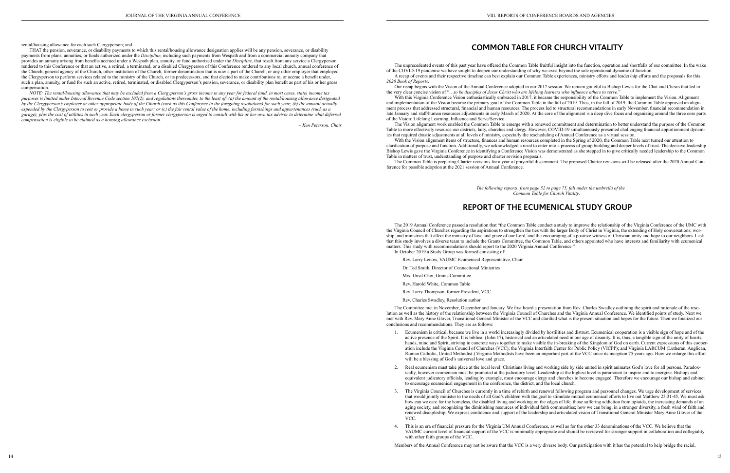rental/housing allowance for each such Clergyperson; and

THAT the pension, severance, or disability payments to which this rental/housing allowance designation applies will be any pension, severance, or disability payments from plans, annuities, or funds authorized under the *Discipline*, including such payments from Wespath and from a commercial annuity company that provides an annuity arising from benefits accrued under a Wespath plan, annuity, or fund authorized under the *Discipline*, that result from any service a Clergyperson rendered to this Conference or that an active, a retired, a terminated, or a disabled Clergyperson of this Conference rendered to any local church, annual conference of the Church, general agency of the Church, other institution of the Church, former denomination that is now a part of the Church, or any other employer that employed the Clergyperson to perform services related to the ministry of the Church, or its predecessors, and that elected to make contributions to, or accrue a benefit under, such a plan, annuity, or fund for such an active, retired, terminated, or disabled Clergyperson's pension, severance, or disability plan benefit as part of his or her gross compensation.

*NOTE: The rental/housing allowance that may be excluded from a Clergyperson's gross income in any year for federal (and, in most cases, state) income tax purposes is limited under Internal Revenue Code section 107(2), and regulations thereunder, to the least of: (a) the amount of the rental/housing allowance designated by the Clergyperson's employer or other appropriate body of the Church (such as this Conference in the foregoing resolutions) for such year; (b) the amount actually expended by the Clergyperson to rent or provide a home in such year; or (c) the fair rental value of the home, including furnishings and appurtenances (such as a garage), plus the cost of utilities in such year. Each clergyperson or former clergyperson is urged to consult with his or her own tax advisor to determine what deferred compensation is eligible to be claimed as a housing allowance exclusion.*

*– Ken Peterson, Chair*

## COMMON TABLE FOR CHURCH VITALITY

The unprecedented events of this past year have offered the Common Table fruitful insight into the function, operation and shortfalls of our committee. In the wake of the COVID-19 pandemic we have sought to deepen our understanding of why we exist beyond the sole operational dynamic of function.

A recap of events and their respective timeline can best explain our Common Table experiences, ministry efforts and leadership efforts and the proposals for this *2020 Book of Reports*.

Our recap begins with the Vision of the Annual Conference adopted in our 2017 session. We remain grateful to Bishop Lewis for the Chat and Chews that led to the very clear concise vision of "*…to be disciples of Jesus Christ who are lifelong learners who influence others to serve.*"

With this Virginia Conference Vision enthusiastically embraced in 2017, it became the responsibility of the Common Table to implement the Vision. Alignment and implementation of the Vision became the primary goal of the Common Table in the fall of 2019. Thus, in the fall of 2019, the Common Table approved an alignment process that addressed structural, financial and human resources. The process led to structural recommendations in early November, financial recommendation in late January and staff/human resources adjustments in early March of 2020. At the core of the alignment is a deep dive focus and organizing around the three core parts of the Vision: Lifelong Learning, Influence and Serve/Service.

The Vision alignment work enabled the Common Table to emerge with a renewed commitment and determination to better understand the purpose of the Common Table to more effectively resource our districts, laity, churches and clergy. However, COVID-19 simultaneously presented challenging financial apportionment dynamics that required drastic adjustments at all levels of ministry, especially the rescheduling of Annual Conference as a virtual session.

With the Vision alignment items of structure, finances and human resources completed in the Spring of 2020, the Common Table next turned our attention to clarification of purpose and function. Additionally, we acknowledged a need to enter into a process of group building and deeper levels of trust. The decisive leadership Bishop Lewis gave the Virginia Conference in identifying a Conference Vision was demonstrated as she stepped in to give critically needed leadership to the Common Table in matters of trust, understanding of purpose and charter revision proposals.

The Common Table is preparing Charter revisions for a year of prayerful discernment. The proposed Charter revisions will be released after the 2020 Annual Conference for possible adoption at the 2021 session of Annual Conference.

*The following reports, from page 52 to page 75, fall under the umbrella of the Common Table for Church Vitality.*

## REPORT OF THE ECUMENICAL STUDY GROUP

The 2019 Annual Conference passed a resolution that "the Common Table conduct a study to improve the relationship of the Virginia Conference of the UMC with the Virginia Council of Churches regarding the aspirations to strengthen the ties with the larger Body of Christ in Virginia, the extending of Holy conversations, worship, and ministries that affect the ministry of love and grace of our Lord, and the encouraging of a positive witness of Christian unity and hope to our neighbors. I ask that this study involves a diverse team to include the Grants Committee, the Common Table, and others appointed who have interests and familiarity with ecumenical matters. This study with recommendations should report to the 2020 Virginia Annual Conference."

In October 2019 a Study Group was formed consisting of:

Rev. Larry Lenow, VAUMC Ecumenical Representative, Chair

Dr. Ted Smith, Director of Connectional Ministries

Mrs. Unsil Choi, Grants Committee

Rev. Harold White, Common Table

Rev. Larry Thompson, former President, VCC

Rev. Charles Swadley, Resolution author

The Committee met in November, December and January. We first heard a presentation from Rev. Charles Swadley outlining the spirit and rationale of the resolution as well as the history of the relationship between the Virginia Council of Churches and the Virginia Annual Conference. We identified points of study. Next we met with Rev. Mary Anne Glover, Transitional General Minister of the VCC and clarified what is the present situation and hopes for the future. Then we finalized our conclusions and recommendations. They are as follows:

1. Ecumenism is critical, because we live in a world increasingly divided by hostilities and distrust. Ecumenical cooperation is a visible sign of hope and of the active presence of the Spirit. It is biblical (John 17), historical and an articulated need in our age of disunity. It is, thus, a tangible sign of the unity of hearts, hands, mind and Spirit, striving in concrete ways together to make visible the in-breaking of the Kingdom of God on earth. Current expressions of this cooperation include the Virginia Council of Churches (VCC); the Virginia Interfaith Center for Public Policy (VICPP); and Virginia LARCUM (Lutheran, Anglican, Roman Catholic, United Methodist.) Virginia Methodists have been an important part of the VCC since its inception 75 years ago. How we enlarge this effort will be a blessing of God's universal love and grace.

2. Real ecumenism must take place at the local level: Christians living and working side by side united in spirit animates God's love for all persons. Paradoxically, however ecumenism must be promoted at the judicatory level. Leadership at the highest level is paramount to inspire and to energize. Bishops and equivalent judicatory officials, leading by example, must encourage clergy and churches to become engaged. Therefore we encourage our bishop and cabinet to encourage ecumenical engagement in the conference, the district, and the local church.

3. The Virginia Council of Churches is currently in a time of rebirth and renewal following program and personnel changes. We urge development of services that would jointly minister to the needs of all God's children with the goal to stimulate mutual ecumenical efforts to live out Matthew 25:31-45. We must ask how can we care for the homeless, the disabled living and working on the edges of life, those suffering addiction from opioids, the increasing demands of an aging society, and recognizing the diminishing resources of individual faith communities; how we can bring, in a stronger diversity, a fresh wind of faith and renewed discipleship. We express confidence and support of the leadership and articulated vision of Transitional General Minister Mary Anne Glover of the VCC.

4. This is an era of financial pressure for the Virginia UM Annual Conference, as well as for the other 33 denominations of the VCC. We believe that the VAUMC current level of financial support of the VCC is minimally appropriate and should be reviewed for stronger support in collaboration and collegiality with other faith groups of the VCC.

Members of the Annual Conference may not be aware that the VCC is a very diverse body. Our participation with it has the potential to help bridge the racial,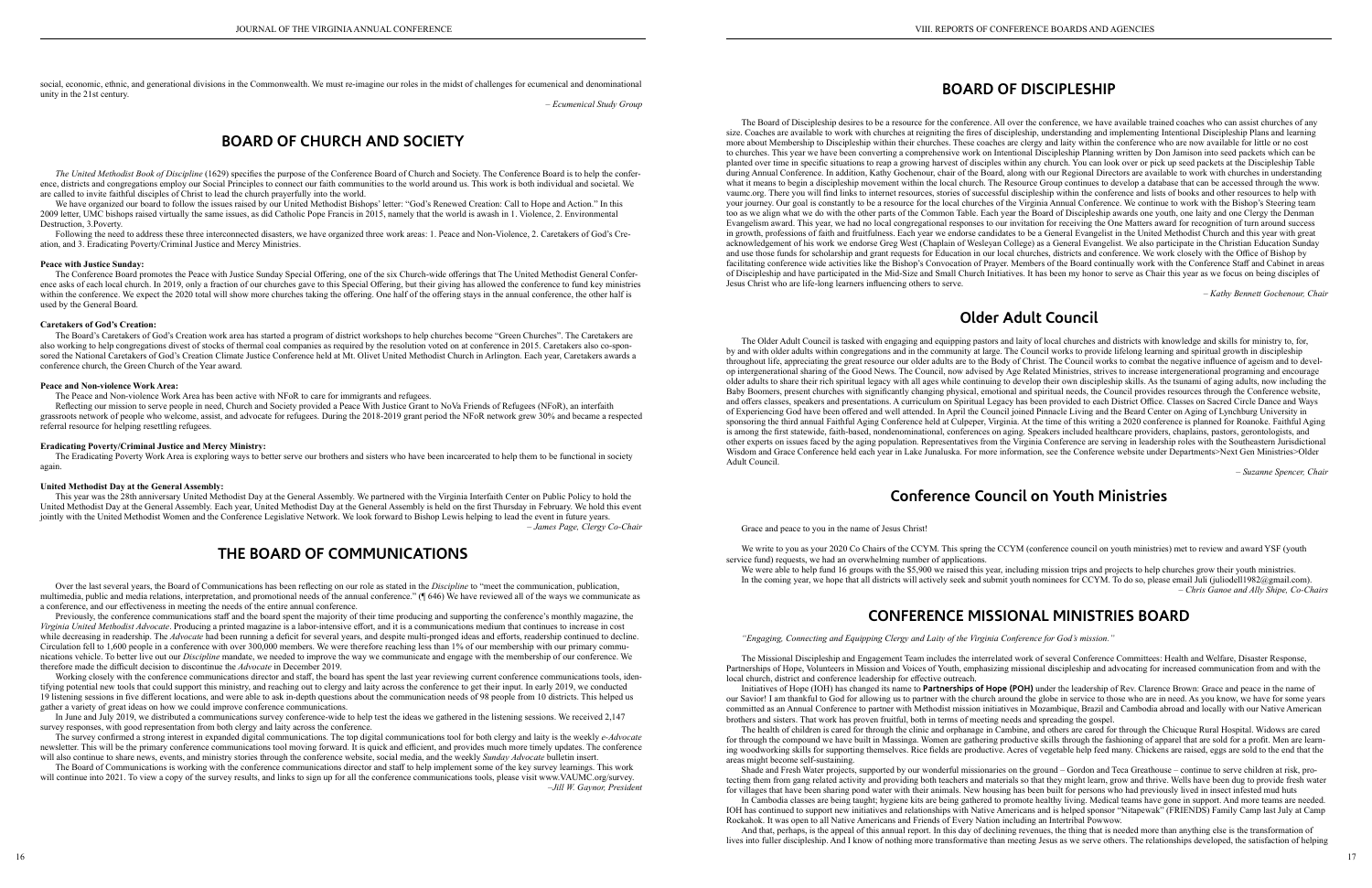social, economic, ethnic, and generational divisions in the Commonwealth. We must re-imagine our roles in the midst of challenges for ecumenical and denominational unity in the 21st century.

*– Ecumenical Study Group*

## BOARD OF CHURCH AND SOCIETY

*The United Methodist Book of Discipline* (1629) specifies the purpose of the Conference Board of Church and Society. The Conference Board is to help the conference, districts and congregations employ our Social Principles to connect our faith communities to the world around us. This work is both individual and societal. We are called to invite faithful disciples of Christ to lead the church prayerfully into the world.

We have organized our board to follow the issues raised by our United Methodist Bishops' letter: "God's Renewed Creation: Call to Hope and Action." In this 2009 letter, UMC bishops raised virtually the same issues, as did Catholic Pope Francis in 2015, namely that the world is awash in 1. Violence, 2. Environmental Destruction, 3.Poverty.

Following the need to address these three interconnected disasters, we have organized three work areas: 1. Peace and Non-Violence, 2. Caretakers of God's Creation, and 3. Eradicating Poverty/Criminal Justice and Mercy Ministries.

**Peace with Justice Sunday:**

The Conference Board promotes the Peace with Justice Sunday Special Offering, one of the six Church-wide offerings that The United Methodist General Conference asks of each local church. In 2019, only a fraction of our churches gave to this Special Offering, but their giving has allowed the conference to fund key ministries within the conference. We expect the 2020 total will show more churches taking the offering. One half of the offering stays in the annual conference, the other half is used by the General Board.

**Caretakers of God's Creation:**

The Board's Caretakers of God's Creation work area has started a program of district workshops to help churches become "Green Churches". The Caretakers are also working to help congregations divest of stocks of thermal coal companies as required by the resolution voted on at conference in 2015. Caretakers also co-sponsored the National Caretakers of God's Creation Climate Justice Conference held at Mt. Olivet United Methodist Church in Arlington. Each year, Caretakers awards a conference church, the Green Church of the Year award.

**Peace and Non-violence Work Area:**

The Peace and Non-violence Work Area has been active with NFoR to care for immigrants and refugees.

Reflecting our mission to serve people in need, Church and Society provided a Peace With Justice Grant to NoVa Friends of Refugees (NFoR), an interfaith grassroots network of people who welcome, assist, and advocate for refugees. During the 2018-2019 grant period the NFoR network grew 30% and became a respected referral resource for helping resettling refugees.

**Eradicating Poverty/Criminal Justice and Mercy Ministry:**

The Eradicating Poverty Work Area is exploring ways to better serve our brothers and sisters who have been incarcerated to help them to be functional in society again.

**United Methodist Day at the General Assembly:**

This year was the 28th anniversary United Methodist Day at the General Assembly. We partnered with the Virginia Interfaith Center on Public Policy to hold the United Methodist Day at the General Assembly. Each year, United Methodist Day at the General Assembly is held on the first Thursday in February. We hold this event jointly with the United Methodist Women and the Conference Legislative Network. We look forward to Bishop Lewis helping to lead the event in future years.

*– James Page, Clergy Co-Chair*

## THE BOARD OF COMMUNICATIONS

Over the last several years, the Board of Communications has been reflecting on our role as stated in the *Discipline* to "meet the communication, publication, multimedia, public and media relations, interpretation, and promotional needs of the annual conference." (¶ 646) We have reviewed all of the ways we communicate as a conference, and our effectiveness in meeting the needs of the entire annual conference.

Previously, the conference communications staff and the board spent the majority of their time producing and supporting the conference's monthly magazine, the *Virginia United Methodist Advocate*. Producing a printed magazine is a labor-intensive effort, and it is a communications medium that continues to increase in cost while decreasing in readership. The *Advocate* had been running a deficit for several years, and despite multi-pronged ideas and efforts, readership continued to decline. Circulation fell to 1,600 people in a conference with over 300,000 members. We were therefore reaching less than 1% of our membership with our primary communications vehicle. To better live out our *Discipline* mandate, we needed to improve the way we communicate and engage with the membership of our conference. We therefore made the difficult decision to discontinue the *Advocate* in December 2019.

Working closely with the conference communications director and staff, the board has spent the last year reviewing current conference communications tools, identifying potential new tools that could support this ministry, and reaching out to clergy and laity across the conference to get their input. In early 2019, we conducted 19 listening sessions in five different locations, and were able to ask in-depth questions about the communication needs of 98 people from 10 districts. This helped us gather a variety of great ideas on how we could improve conference communications.

In June and July 2019, we distributed a communications survey conference-wide to help test the ideas we gathered in the listening sessions. We received 2,147 survey responses, with good representation from both clergy and laity across the conference.

The survey confirmed a strong interest in expanded digital communications. The top digital communications tool for both clergy and laity is the weekly *e-Advocate* newsletter. This will be the primary conference communications tool moving forward. It is quick and efficient, and provides much more timely updates. The conference will also continue to share news, events, and ministry stories through the conference website, social media, and the weekly *Sunday Advocate* bulletin insert.

The Board of Communications is working with the conference communications director and staff to help implement some of the key survey learnings. This work will continue into 2021. To view a copy of the survey results, and links to sign up for all the conference communications tools, please visit www.VAUMC.org/survey.

*–Jill W. Gaynor, President*

## BOARD OF DISCIPLESHIP

The Board of Discipleship desires to be a resource for the conference. All over the conference, we have available trained coaches who can assist churches of any size. Coaches are available to work with churches at reigniting the fires of discipleship, understanding and implementing Intentional Discipleship Plans and learning more about Membership to Discipleship within their churches. These coaches are clergy and laity within the conference who are now available for little or no cost to churches. This year we have been converting a comprehensive work on Intentional Discipleship Planning written by Don Jamison into seed packets which can be planted over time in specific situations to reap a growing harvest of disciples within any church. You can look over or pick up seed packets at the Discipleship Table during Annual Conference. In addition, Kathy Gochenour, chair of the Board, along with our Regional Directors are available to work with churches in understanding what it means to begin a discipleship movement within the local church. The Resource Group continues to develop a database that can be accessed through the www.vaumc.org. There you will find links to internet resources, stories of successful discipleship within the conference and lists of books and other resources to help with your journey. Our goal is constantly to be a resource for the local churches of the Virginia Annual Conference. We continue to work with the Bishop's Steering team too as we align what we do with the other parts of the Common Table. Each year the Board of Discipleship awards one youth, one laity and one Clergy the Denman Evangelism award. This year, we had no local congregational responses to our invitation for receiving the One Matters award for recognition of turn around success in growth, professions of faith and fruitfulness. Each year we endorse candidates to be a General Evangelist in the United Methodist Church and this year with great acknowledgement of his work we endorse Greg West (Chaplain of Wesleyan College) as a General Evangelist. We also participate in the Christian Education Sunday and use those funds for scholarship and grant requests for Education in our local churches, districts and conference. We work closely with the Office of Bishop by facilitating conference wide activities like the Bishop's Convocation of Prayer. Members of the Board continually work with the Conference Staff and Cabinet in areas of Discipleship and have participated in the Mid-Size and Small Church Initiatives. It has been my honor to serve as Chair this year as we focus on being disciples of Jesus Christ who are life-long learners influencing others to serve.

*– Kathy Bennett Gochenour, Chair*

## Older Adult Council

The Older Adult Council is tasked with engaging and equipping pastors and laity of local churches and districts with knowledge and skills for ministry to, for, by and with older adults within congregations and in the community at large. The Council works to provide lifelong learning and spiritual growth in discipleship throughout life, appreciating the great resource our older adults are to the Body of Christ. The Council works to combat the negative influence of ageism and to develop intergenerational sharing of the Good News. The Council, now advised by Age Related Ministries, strives to increase intergenerational programing and encourage older adults to share their rich spiritual legacy with all ages while continuing to develop their own discipleship skills. As the tsunami of aging adults, now including the Baby Boomers, present churches with significantly changing physical, emotional and spiritual needs, the Council provides resources through the Conference website, and offers classes, speakers and presentations. A curriculum on Spiritual Legacy has been provided to each District Office. Classes on Sacred Circle Dance and Ways of Experiencing God have been offered and well attended. In April the Council joined Pinnacle Living and the Beard Center on Aging of Lynchburg University in sponsoring the third annual Faithful Aging Conference held at Culpeper, Virginia. At the time of this writing a 2020 conference is planned for Roanoke. Faithful Aging is among the first statewide, faith-based, nondenominational, conferences on aging. Speakers included healthcare providers, chaplains, pastors, gerontologists, and other experts on issues faced by the aging population. Representatives from the Virginia Conference are serving in leadership roles with the Southeastern Jurisdictional Wisdom and Grace Conference held each year in Lake Junaluska. For more information, see the Conference website under Departments>Next Gen Ministries>Older Adult Council.

*– Suzanne Spencer, Chair*

## Conference Council on Youth Ministries

Grace and peace to you in the name of Jesus Christ!

We write to you as your 2020 Co Chairs of the CCYM. This spring the CCYM (conference council on youth ministries) met to review and award YSF (youth service fund) requests, we had an overwhelming number of applications.

We were able to help fund 16 groups with the $5,900 we raised this year, including mission trips and projects to help churches grow their youth ministries.

In the coming year, we hope that all districts will actively seek and submit youth nominees for CCYM. To do so, please email Juli (juliodell1982@gmail.com).

*– Chris Ganoe and Ally Shipe, Co-Chairs*

## CONFERENCE MISSIONAL MINISTRIES BOARD

*"Engaging, Connecting and Equipping Clergy and Laity of the Virginia Conference for God's mission."*

The Missional Discipleship and Engagement Team includes the interrelated work of several Conference Committees: Health and Welfare, Disaster Response, Partnerships of Hope, Volunteers in Mission and Voices of Youth, emphasizing missional discipleship and advocating for increased communication from and with the local church, district and conference leadership for effective outreach.

Initiatives of Hope (IOH) has changed its name to **Partnerships of Hope (POH)** under the leadership of Rev. Clarence Brown: Grace and peace in the name of our Savior! I am thankful to God for allowing us to partner with the church around the globe in service to those who are in need. As you know, we have for some years committed as an Annual Conference to partner with Methodist mission initiatives in Mozambique, Brazil and Cambodia abroad and locally with our Native American brothers and sisters. That work has proven fruitful, both in terms of meeting needs and spreading the gospel.

The health of children is cared for through the clinic and orphanage in Cambine, and others are cared for through the Chicuque Rural Hospital. Widows are cared for through the compound we have built in Massinga. Women are gathering productive skills through the fashioning of apparel that are sold for a profit. Men are learning woodworking skills for supporting themselves. Rice fields are productive. Acres of vegetable help feed many. Chickens are raised, eggs are sold to the end that the areas might become self-sustaining.

Shade and Fresh Water projects, supported by our wonderful missionaries on the ground – Gordon and Teca Greathouse – continue to serve children at risk, protecting them from gang related activity and providing both teachers and materials so that they might learn, grow and thrive. Wells have been dug to provide fresh water for villages that have been sharing pond water with their animals. New housing has been built for persons who had previously lived in insect infested mud huts

In Cambodia classes are being taught; hygiene kits are being gathered to promote healthy living. Medical teams have gone in support. And more teams are needed. IOH has continued to support new initiatives and relationships with Native Americans and is helped sponsor "Nitapewak" (FRIENDS) Family Camp last July at Camp Rockahok. It was open to all Native Americans and Friends of Every Nation including an Intertribal Powwow.

And that, perhaps, is the appeal of this annual report. In this day of declining revenues, the thing that is needed more than anything else is the transformation of lives into fuller discipleship. And I know of nothing more transformative than meeting Jesus as we serve others. The relationships developed, the satisfaction of helping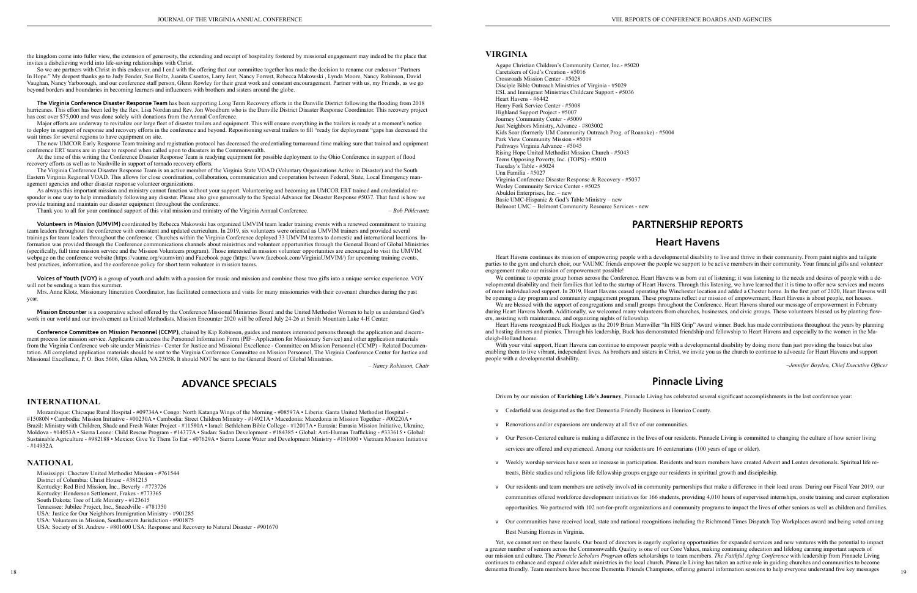the kingdom come into fuller view, the extension of generosity, the extending and receipt of hospitality fostered by missional engagement may indeed be the place that invites a disbelieving world into life-saving relationships with Christ.

So we are partners with Christ in this endeavor, and I end with the offering that our committee together has made the decision to rename our endeavor "Partners In Hope." My deepest thanks go to Judy Fender, Sue Boltz, Juanita Csontos, Larry Jent, Nancy Forrest, Rebecca Makowski , Lynda Moore, Nancy Robinson, David Vaughan, Nancy Yarborough, and our conference staff person, Glenn Rowley for their great work and constant encouragement. Partner with us, my Friends, as we go beyond borders and boundaries in becoming learners and influencers with brothers and sisters around the globe.

**The Virginia Conference Disaster Response Team** has been supporting Long Term Recovery efforts in the Danville District following the flooding from 2018 hurricanes. This effort has been led by the Rev. Lisa Nordan and Rev. Jon Woodburn who is the Danville District Disaster Response Coordinator. This recovery project has cost over $75,000 and was done solely with donations from the Annual Conference.

Major efforts are underway to revitalize our large fleet of disaster trailers and equipment. This will ensure everything in the trailers is ready at a moment's notice to deploy in support of response and recovery efforts in the conference and beyond. Repositioning several trailers to fill "ready for deployment "gaps has decreased the wait times for several regions to have equipment on site.

The new UMCOR Early Response Team training and registration protocol has decreased the credentialing turnaround time making sure that trained and equipment conference ERT teams are in place to respond when called upon to disasters in the Commonwealth.

At the time of this writing the Conference Disaster Response Team is readying equipment for possible deployment to the Ohio Conference in support of flood recovery efforts as well as to Nashville in support of tornado recovery efforts.

The Virginia Conference Disaster Response Team is an active member of the Virginia State VOAD (Voluntary Organizations Active in Disaster) and the South Eastern Virginia Regional VOAD. This allows for close coordination, collaboration, communication and cooperation between Federal, State, Local Emergency management agencies and other disaster response volunteer organizations.

As always this important mission and ministry cannot function without your support. Volunteering and becoming an UMCOR ERT trained and credentialed responder is one way to help immediately following any disaster. Please also give generously to the Special Advance for Disaster Response #5037. That fund is how we provide training and maintain our disaster equipment throughout the conference.

Thank you to all for your continued support of this vital mission and ministry of the Virginia Annual Conference. *– Bob Pihlcrantz*

**Volunteers in Mission (UMVIM)** coordinated by Rebecca Makowski has organized UMVIM team leader training events with a renewed commitment to training team leaders throughout the conference with consistent and updated curriculum. In 2019, six volunteers were oriented as UMVIM trainers and provided several trainings for team leaders throughout the conference. Churches within the Virginia Conference deployed 33 UMVIM teams to domestic and international locations. Information was provided through the Conference communications channels about ministries and volunteer opportunities through the General Board of Global Ministries (specifically, full time mission service and the Mission Volunteers program). Those interested in mission volunteer opportunities are encouraged to visit the UMVIM webpage on the conference website (https://vaumc.org/vaumvim) and Facebook page (https://www.facebook.com/VirginiaUMVIM/) for upcoming training events, best practices, information, and the conference policy for short term volunteer in mission teams.

**Voices of Youth (VOY)** is a group of youth and adults with a passion for music and mission and combine those two gifts into a unique service experience. VOY will not be sending a team this summer.

Mrs. Anne Klotz, Missionary Itineration Coordinator, has facilitated connections and visits for many missionaries with their covenant churches during the past year.

**Mission Encounter** is a cooperative school offered by the Conference Missional Ministries Board and the United Methodist Women to help us understand God's work in our world and our involvement as United Methodists. Mission Encounter 2020 will be offered July 24-26 at Smith Mountain Lake 4-H Center.

**Conference Committee on Mission Personnel (CCMP)**, chaired by Kip Robinson, guides and mentors interested persons through the application and discernment process for mission service. Applicants can access the Personnel Information Form (PIF– Application for Missionary Service) and other application materials from the Virginia Conference web site under Ministries - Center for Justice and Missional Excellence - Committee on Mission Personnel (CCMP) - Related Documentation. All completed application materials should be sent to the Virginia Conference Committee on Mission Personnel, The Virginia Conference Center for Justice and Missional Excellence, P. O. Box 5606, Glen Allen, VA 23058. It should NOT be sent to the General Board of Global Ministries.

*– Nancy Robinson, Chair*

## ADVANCE SPECIALS

### INTERNATIONAL

Mozambique: Chicuque Rural Hospital - #09734A • Congo: North Katanga Wings of the Morning - #08597A • Liberia: Ganta United Methodist Hospital - #15080N • Cambodia: Mission Initiative - #00230A • Cambodia: Street Children Ministry - #14921A • Macedonia: Macedonia in Mission Together - #00220A • Brazil: Ministry with Children, Shade and Fresh Water Project - #11580A • Israel: Bethlehem Bible College - #12017A • Eurasia: Eurasia Mission Initiative, Ukraine, Moldova - #14053A • Sierra Leone: Child Rescue Program - #14377A • Sudan: Sudan Development - #184385 • Global: Anti-Human Trafficking - #333615 • Global: Sustainable Agriculture - #982188 • Mexico: Give Ye Them To Eat - #07629A • Sierra Leone Water and Development Ministry - #181000 • Vietnam Mission Initiative - #14932A

### NATIONAL

Mississippi: Choctaw United Methodist Mission - #761544
District of Columbia: Christ House - #381215
Kentucky: Red Bird Mission, Inc., Beverly - #773726
Kentucky: Henderson Settlement, Frakes - #773365
South Dakota: Tree of Life Ministry - #123615
Tennessee: Jubilee Project, Inc., Sneedville - #781350
USA: Justice for Our Neighbors Immigration Ministry - #901285
USA: Volunteers in Mission, Southeastern Jurisdiction - #901875
USA: Society of St. Andrew - #801600 USA: Response and Recovery to Natural Disaster - #901670

### VIRGINIA

Agape Christian Children's Community Center, Inc.- #5020
Caretakers of God's Creation - #5016
Crossroads Mission Center - #5028
Disciple Bible Outreach Ministries of Virginia - #5029
ESL and Immigrant Ministries Childcare Support - #5036
Heart Havens - #6442
Henry Fork Service Center - #5008
Highland Support Project - #5007
Journey Community Center - #5009
Just Neighbors Ministry, Advance - #803002
Kids Soar (formerly UM Community Outreach Prog. of Roanoke) - #5004
Park View Community Mission - #5019
Pathways Virginia Advance - #5045
Rising Hope United Methodist Mission Church - #5043
Teens Opposing Poverty, Inc. (TOPS) - #5010
Tuesday's Table - #5024
Una Familia - #5027
Virginia Conference Disaster Response & Recovery - #5037
Wesley Community Service Center - #5025
Abukloi Enterprises, Inc. – new
Basic UMC-Hispanic & God's Table Ministry – new
Belmont UMC – Belmont Community Resource Services - new

## PARTNERSHIP REPORTS

## Heart Havens

Heart Havens continues its mission of empowering people with a developmental disability to live and thrive in their community. From paint nights and tailgate parties to the gym and church choir, our VAUMC friends empower the people we support to be active members in their community. Your financial gifts and volunteer engagement make our mission of empowerment possible!

We continue to operate group homes across the Conference. Heart Havens was born out of listening; it was listening to the needs and desires of people with a developmental disability and their families that led to the startup of Heart Havens. Through this listening, we have learned that it is time to offer new services and means of more individualized support. In 2019, Heart Havens ceased operating the Winchester location and added a Chester home. In the first part of 2020, Heart Havens will be opening a day program and community engagement program. These programs reflect our mission of empowerment; Heart Havens is about people, not houses.

We are blessed with the support of congregations and small groups throughout the Conference. Heart Havens shared our message of empowerment in February during Heart Havens Month. Additionally, we welcomed many volunteers from churches, businesses, and civic groups. These volunteers blessed us by planting flowers, assisting with maintenance, and organizing nights of fellowship.

Heart Havens recognized Buck Hodges as the 2019 Brian Manwiller "In HIS Grip" Award winner. Buck has made contributions throughout the years by planning and hosting dinners and picnics. Through his leadership, Buck has demonstrated friendship and fellowship to Heart Havens and especially to the women in the Macleigh-Holland home.

With your vital support, Heart Havens can continue to empower people with a developmental disability by doing more than just providing the basics but also enabling them to live vibrant, independent lives. As brothers and sisters in Christ, we invite you as the church to continue to advocate for Heart Havens and support people with a developmental disability.

*–Jennifer Boyden, Chief Executive Officer*

## Pinnacle Living

Driven by our mission of **Enriching Life's Journey**, Pinnacle Living has celebrated several significant accomplishments in the last conference year:

- Cedarfield was designated as the first Dementia Friendly Business in Henrico County.
- Renovations and/or expansions are underway at all five of our communities.
- Our Person-Centered culture is making a difference in the lives of our residents. Pinnacle Living is committed to changing the culture of how senior living services are offered and experienced. Among our residents are 16 centenarians (100 years of age or older).
- Weekly worship services have seen an increase in participation. Residents and team members have created Advent and Lenten devotionals. Spiritual life retreats, Bible studies and religious life fellowship groups engage our residents in spiritual growth and discipleship.
- Our residents and team members are actively involved in community partnerships that make a difference in their local areas. During our Fiscal Year 2019, our communities offered workforce development initiatives for 166 students, providing 4,010 hours of supervised internships, onsite training and career exploration opportunities. We partnered with 102 not-for-profit organizations and community programs to impact the lives of other seniors as well as children and families.
- Our communities have received local, state and national recognitions including the Richmond Times Dispatch Top Workplaces award and being voted among Best Nursing Homes in Virginia.

Yet, we cannot rest on these laurels. Our board of directors is eagerly exploring opportunities for expanded services and new ventures with the potential to impact a greater number of seniors across the Commonwealth. Quality is one of our Core Values, making continuing education and lifelong earning important aspects of our mission and culture. The *Pinnacle Scholars Program* offers scholarships to team members. *The Faithful Aging Conference* with leadership from Pinnacle Living continues to enhance and expand older adult ministries in the local church. Pinnacle Living has taken an active role in guiding churches and communities to become dementia friendly. Team members have become Dementia Friends Champions, offering general information sessions to help everyone understand five key messages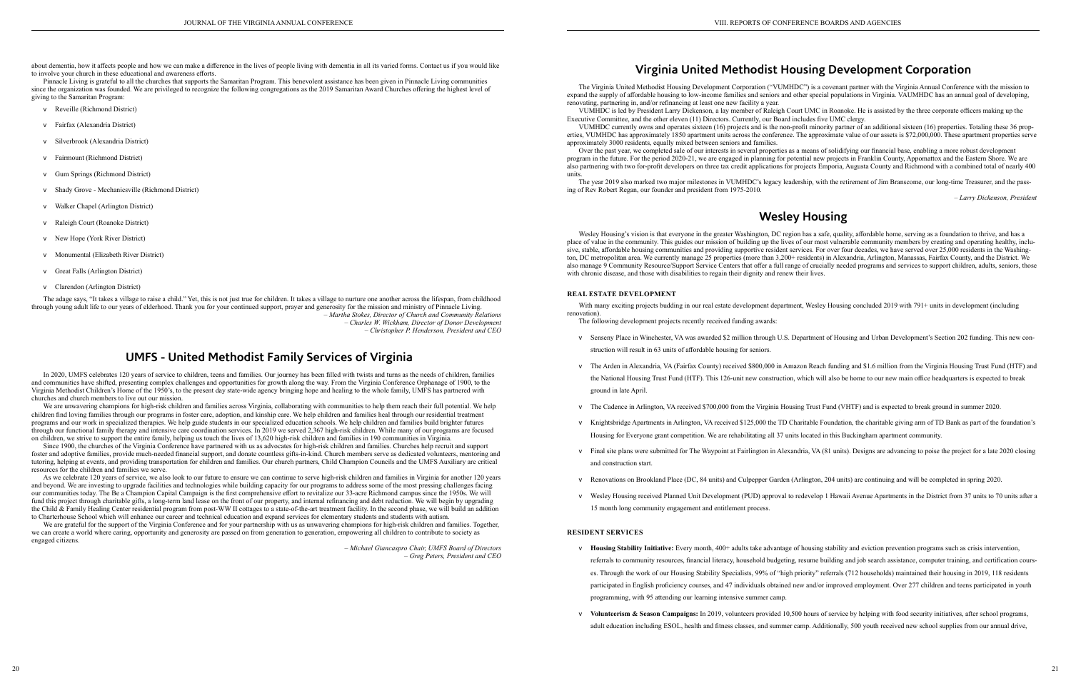about dementia, how it affects people and how we can make a difference in the lives of people living with dementia in all its varied forms. Contact us if you would like to involve your church in these educational and awareness efforts.

Pinnacle Living is grateful to all the churches that supports the Samaritan Program. This benevolent assistance has been given in Pinnacle Living communities since the organization was founded. We are privileged to recognize the following congregations as the 2019 Samaritan Award Churches offering the highest level of giving to the Samaritan Program:

- Reveille (Richmond District)
- Fairfax (Alexandria District)
- Silverbrook (Alexandria District)
- Fairmount (Richmond District)
- Gum Springs (Richmond District)
- Shady Grove - Mechanicsville (Richmond District)
- Walker Chapel (Arlington District)
- Raleigh Court (Roanoke District)
- New Hope (York River District)
- Monumental (Elizabeth River District)
- Great Falls (Arlington District)
- Clarendon (Arlington District)

The adage says, "It takes a village to raise a child." Yet, this is not just true for children. It takes a village to nurture one another across the lifespan, from childhood through young adult life to our years of elderhood. Thank you for your continued support, prayer and generosity for the mission and ministry of Pinnacle Living.

*– Martha Stokes, Director of Church and Community Relations*
*– Charles W. Wickham, Director of Donor Development*
*– Christopher P. Henderson, President and CEO*

## UMFS - United Methodist Family Services of Virginia

In 2020, UMFS celebrates 120 years of service to children, teens and families. Our journey has been filled with twists and turns as the needs of children, families and communities have shifted, presenting complex challenges and opportunities for growth along the way. From the Virginia Conference Orphanage of 1900, to the Virginia Methodist Children's Home of the 1950's, to the present day state-wide agency bringing hope and healing to the whole family, UMFS has partnered with churches and church members to live out our mission.

We are unwavering champions for high-risk children and families across Virginia, collaborating with communities to help them reach their full potential. We help children find loving families through our programs in foster care, adoption, and kinship care. We help children and families heal through our residential treatment programs and our work in specialized therapies. We help guide students in our specialized education schools. We help children and families build brighter futures through our functional family therapy and intensive care coordination services. In 2019 we served 2,367 high-risk children. While many of our programs are focused on children, we strive to support the entire family, helping us touch the lives of 13,620 high-risk children and families in 190 communities in Virginia.

Since 1900, the churches of the Virginia Conference have partnered with us as advocates for high-risk children and families. Churches help recruit and support foster and adoptive families, provide much-needed financial support, and donate countless gifts-in-kind. Church members serve as dedicated volunteers, mentoring and tutoring, helping at events, and providing transportation for children and families. Our church partners, Child Champion Councils and the UMFS Auxiliary are critical resources for the children and families we serve.

As we celebrate 120 years of service, we also look to our future to ensure we can continue to serve high-risk children and families in Virginia for another 120 years and beyond. We are investing to upgrade facilities and technologies while building capacity for our programs to address some of the most pressing challenges facing our communities today. The Be a Champion Capital Campaign is the first comprehensive effort to revitalize our 33-acre Richmond campus since the 1950s. We will fund this project through charitable gifts, a long-term land lease on the front of our property, and internal refinancing and debt reduction. We will begin by upgrading the Child & Family Healing Center residential program from post-WW II cottages to a state-of-the-art treatment facility. In the second phase, we will build an addition to Charterhouse School which will enhance our career and technical education and expand services for elementary students and students with autism.

We are grateful for the support of the Virginia Conference and for your partnership with us as unwavering champions for high-risk children and families. Together, we can create a world where caring, opportunity and generosity are passed on from generation to generation, empowering all children to contribute to society as engaged citizens.

*– Michael Giancaspro Chair, UMFS Board of Directors*
*– Greg Peters, President and CEO*

## Virginia United Methodist Housing Development Corporation

The Virginia United Methodist Housing Development Corporation ("VUMHDC") is a covenant partner with the Virginia Annual Conference with the mission to expand the supply of affordable housing to low-income families and seniors and other special populations in Virginia. VAUMHDC has an annual goal of developing, renovating, partnering in, and/or refinancing at least one new facility a year.

VUMHDC is led by President Larry Dickenson, a lay member of Raleigh Court UMC in Roanoke. He is assisted by the three corporate officers making up the Executive Committee, and the other eleven (11) Directors. Currently, our Board includes five UMC clergy.

VUMHDC currently owns and operates sixteen (16) projects and is the non-profit minority partner of an additional sixteen (16) properties. Totaling these 36 properties, VUMHDC has approximately 1850 apartment units across the conference. The approximate value of our assets is $72,000,000. These apartment properties serve approximately 3000 residents, equally mixed between seniors and families.

Over the past year, we completed sale of our interests in several properties as a means of solidifying our financial base, enabling a more robust development program in the future. For the period 2020-21, we are engaged in planning for potential new projects in Franklin County, Appomattox and the Eastern Shore. We are also partnering with two for-profit developers on three tax credit applications for projects Emporia, Augusta County and Richmond with a combined total of nearly 400 units.

The year 2019 also marked two major milestones in VUMHDC's legacy leadership, with the retirement of Jim Branscome, our long-time Treasurer, and the passing of Rev Robert Regan, our founder and president from 1975-2010.

*– Larry Dickenson, President*

## Wesley Housing

Wesley Housing's vision is that everyone in the greater Washington, DC region has a safe, quality, affordable home, serving as a foundation to thrive, and has a place of value in the community. This guides our mission of building up the lives of our most vulnerable community members by creating and operating healthy, inclusive, stable, affordable housing communities and providing supportive resident services. For over four decades, we have served over 25,000 residents in the Washington, DC metropolitan area. We currently manage 25 properties (more than 3,200+ residents) in Alexandria, Arlington, Manassas, Fairfax County, and the District. We also manage 9 Community Resource/Support Service Centers that offer a full range of crucially needed programs and services to support children, adults, seniors, those with chronic disease, and those with disabilities to regain their dignity and renew their lives.

### REAL ESTATE DEVELOPMENT

With many exciting projects budding in our real estate development department, Wesley Housing concluded 2019 with 791+ units in development (including renovation).

The following development projects recently received funding awards:

- Senseny Place in Winchester, VA was awarded $2 million through U.S. Department of Housing and Urban Development's Section 202 funding. This new construction will result in 63 units of affordable housing for seniors.
- The Arden in Alexandria, VA (Fairfax County) received $800,000 in Amazon Reach funding and $1.6 million from the Virginia Housing Trust Fund (HTF) and the National Housing Trust Fund (HTF). This 126-unit new construction, which will also be home to our new main office headquarters is expected to break ground in late April.
- The Cadence in Arlington, VA received $700,000 from the Virginia Housing Trust Fund (VHTF) and is expected to break ground in summer 2020.
- Knightsbridge Apartments in Arlington, VA received $125,000 the TD Charitable Foundation, the charitable giving arm of TD Bank as part of the foundation's Housing for Everyone grant competition. We are rehabilitating all 37 units located in this Buckingham apartment community.
- Final site plans were submitted for The Waypoint at Fairlington in Alexandria, VA (81 units). Designs are advancing to poise the project for a late 2020 closing and construction start.
- Renovations on Brookland Place (DC, 84 units) and Culpepper Garden (Arlington, 204 units) are continuing and will be completed in spring 2020.
- Wesley Housing received Planned Unit Development (PUD) approval to redevelop 1 Hawaii Avenue Apartments in the District from 37 units to 70 units after a 15 month long community engagement and entitlement process.

### RESIDENT SERVICES

- **Housing Stability Initiative:** Every month, 400+ adults take advantage of housing stability and eviction prevention programs such as crisis intervention, referrals to community resources, financial literacy, household budgeting, resume building and job search assistance, computer training, and certification courses. Through the work of our Housing Stability Specialists, 99% of "high priority" referrals (712 households) maintained their housing in 2019, 118 residents participated in English proficiency courses, and 47 individuals obtained new and/or improved employment. Over 277 children and teens participated in youth programming, with 95 attending our learning intensive summer camp.
- **Volunteerism & Season Campaigns:** In 2019, volunteers provided 10,500 hours of service by helping with food security initiatives, after school programs, adult education including ESOL, health and fitness classes, and summer camp. Additionally, 500 youth received new school supplies from our annual drive,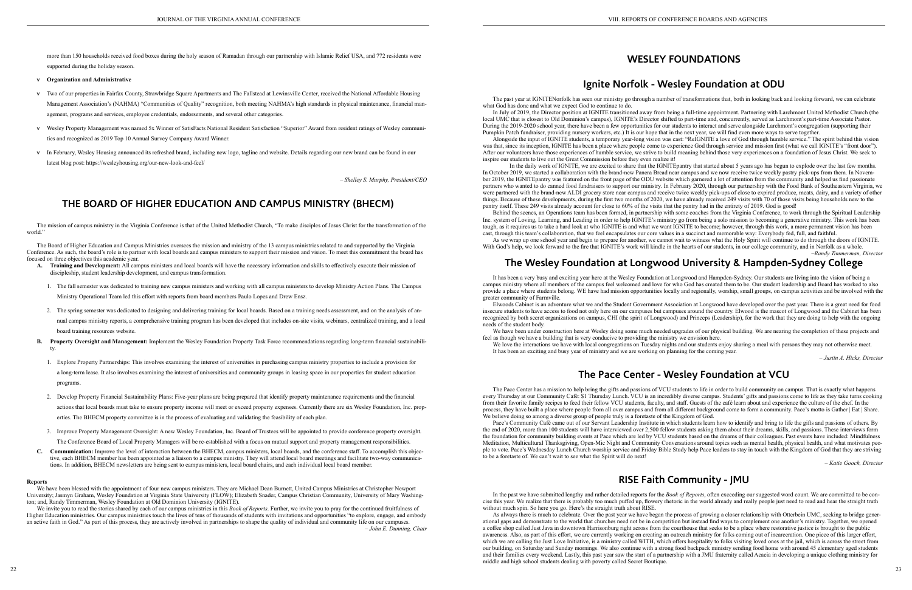more than 150 households received food boxes during the holy season of Ramadan through our partnership with Islamic Relief USA, and 772 residents were supported during the holiday season.

- **Organization and Administrative**
- Two of our properties in Fairfax County, Strawbridge Square Apartments and The Fallstead at Lewinsville Center, received the National Affordable Housing Management Association's (NAHMA) "Communities of Quality" recognition, both meeting NAHMA's high standards in physical maintenance, financial management, programs and services, employee credentials, endorsements, and several other categories.
- Wesley Property Management was named 5x Winner of SatisFacts National Resident Satisfaction "Superior" Award from resident ratings of Wesley communities and recognized as 2019 Top 10 Annual Survey Company Award Winner.
- In February, Wesley Housing announced its refreshed brand, including new logo, tagline and website. Details regarding our new brand can be found in our latest blog post: https://wesleyhousing.org/our-new-look-and-feel/

*– Shelley S. Murphy, President/CEO*

## THE BOARD OF HIGHER EDUCATION AND CAMPUS MINISTRY (BHECM)

The mission of campus ministry in the Virginia Conference is that of the United Methodist Church, "To make disciples of Jesus Christ for the transformation of the world."

The Board of Higher Education and Campus Ministries oversees the mission and ministry of the 13 campus ministries related to and supported by the Virginia Conference. As such, the board's role is to partner with local boards and campus ministers to support their mission and vision. To meet this commitment the board has focused on three objectives this academic year.

A. **Training and Development:** All campus ministers and local boards will have the necessary information and skills to effectively execute their mission of discipleship, student leadership development, and campus transformation.
   1. The fall semester was dedicated to training new campus ministers and working with all campus ministers to develop Ministry Action Plans. The Campus Ministry Operational Team led this effort with reports from board members Paulo Lopes and Drew Ensz.
   2. The spring semester was dedicated to designing and delivering training for local boards. Based on a training needs assessment, and on the analysis of annual campus ministry reports, a comprehensive training program has been developed that includes on-site visits, webinars, centralized training, and a local board training resources website.

B. **Property Oversight and Management:** Implement the Wesley Foundation Property Task Force recommendations regarding long-term financial sustainability.
   1. Explore Property Partnerships: This involves examining the interest of universities in purchasing campus ministry properties to include a provision for a long-term lease. It also involves examining the interest of universities and community groups in leasing space in our properties for student education programs.
   2. Develop Property Financial Sustainability Plans: Five-year plans are being prepared that identify property maintenance requirements and the financial actions that local boards must take to ensure property income will meet or exceed property expenses. Currently there are six Wesley Foundation, Inc. properties. The BHECM property committee is in the process of evaluating and validating the feasibility of each plan.
   3. Improve Property Management Oversight: A new Wesley Foundation, Inc. Board of Trustees will be appointed to provide conference property oversight. The Conference Board of Local Property Managers will be re-established with a focus on mutual support and property management responsibilities.

C. **Communication:** Improve the level of interaction between the BHECM, campus ministers, local boards, and the conference staff. To accomplish this objective, each BHECM member has been appointed as a liaison to a campus ministry. They will attend local board meetings and facilitate two-way communications. In addition, BHECM newsletters are being sent to campus ministers, local board chairs, and each individual local board member.

**Reports**

We have been blessed with the appointment of four new campus ministers. They are Michael Dean Burnett, United Campus Ministries at Christopher Newport University; Jasmyn Graham, Wesley Foundation at Virginia State University (FLOW); Elizabeth Snader, Campus Christian Community, University of Mary Washington; and, Randy Timmerman, Wesley Foundation at Old Dominion University (IGNITE).

We invite you to read the stories shared by each of our campus ministries in this *Book of Reports*. Further, we invite you to pray for the continued fruitfulness of Higher Education ministries. Our campus ministries touch the lives of tens of thousands of students with invitations and opportunities "to explore, engage, and embody an active faith in God." As part of this process, they are actively involved in partnerships to shape the quality of individual and community life on our campuses.

*– John E. Dunning, Chair*

## WESLEY FOUNDATIONS

### Ignite Norfolk - Wesley Foundation at ODU

The past year at IGNITENorfolk has seen our ministry go through a number of transformations that, both in looking back and looking forward, we can celebrate what God has done and what we expect God to continue to do.

In July of 2019, the Director position at IGNITE transitioned away from being a full-time appointment. Partnering with Larchmont United Methodist Church (the local UMC that is closest to Old Dominion's campus), IGNITE's Director shifted to part-time and, concurrently, served as Larchmont's part-time Associate Pastor. During the 2019-2020 school year, there have been a few opportunities for our students to interact and serve alongside Larchmont's congregation (supporting their Pumpkin Patch fundraiser, providing nursery workers, etc.) It is our hope that in the next year, we will find even more ways to serve together.

Alongside the input of IGNITE students, a temporary year-long vision was cast: "ReIGNITE a love of God through humble service." The spirit behind this vision was that, since its inception, IGNITE has been a place where people come to experience God through service and mission first (what we call IGNITE's "front door"). After our volunteers have those experiences of humble service, we strive to build meaning behind those very experiences on a foundation of Jesus Christ. We seek to inspire our students to live out the Great Commission before they even realize it!

In the daily work of IGNITE, we are excited to share that the IGNITEpantry that started about 5 years ago has begun to explode over the last few months. In October 2019, we started a collaboration with the brand-new Panera Bread near campus and we now receive twice weekly pastry pick-ups from them. In November 2019, the IGNITEpantry was featured on the front page of the ODU website which garnered a lot of attention from the community and helped us find passionate partners who wanted to do canned food fundraisers to support our ministry. In February 2020, through our partnership with the Food Bank of Southeastern Virginia, we were partnered with the brand-new ALDI grocery store near campus and receive twice weekly pick-ups of close to expired produce, meats, dairy, and a variety of other things. Because of these developments, during the first two months of 2020, we have already received 249 visits with 70 of those visits being households new to the pantry itself. These 249 visits already account for close to 60% of the visits that the pantry had in the entirety of 2019. God is good!

Behind the scenes, an Operations team has been formed, in partnership with some coaches from the Virginia Conference, to work through the Spiritual Leadership Inc. system of Loving, Learning, and Leading in order to help IGNITE's ministry go from being a solo mission to becoming a generative ministry. This work has been tough, as it requires us to take a hard look at who IGNITE is and what we want IGNITE to become; however, through this work, a more permanent vision has been cast, through this team's collaboration, that we feel encapsulates our core values in a succinct and memorable way: Everybody fed, full, and faithful.

As we wrap up one school year and begin to prepare for another, we cannot wait to witness what the Holy Spirit will continue to do through the doors of IGNITE. With God's help, we look forward to the fire that IGNITE's work will kindle in the hearts of our students, in our college community, and in Norfolk as a whole.

*–Randy Timmerman, Director*

### The Wesley Foundation at Longwood University & Hampden-Sydney College

It has been a very busy and exciting year here at the Wesley Foundation at Longwood and Hampden-Sydney. Our students are living into the vision of being a campus ministry where all members of the campus feel welcomed and love for who God has created them to be. Our student leadership and Board has worked to also provide a place where students belong. WE have had mission opportunities locally and regionally, worship, small groups, on campus activities and be involved with the greater community of Farmville.

Elwoods Cabinet is an adventure what we and the Student Government Association at Longwood have developed over the past year. There is a great need for food insecure students to have access to food not only here on our campuses but campuses around the country. Elwood is the mascot of Longwood and the Cabinet has been recognized by both secret organizations on campus, CHI (the spirit of Longwood) and Princeps (Leadership), for the work that they are doing to help with the ongoing needs of the student body.

We have been under construction here at Wesley doing some much needed upgrades of our physical building. We are nearing the completion of these projects and feel as though we have a building that is very conducive to providing the ministry we envision here.

We love the interactions we have with local congregations on Tuesday nights and our students enjoy sharing a meal with persons they may not otherwise meet. It has been an exciting and busy year of ministry and we are working on planning for the coming year.

*– Justin A. Hicks, Director*

### The Pace Center - Wesley Foundation at VCU

The Pace Center has a mission to help bring the gifts and passions of VCU students to life in order to build community on campus. That is exactly what happens every Thursday at our Community Café: $1 Thursday Lunch. VCU is an incredibly diverse campus. Students' gifts and passions come to life as they take turns cooking from their favorite family recipes to feed their fellow VCU students, faculty, and staff. Guests of the café learn about and experience the culture of the chef. In the process, they have built a place where people from all over campus and from all different background come to form a community. Pace's motto is Gather | Eat | Share. We believe doing so among a diverse group of people truly is a foretaste of the Kingdom of God.

Pace's Community Café came out of our Servant Leadership Institute in which students learn how to identify and bring to life the gifts and passions of others. By the end of 2020, more than 100 students will have interviewed over 2,500 fellow students asking them about their dreams, skills, and passions. These interviews form the foundation for community building events at Pace which are led by VCU students based on the dreams of their colleagues. Past events have included: Mindfulness Meditation, Multicultural Thanksgiving, Open-Mic Night and Community Conversations around topics such as mental health, physical health, and what motivates people to vote. Pace's Wednesday Lunch Church worship service and Friday Bible Study help Pace leaders to stay in touch with the Kingdom of God that they are striving to be a foretaste of. We can't wait to see what the Spirit will do next!

*– Katie Gooch, Director*

### RISE Faith Community - JMU

In the past we have submitted lengthy and rather detailed reports for the *Book of Reports*, often exceeding our suggested word count. We are committed to be concise this year. We realize that there is probably too much puffed up, flowery rhetoric in the world already and really people just need to read and hear the straight truth without much spin. So here you go. Here's the straight truth about RISE.

As always there is much to celebrate. Over the past year we have began the process of growing a closer relationship with Otterbein UMC, seeking to bridge generational gaps and demonstrate to the world that churches need not be in competition but instead find ways to complement one another's ministry. Together, we opened a coffee shop called Just Java in downtown Harrisonburg right across from the courthouse that seeks to be a place where restorative justice is brought to the public awareness. Also, as part of this effort, we are currently working on creating an outreach ministry for folks coming out of incarceration. One piece of this larger effort, which we are calling the Just Love Initiative, is a ministry called WITH, which offers hospitality to folks visiting loved ones at the jail, which is across the street from our building, on Saturday and Sunday mornings. We also continue with a strong food backpack ministry sending food home with around 45 elementary aged students and their families every weekend. Lastly, this past year saw the start of a partnership with a JMU fraternity called Acacia in developing a unique clothing ministry for middle and high school students dealing with poverty called Secret Boutique.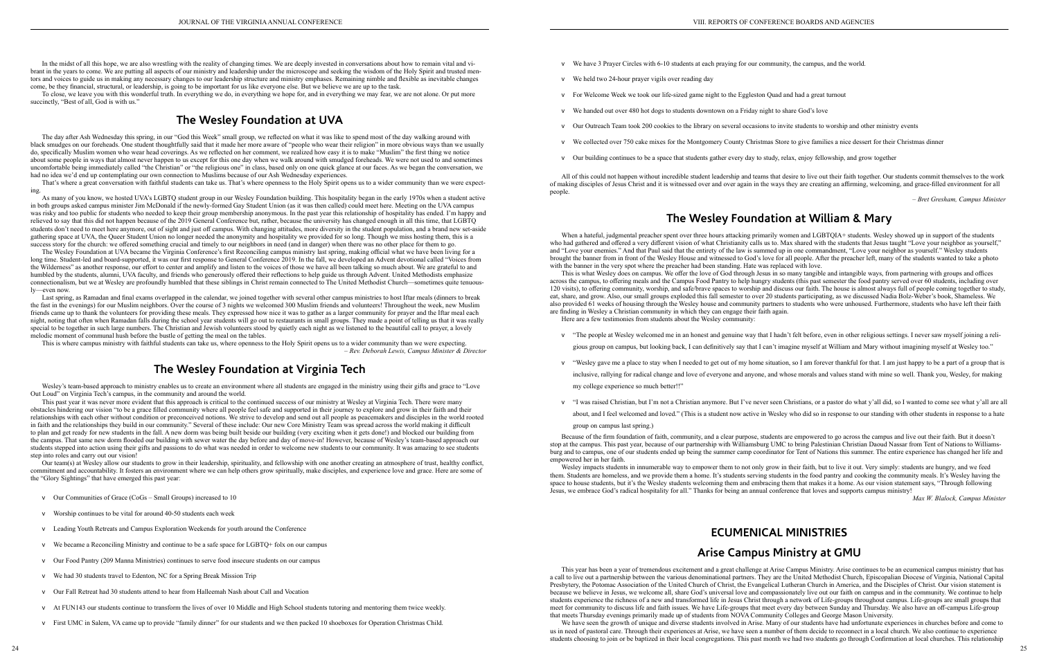In the midst of all this hope, we are also wrestling with the reality of changing times. We are deeply invested in conversations about how to remain vital and vibrant in the years to come. We are putting all aspects of our ministry and leadership under the microscope and seeking the wisdom of the Holy Spirit and trusted mentors and voices to guide us in making any necessary changes to our leadership structure and ministry emphases. Remaining nimble and flexible as inevitable changes come, be they financial, structural, or leadership, is going to be important for us like everyone else. But we believe we are up to the task.

To close, we leave you with this wonderful truth. In everything we do, in everything we hope for, and in everything we may fear, we are not alone. Or put more succinctly, "Best of all, God is with us."

## The Wesley Foundation at UVA

The day after Ash Wednesday this spring, in our "God this Week" small group, we reflected on what it was like to spend most of the day walking around with black smudges on our foreheads. One student thoughtfully said that it made her more aware of "people who wear their religion" in more obvious ways than we usually do, specifically Muslim women who wear head coverings. As we reflected on her comment, we realized how easy it is to make "Muslim" the first thing we notice about some people in ways that almost never happen to us except for this one day when we walk around with smudged foreheads. We were not used to and sometimes uncomfortable being immediately called "the Christian" or "the religious one" in class, based only on one quick glance at our faces. As we began the conversation, we had no idea we'd end up contemplating our own connection to Muslims because of our Ash Wednesday experiences.

That's where a great conversation with faithful students can take us. That's where openness to the Holy Spirit opens us to a wider community than we were expecting.

As many of you know, we hosted UVA's LGBTQ student group in our Wesley Foundation building. This hospitality began in the early 1970s when a student active in both groups asked campus minister Jim McDonald if the newly-formed Gay Student Union (as it was then called) could meet here. Meeting on the UVA campus was risky and too public for students who needed to keep their group membership anonymous. In the past year this relationship of hospitality has ended. I'm happy and relieved to say that this did not happen because of the 2019 General Conference but, rather, because the university has changed enough in all this time, that LGBTQ students don't need to meet here anymore, out of sight and just off campus. With changing attitudes, more diversity in the student population, and a brand new set-aside gathering space at UVA, the Queer Student Union no longer needed the anonymity and hospitality we provided for so long. Though we miss hosting them, this is a success story for the church: we offered something crucial and timely to our neighbors in need (and in danger) when there was no other place for them to go.

The Wesley Foundation at UVA became the Virginia Conference's first Reconciling campus ministry last spring, making official what we have been living for a long time. Student-led and board-supported, it was our first response to General Conference 2019. In the fall, we developed an Advent devotional called "Voices from the Wilderness" as another response, our effort to center and amplify and listen to the voices of those we have all been talking so much about. We are grateful to and humbled by the students, alumni, UVA faculty, and friends who generously offered their reflections to help guide us through Advent. United Methodists emphasize connectionalism, but we at Wesley are profoundly humbled that these siblings in Christ remain connected to The United Methodist Church—sometimes quite tenuously—even now.

Last spring, as Ramadan and final exams overlapped in the calendar, we joined together with several other campus ministries to host Iftar meals (dinners to break the fast in the evenings) for our Muslim neighbors. Over the course of 3 nights we welcomed 300 Muslim friends and volunteers! Throughout the week, new Muslim friends came up to thank the volunteers for providing these meals. They expressed how nice it was to gather as a larger community for prayer and the Iftar meal each night, noting that often when Ramadan falls during the school year students will go out to restaurants in small groups. They made a point of telling us that it was really special to be together in such large numbers. The Christian and Jewish volunteers stood by quietly each night as we listened to the beautiful call to prayer, a lovely melodic moment of communal hush before the bustle of getting the meal on the tables.

This is where campus ministry with faithful students can take us, where openness to the Holy Spirit opens us to a wider community than we were expecting.

*– Rev. Deborah Lewis, Campus Minister & Director*

## The Wesley Foundation at Virginia Tech

Wesley's team-based approach to ministry enables us to create an environment where all students are engaged in the ministry using their gifts and grace to "Love Out Loud" on Virginia Tech's campus, in the community and around the world.

This past year it was never more evident that this approach is critical to the continued success of our ministry at Wesley at Virginia Tech. There were many obstacles hindering our vision "to be a grace filled community where all people feel safe and supported in their journey to explore and grow in their faith and their relationships with each other without condition or preconceived notions. We strive to develop and send out all people as peacemakers and disciples in the world rooted in faith and the relationships they build in our community." Several of these include: Our new Core Ministry Team was spread across the world making it difficult to plan and get ready for new students in the fall. A new dorm was being built beside our building (very exciting when it gets done!) and blocked our building from the campus. That same new dorm flooded our building with sewer water the day before and day of move-in! However, because of Wesley's team-based approach our students stepped into action using their gifts and passions to do what was needed in order to welcome new students to our community. It was amazing to see students step into roles and carry out our vision!

Our team(s) at Wesley allow our students to grow in their leadership, spirituality, and fellowship with one another creating an atmosphere of trust, healthy conflict, commitment and accountability. It fosters an environment where we can help others grow spiritually, make disciples, and experience love and grace. Here are some of the "Glory Sightings" that have emerged this past year:

- Our Communities of Grace (CoGs – Small Groups) increased to 10
- Worship continues to be vital for around 40-50 students each week
- Leading Youth Retreats and Campus Exploration Weekends for youth around the Conference
- We became a Reconciling Ministry and continue to be a safe space for LGBTQ+ folx on our campus
- Our Food Pantry (209 Manna Ministries) continues to serve food insecure students on our campus
- We had 30 students travel to Edenton, NC for a Spring Break Mission Trip
- Our Fall Retreat had 30 students attend to hear from Halleemah Nash about Call and Vocation
- At FUN143 our students continue to transform the lives of over 10 Middle and High School students tutoring and mentoring them twice weekly.
- First UMC in Salem, VA came up to provide "family dinner" for our students and we then packed 10 shoeboxes for Operation Christmas Child.
- We have 3 Prayer Circles with 6-10 students at each praying for our community, the campus, and the world.
- We held two 24-hour prayer vigils over reading day
- For Welcome Week we took our life-sized game night to the Eggleston Quad and had a great turnout
- We handed out over 480 hot dogs to students downtown on a Friday night to share God's love
- Our Outreach Team took 200 cookies to the library on several occasions to invite students to worship and other ministry events
- We collected over 750 cake mixes for the Montgomery County Christmas Store to give families a nice dessert for their Christmas dinner
- Our building continues to be a space that students gather every day to study, relax, enjoy fellowship, and grow together

All of this could not happen without incredible student leadership and teams that desire to live out their faith together. Our students commit themselves to the work of making disciples of Jesus Christ and it is witnessed over and over again in the ways they are creating an affirming, welcoming, and grace-filled environment for all people.

*– Bret Gresham, Campus Minister*

## The Wesley Foundation at William & Mary

When a hateful, judgmental preacher spent over three hours attacking primarily women and LGBTQIA+ students. Wesley showed up in support of the students who had gathered and offered a very different vision of what Christianity calls us to. Max shared with the students that Jesus taught "Love your neighbor as yourself," and "Love your enemies." And that Paul said that the entirety of the law is summed up in one commandment, "Love your neighbor as yourself." Wesley students brought the banner from in front of the Wesley House and witnessed to God's love for all people. After the preacher left, many of the students wanted to take a photo with the banner in the very spot where the preacher had been standing. Hate was replaced with love.

This is what Wesley does on campus. We offer the love of God through Jesus in so many tangible and intangible ways, from partnering with groups and offices across the campus, to offering meals and the Campus Food Pantry to help hungry students (this past semester the food pantry served over 60 students, including over 120 visits), to offering community, worship, and safe/brave spaces to worship and discuss our faith. The house is almost always full of people coming together to study, eat, share, and grow. Also, our small groups exploded this fall semester to over 20 students participating, as we discussed Nadia Bolz-Weber's book, Shameless. We also provided 61 weeks of housing through the Wesley house and community partners to students who were unhoused. Furthermore, students who have left their faith are finding in Wesley a Christian community in which they can engage their faith again.

Here are a few testimonies from students about the Wesley community:

- "The people at Wesley welcomed me in an honest and genuine way that I hadn't felt before, even in other religious settings. I never saw myself joining a religious group on campus, but looking back, I can definitively say that I can't imagine myself at William and Mary without imagining myself at Wesley too."
- "Wesley gave me a place to stay when I needed to get out of my home situation, so I am forever thankful for that. I am just happy to be a part of a group that is inclusive, rallying for radical change and love of everyone and anyone, and whose morals and values stand with mine so well. Thank you, Wesley, for making my college experience so much better!!"
- "I was raised Christian, but I'm not a Christian anymore. But I've never seen Christians, or a pastor do what y'all did, so I wanted to come see what y'all are all about, and I feel welcomed and loved." (This is a student now active in Wesley who did so in response to our standing with other students in response to a hate group on campus last spring.)

Because of the firm foundation of faith, community, and a clear purpose, students are empowered to go across the campus and live out their faith. But it doesn't stop at the campus. This past year, because of our partnership with Williamsburg UMC to bring Palestinian Christian Daoud Nassar from Tent of Nations to Williamsburg and to campus, one of our students ended up being the summer camp coordinator for Tent of Nations this summer. The entire experience has changed her life and empowered her in her faith.

Wesley impacts students in innumerable way to empower them to not only grow in their faith, but to live it out. Very simply: students are hungry, and we feed them. Students are homeless, and we provide them a home. It's students serving students in the food pantry and cooking the community meals. It's Wesley having the space to house students, but it's the Wesley students welcoming them and embracing them that makes it a home. As our vision statement says, "Through following Jesus, we embrace God's radical hospitality for all." Thanks for being an annual conference that loves and supports campus ministry!

*Max W. Blalock, Campus Minister*

# ECUMENICAL MINISTRIES

## Arise Campus Ministry at GMU

This year has been a year of tremendous excitement and a great challenge at Arise Campus Ministry. Arise continues to be an ecumenical campus ministry that has a call to live out a partnership between the various denominational partners. They are the United Methodist Church, Episcopalian Diocese of Virginia, National Capital Presbytery, the Potomac Association of the United Church of Christ, the Evangelical Lutheran Church in America, and the Disciples of Christ. Our vision statement is because we believe in Jesus, we welcome all, share God's universal love and compassionately live out our faith on campus and in the community. We continue to help students experience the richness of a new and transformed life in Jesus Christ through a network of Life-groups throughout campus. Life-groups are small groups that meet for community to discuss life and faith issues. We have Life-groups that meet every day between Sunday and Thursday. We also have an off-campus Life-group that meets Thursday evenings primarily made up of students from NOVA Community Colleges and George Mason University.

We have seen the growth of unique and diverse students involved in Arise. Many of our students have had unfortunate experiences in churches before and come to us in need of pastoral care. Through their experiences at Arise, we have seen a number of them decide to reconnect in a local church. We also continue to experience students choosing to join or be baptized in their local congregations. This past month we had two students go through Confirmation at local churches. This relationship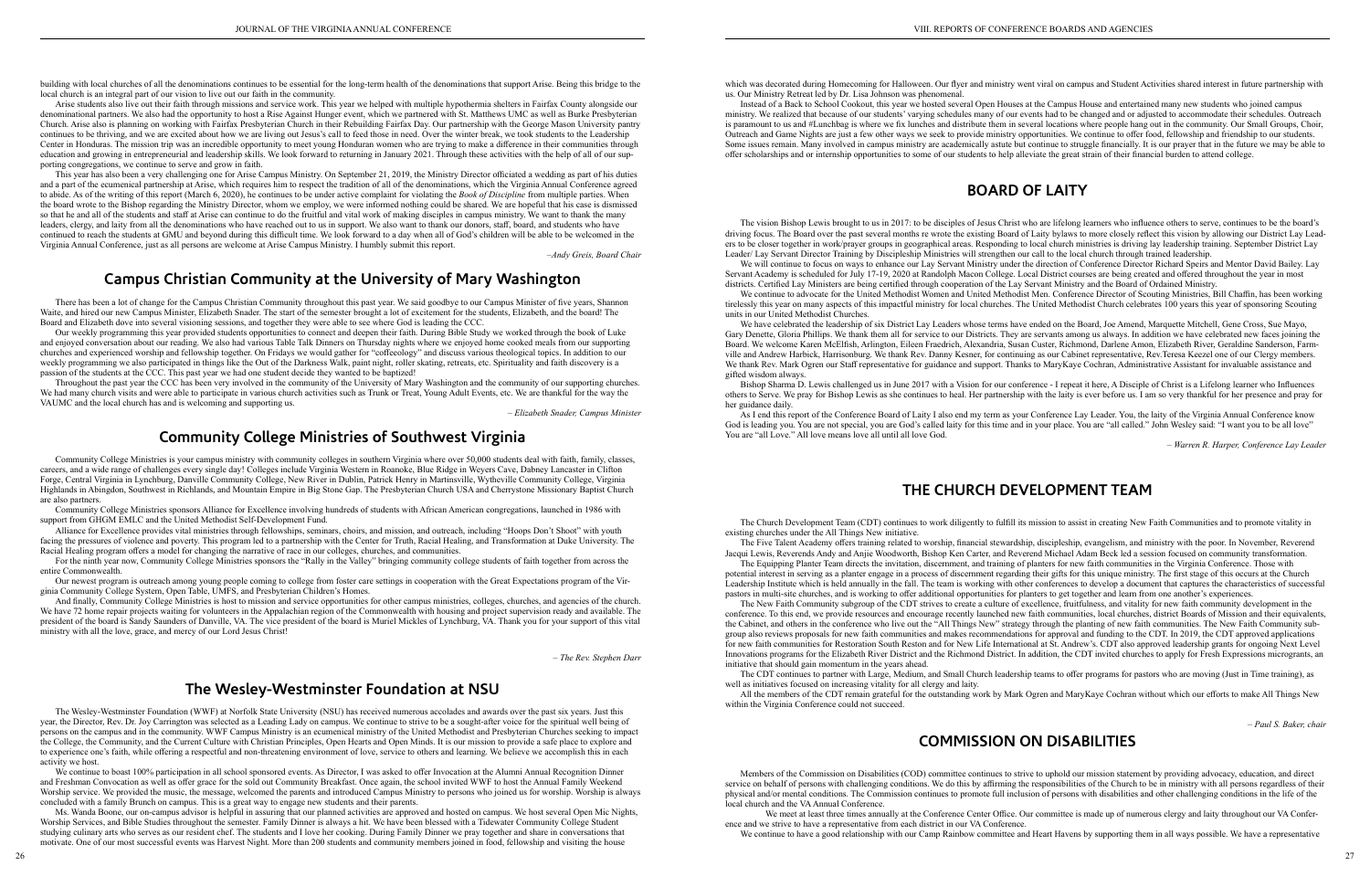building with local churches of all the denominations continues to be essential for the long-term health of the denominations that support Arise. Being this bridge to the local church is an integral part of our vision to live out our faith in the community.

Arise students also live out their faith through missions and service work. This year we helped with multiple hypothermia shelters in Fairfax County alongside our denominational partners. We also had the opportunity to host a Rise Against Hunger event, which we partnered with St. Matthews UMC as well as Burke Presbyterian Church. Arise also is planning on working with Fairfax Presbyterian Church in their Rebuilding Fairfax Day. Our partnership with the George Mason University pantry continues to be thriving, and we are excited about how we are living out Jesus's call to feed those in need. Over the winter break, we took students to the Leadership Center in Honduras. The mission trip was an incredible opportunity to meet young Honduran women who are trying to make a difference in their communities through education and growing in entrepreneurial and leadership skills. We look forward to returning in January 2021. Through these activities with the help of all of our supporting congregations, we continue to serve and grow in faith.

This year has also been a very challenging one for Arise Campus Ministry. On September 21, 2019, the Ministry Director officiated a wedding as part of his duties and a part of the ecumenical partnership at Arise, which requires him to respect the tradition of all of the denominations, which the Virginia Annual Conference agreed to abide. As of the writing of this report (March 6, 2020), he continues to be under active complaint for violating the *Book of Discipline* from multiple parties. When the board wrote to the Bishop regarding the Ministry Director, whom we employ, we were informed nothing could be shared. We are hopeful that his case is dismissed so that he and all of the students and staff at Arise can continue to do the fruitful and vital work of making disciples in campus ministry. We want to thank the many leaders, clergy, and laity from all the denominations who have reached out to us in support. We also want to thank our donors, staff, board, and students who have continued to reach the students at GMU and beyond during this difficult time. We look forward to a day when all of God's children will be able to be welcomed in the Virginia Annual Conference, just as all persons are welcome at Arise Campus Ministry. I humbly submit this report.

*–Andy Greis, Board Chair*

## Campus Christian Community at the University of Mary Washington

There has been a lot of change for the Campus Christian Community throughout this past year. We said goodbye to our Campus Minister of five years, Shannon Waite, and hired our new Campus Minister, Elizabeth Snader. The start of the semester brought a lot of excitement for the students, Elizabeth, and the board! The Board and Elizabeth dove into several visioning sessions, and together they were able to see where God is leading the CCC.

Our weekly programming this past year provided students opportunities to connect and deepen their faith. During Bible Study we worked through the book of Luke and enjoyed conversation about our reading. We also had various Table Talk Dinners on Thursday nights where we enjoyed home cooked meals from our supporting churches and experienced worship and fellowship together. On Fridays we would gather for "coffeeology" and discuss various theological topics. In addition to our weekly programming we also participated in things like the Out of the Darkness Walk, paint night, roller skating, retreats, etc. Spirituality and faith discovery is a passion of the students at the CCC. This past year we had one student decide they wanted to be baptized!

Throughout the past year the CCC has been very involved in the community of the University of Mary Washington and the community of our supporting churches. We had many church visits and were able to participate in various church activities such as Trunk or Treat, Young Adult Events, etc. We are thankful for the way the VAUMC and the local church has and is welcoming and supporting us.

*– Elizabeth Snader, Campus Minister*

## Community College Ministries of Southwest Virginia

Community College Ministries is your campus ministry with community colleges in southern Virginia where over 50,000 students deal with faith, family, classes, careers, and a wide range of challenges every single day! Colleges include Virginia Western in Roanoke, Blue Ridge in Weyers Cave, Dabney Lancaster in Clifton Forge, Central Virginia in Lynchburg, Danville Community College, New River in Dublin, Patrick Henry in Martinsville, Wytheville Community College, Virginia Highlands in Abingdon, Southwest in Richlands, and Mountain Empire in Big Stone Gap. The Presbyterian Church USA and Cherrystone Missionary Baptist Church are also partners.

Community College Ministries sponsors Alliance for Excellence involving hundreds of students with African American congregations, launched in 1986 with support from GHGM EMLC and the United Methodist Self-Development Fund.

Alliance for Excellence provides vital ministries through fellowships, seminars, choirs, and mission, and outreach, including "Hoops Don't Shoot" with youth facing the pressures of violence and poverty. This program led to a partnership with the Center for Truth, Racial Healing, and Transformation at Duke University. The Racial Healing program offers a model for changing the narrative of race in our colleges, churches, and communities.

For the ninth year now, Community College Ministries sponsors the "Rally in the Valley" bringing community college students of faith together from across the entire Commonwealth.

Our newest program is outreach among young people coming to college from foster care settings in cooperation with the Great Expectations program of the Virginia Community College System, Open Table, UMFS, and Presbyterian Children's Homes.

And finally, Community College Ministries is host to mission and service opportunities for other campus ministries, colleges, churches, and agencies of the church. We have 72 home repair projects waiting for volunteers in the Appalachian region of the Commonwealth with housing and project supervision ready and available. The president of the board is Sandy Saunders of Danville, VA. The vice president of the board is Muriel Mickles of Lynchburg, VA. Thank you for your support of this vital ministry with all the love, grace, and mercy of our Lord Jesus Christ!

*– The Rev. Stephen Darr*

## The Wesley-Westminster Foundation at NSU

The Wesley-Westminster Foundation (WWF) at Norfolk State University (NSU) has received numerous accolades and awards over the past six years. Just this year, the Director, Rev. Dr. Joy Carrington was selected as a Leading Lady on campus. We continue to strive to be a sought-after voice for the spiritual well being of persons on the campus and in the community. WWF Campus Ministry is an ecumenical ministry of the United Methodist and Presbyterian Churches seeking to impact the College, the Community, and the Current Culture with Christian Principles, Open Hearts and Open Minds. It is our mission to provide a safe place to explore and to experience one's faith, while offering a respectful and non-threatening environment of love, service to others and learning. We believe we accomplish this in each activity we host.

We continue to boast 100% participation in all school sponsored events. As Director, I was asked to offer Invocation at the Alumni Annual Recognition Dinner and Freshman Convocation as well as offer grace for the sold out Community Breakfast. Once again, the school invited WWF to host the Annual Family Weekend Worship service. We provided the music, the message, welcomed the parents and introduced Campus Ministry to persons who joined us for worship. Worship is always concluded with a family Brunch on campus. This is a great way to engage new students and their parents.

Ms. Wanda Boone, our on-campus advisor is helpful in assuring that our planned activities are approved and hosted on campus. We host several Open Mic Nights, Worship Services, and Bible Studies throughout the semester. Family Dinner is always a hit. We have been blessed with a Tidewater Community College Student studying culinary arts who serves as our resident chef. The students and I love her cooking. During Family Dinner we pray together and share in conversations that motivate. One of our most successful events was Harvest Night. More than 200 students and community members joined in food, fellowship and visiting the house which was decorated during Homecoming for Halloween. Our flyer and ministry went viral on campus and Student Activities shared interest in future partnership with us. Our Ministry Retreat led by Dr. Lisa Johnson was phenomenal.

Instead of a Back to School Cookout, this year we hosted several Open Houses at the Campus House and entertained many new students who joined campus ministry. We realized that because of our students' varying schedules many of our events had to be changed and or adjusted to accommodate their schedules. Outreach is paramount to us and #Lunchbag is where we fix lunches and distribute them in several locations where people hang out in the community. Our Small Groups, Choir, Outreach and Game Nights are just a few other ways we seek to provide ministry opportunities. We continue to offer food, fellowship and friendship to our students. Some issues remain. Many involved in campus ministry are academically astute but continue to struggle financially. It is our prayer that in the future we may be able to offer scholarships and or internship opportunities to some of our students to help alleviate the great strain of their financial burden to attend college.

## BOARD OF LAITY

The vision Bishop Lewis brought to us in 2017: to be disciples of Jesus Christ who are lifelong learners who influence others to serve, continues to be the board's driving focus. The Board over the past several months re wrote the existing Board of Laity bylaws to more closely reflect this vision by allowing our District Lay Leaders to be closer together in work/prayer groups in geographical areas. Responding to local church ministries is driving lay leadership training. September District Lay Leader/ Lay Servant Director Training by Discipleship Ministries will strengthen our call to the local church through trained leadership.

We will continue to focus on ways to enhance our Lay Servant Ministry under the direction of Conference Director Richard Speirs and Mentor David Bailey. Lay Servant Academy is scheduled for July 17-19, 2020 at Randolph Macon College. Local District courses are being created and offered throughout the year in most districts. Certified Lay Ministers are being certified through cooperation of the Lay Servant Ministry and the Board of Ordained Ministry.

We continue to advocate for the United Methodist Women and United Methodist Men. Conference Director of Scouting Ministries, Bill Chaffin, has been working tirelessly this year on many aspects of this impactful ministry for local churches. The United Methodist Church celebrates 100 years this year of sponsoring Scouting units in our United Methodist Churches.

We have celebrated the leadership of six District Lay Leaders whose terms have ended on the Board, Joe Amend, Marquette Mitchell, Gene Cross, Sue Mayo, Gary Denette, Gloria Phillips. We thank them all for service to our Districts. They are servants among us always. In addition we have celebrated new faces joining the Board. We welcome Karen McElfish, Arlington, Eileen Fraedrich, Alexandria, Susan Custer, Richmond, Darlene Amon, Elizabeth River, Geraldine Sanderson, Farmville and Andrew Harbick, Harrisonburg. We thank Rev. Danny Kesner, for continuing as our Cabinet representative, Rev.Teresa Keezel one of our Clergy members. We thank Rev. Mark Ogren our Staff representative for guidance and support. Thanks to MaryKaye Cochran, Administrative Assistant for invaluable assistance and gifted wisdom always.

Bishop Sharma D. Lewis challenged us in June 2017 with a Vision for our conference - I repeat it here, A Disciple of Christ is a Lifelong learner who Influences others to Serve. We pray for Bishop Lewis as she continues to heal. Her partnership with the laity is ever before us. I am so very thankful for her presence and pray for her guidance daily.

As I end this report of the Conference Board of Laity I also end my term as your Conference Lay Leader. You, the laity of the Virginia Annual Conference know God is leading you. You are not special, you are God's called laity for this time and in your place. You are "all called." John Wesley said: "I want you to be all love" You are "all Love." All love means love all until all love God.

*– Warren R. Harper, Conference Lay Leader*

## THE CHURCH DEVELOPMENT TEAM

The Church Development Team (CDT) continues to work diligently to fulfill its mission to assist in creating New Faith Communities and to promote vitality in existing churches under the All Things New initiative.

The Five Talent Academy offers training related to worship, financial stewardship, discipleship, evangelism, and ministry with the poor. In November, Reverend Jacqui Lewis, Reverends Andy and Anjie Woodworth, Bishop Ken Carter, and Reverend Michael Adam Beck led a session focused on community transformation.

The Equipping Planter Team directs the invitation, discernment, and training of planters for new faith communities in the Virginia Conference. Those with potential interest in serving as a planter engage in a process of discernment regarding their gifts for this unique ministry. The first stage of this occurs at the Church Leadership Institute which is held annually in the fall. The team is working with other conferences to develop a document that captures the characteristics of successful pastors in multi-site churches, and is working to offer additional opportunities for planters to get together and learn from one another's experiences.

The New Faith Community subgroup of the CDT strives to create a culture of excellence, fruitfulness, and vitality for new faith community development in the conference. To this end, we provide resources and encourage recently launched new faith communities, local churches, district Boards of Mission and their equivalents, the Cabinet, and others in the conference who live out the "All Things New" strategy through the planting of new faith communities. The New Faith Community subgroup also reviews proposals for new faith communities and makes recommendations for approval and funding to the CDT. In 2019, the CDT approved applications for new faith communities for Restoration South Reston and for New Life International at St. Andrew's. CDT also approved leadership grants for ongoing Next Level Innovations programs for the Elizabeth River District and the Richmond District. In addition, the CDT invited churches to apply for Fresh Expressions microgrants, an initiative that should gain momentum in the years ahead.

The CDT continues to partner with Large, Medium, and Small Church leadership teams to offer programs for pastors who are moving (Just in Time training), as well as initiatives focused on increasing vitality for all clergy and laity.

All the members of the CDT remain grateful for the outstanding work by Mark Ogren and MaryKaye Cochran without which our efforts to make All Things New within the Virginia Conference could not succeed.

*– Paul S. Baker, chair*

## COMMISSION ON DISABILITIES

Members of the Commission on Disabilities (COD) committee continues to strive to uphold our mission statement by providing advocacy, education, and direct service on behalf of persons with challenging conditions. We do this by affirming the responsibilities of the Church to be in ministry with all persons regardless of their physical and/or mental conditions. The Commission continues to promote full inclusion of persons with disabilities and other challenging conditions in the life of the local church and the VA Annual Conference.

We meet at least three times annually at the Conference Center Office. Our committee is made up of numerous clergy and laity throughout our VA Conference and we strive to have a representative from each district in our VA Conference.

We continue to have a good relationship with our Camp Rainbow committee and Heart Havens by supporting them in all ways possible. We have a representative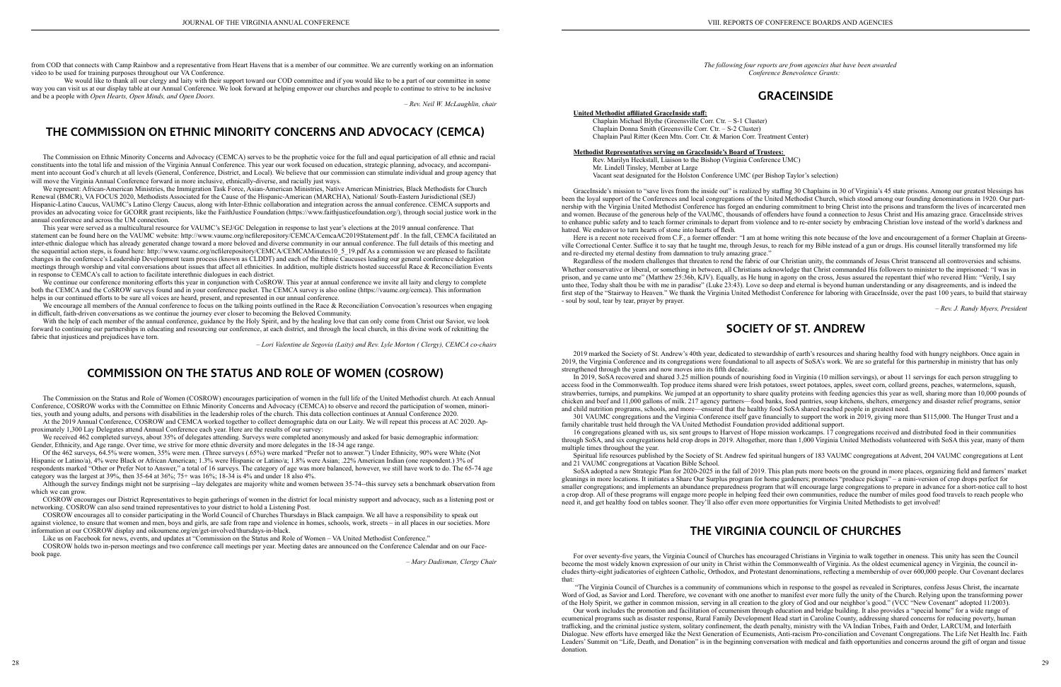from COD that connects with Camp Rainbow and a representative from Heart Havens that is a member of our committee. We are currently working on an information video to be used for training purposes throughout our VA Conference.

We would like to thank all our clergy and laity with their support toward our COD committee and if you would like to be a part of our committee in some way you can visit us at our display table at our Annual Conference. We look forward at helping empower our churches and people to continue to strive to be inclusive and be a people with *Open Hearts, Open Minds, and Open Doors.*

*– Rev. Neil W. McLaughlin, chair*

## THE COMMISSION ON ETHNIC MINORITY CONCERNS AND ADVOCACY (CEMCA)

The Commission on Ethnic Minority Concerns and Advocacy (CEMCA) serves to be the prophetic voice for the full and equal participation of all ethnic and racial constituents into the total life and mission of the Virginia Annual Conference. This year our work focused on education, strategic planning, advocacy, and accompaniment into account God's church at all levels (General, Conference, District, and Local). We believe that our commission can stimulate individual and group agency that will move the Virginia Annual Conference forward in more inclusive, ethnically-diverse, and racially just ways.

We represent: African-American Ministries, the Immigration Task Force, Asian-American Ministries, Native American Ministries, Black Methodists for Church Renewal (BMCR), VA FOCUS 2020, Methodists Associated for the Cause of the Hispanic-American (MARCHA), National/ South-Eastern Jurisdictional (SEJ) Hispanic-Latino Caucus, VAUMC's Latino Clergy Caucus, along with Inter-Ethnic collaboration and integration across the annual conference. CEMCA supports and provides an advocating voice for GCORR grant recipients, like the FaithJustice Foundation (https://www.faithjusticefoundation.org/), through social justice work in the annual conference and across the UM connection.

This year were served as a multicultural resource for VAUMC's SEJ/GC Delegation in response to last year's elections at the 2019 annual conference. That statement can be found here on the VAUMC website: http://www.vaumc.org/ncfilerepository/CEMCA/CemcaAC2019Statement.pdf . In the fall, CEMCA facilitated an inter-ethnic dialogue which has already generated change toward a more beloved and diverse community in our annual conference. The full details of this meeting and the sequential action steps, is found here: http://www.vaumc.org/ncfilerepository/CEMCA/CEMCAMinutes10_5_19.pdf As a commission we are pleased to facilitate changes in the conference's Leadership Development team process (known as CLDDT) and each of the Ethnic Caucuses leading our general conference delegation meetings through worship and vital conversations about issues that affect all ethnicities. In addition, multiple districts hosted successful Race & Reconciliation Events in response to CEMCA's call to action to facilitate interethnic dialogues in each district.

We continue our conference monitoring efforts this year in conjunction with CoSROW. This year at annual conference we invite all laity and clergy to complete both the CEMCA and the CoSROW surveys found and in your conference packet. The CEMCA survey is also online (https://vaumc.org/cemca). This information helps in our continued efforts to be sure all voices are heard, present, and represented in our annual conference.

We encourage all members of the Annual conference to focus on the talking points outlined in the Race & Reconciliation Convocation's resources when engaging in difficult, faith-driven conversations as we continue the journey ever closer to becoming the Beloved Community.

With the help of each member of the annual conference, guidance by the Holy Spirit, and by the healing love that can only come from Christ our Savior, we look forward to continuing our partnerships in educating and resourcing our conference, at each district, and in the local church, in this divine work of reknitting the fabric that injustices and prejudices have torn.

*– Lori Valentine de Segovia (Laity) and Rev. Lyle Morton ( Clergy), CEMCA co-chairs*

## COMMISSION ON THE STATUS AND ROLE OF WOMEN (COSROW)

The Commission on the Status and Role of Women (COSROW) encourages participation of women in the full life of the United Methodist church. At each Annual Conference, COSROW works with the Committee on Ethnic Minority Concerns and Advocacy (CEMCA) to observe and record the participation of women, minorities, youth and young adults, and persons with disabilities in the leadership roles of the church. This data collection continues at Annual Conference 2020.

At the 2019 Annual Conference, COSROW and CEMCA worked together to collect demographic data on our Laity. We will repeat this process at AC 2020. Approximately 1,300 Lay Delegates attend Annual Conference each year. Here are the results of our survey:

We received 462 completed surveys, about 35% of delegates attending. Surveys were completed anonymously and asked for basic demographic information: Gender, Ethnicity, and Age range. Over time, we strive for more ethnic diversity and more delegates in the 18-34 age range.

Of the 462 surveys, 64.5% were women, 35% were men. (Three surveys (.65%) were marked "Prefer not to answer.") Under Ethnicity, 90% were White (Not Hispanic or Latino/a), 4% were Black or African American; 1.3% were Hispanic or Latino/a; 1.8% were Asian; .22% American Indian (one respondent.) 3% of respondents marked "Other or Prefer Not to Answer," a total of 16 surveys. The category of age was more balanced, however, we still have work to do. The 65-74 age category was the largest at 39%, then 35-64 at 36%; 75+ was 16%; 18-34 is 4% and under 18 also 4%.

Although the survey findings might not be surprising --lay delegates are majority white and women between 35-74--this survey sets a benchmark observation from which we can grow.

COSROW encourages our District Representatives to begin gatherings of women in the district for local ministry support and advocacy, such as a listening post or networking. COSROW can also send trained representatives to your district to hold a Listening Post.

COSROW encourages all to consider participating in the World Council of Churches Thursdays in Black campaign. We all have a responsibility to speak out against violence, to ensure that women and men, boys and girls, are safe from rape and violence in homes, schools, work, streets – in all places in our societies. More information at our COSROW display and oikoumene.org/en/get-involved/thursdays-in-black.

Like us on Facebook for news, events, and updates at "Commission on the Status and Role of Women – VA United Methodist Conference."

COSROW holds two in-person meetings and two conference call meetings per year. Meeting dates are announced on the Conference Calendar and on our Facebook page.

*– Mary Dadisman, Clergy Chair*

*The following four reports are from agencies that have been awarded Conference Benevolence Grants:*

## GRACEINSIDE

**United Methodist affiliated GraceInside staff:**

Chaplain Michael Blythe (Greensville Corr. Ctr. – S-1 Cluster)
Chaplain Donna Smith (Greensville Corr. Ctr. – S-2 Cluster)
Chaplain Paul Ritter (Keen Mtn. Corr. Ctr. & Marion Corr. Treatment Center)

**Methodist Representatives serving on GraceInside's Board of Trustees:**

Rev. Marilyn Heckstall, Liaison to the Bishop (Virginia Conference UMC)
Mr. Lindell Tinsley, Member at Large
Vacant seat designated for the Holston Conference UMC (per Bishop Taylor's selection)

GraceInside's mission to "save lives from the inside out" is realized by staffing 30 Chaplains in 30 of Virginia's 45 state prisons. Among our greatest blessings has been the loyal support of the Conferences and local congregations of the United Methodist Church, which stood among our founding denominations in 1920. Our partnership with the Virginia United Methodist Conference has forged an enduring commitment to bring Christ into the prisons and transform the lives of incarcerated men and women. Because of the generous help of the VAUMC, thousands of offenders have found a connection to Jesus Christ and His amazing grace. GraceInside strives to enhance public safety and to teach former criminals to depart from violence and to re-enter society by embracing Christian love instead of the world's darkness and hatred. We endeavor to turn hearts of stone into hearts of flesh.

Here is a recent note received from C.F., a former offender: "I am at home writing this note because of the love and encouragement of a former Chaplain at Greensville Correctional Center. Suffice it to say that he taught me, through Jesus, to reach for my Bible instead of a gun or drugs. His counsel literally transformed my life and re-directed my eternal destiny from damnation to truly amazing grace."

Regardless of the modern challenges that threaten to rend the fabric of our Christian unity, the commands of Jesus Christ transcend all controversies and schisms. Whether conservative or liberal, or something in between, all Christians acknowledge that Christ commanded His followers to minister to the imprisoned: "I was in prison, and ye came unto me" (Matthew 25:36b, KJV). Equally, as He hung in agony on the cross, Jesus assured the repentant thief who revered Him: "Verily, I say unto thee, Today shalt thou be with me in paradise" (Luke 23:43). Love so deep and eternal is beyond human understanding or any disagreements, and is indeed the first step of the "Stairway to Heaven." We thank the Virginia United Methodist Conference for laboring with GraceInside, over the past 100 years, to build that stairway - soul by soul, tear by tear, prayer by prayer.

*– Rev. J. Randy Myers, President*

## SOCIETY OF ST. ANDREW

2019 marked the Society of St. Andrew's 40th year, dedicated to stewardship of earth's resources and sharing healthy food with hungry neighbors. Once again in 2019, the Virginia Conference and its congregations were foundational to all aspects of SoSA's work. We are so grateful for this partnership in ministry that has only strengthened through the years and now moves into its fifth decade.

In 2019, SoSA recovered and shared 3.25 million pounds of nourishing food in Virginia (10 million servings), or about 11 servings for each person struggling to access food in the Commonwealth. Top produce items shared were Irish potatoes, sweet potatoes, apples, sweet corn, collard greens, peaches, watermelons, squash, strawberries, turnips, and pumpkins. We jumped at an opportunity to share quality proteins with feeding agencies this year as well, sharing more than 10,000 pounds of chicken and beef and 11,000 gallons of milk. 217 agency partners—food banks, food pantries, soup kitchens, shelters, emergency and disaster relief programs, senior and child nutrition programs, schools, and more—ensured that the healthy food SoSA shared reached people in greatest need.

301 VAUMC congregations and the Virginia Conference itself gave financially to support the work in 2019, giving more than $115,000. The Hunger Trust and a family charitable trust held through the VA United Methodist Foundation provided additional support.

16 congregations gleaned with us, six sent groups to Harvest of Hope mission workcamps. 17 congregations received and distributed food in their communities through SoSA, and six congregations held crop drops in 2019. Altogether, more than 1,000 Virginia United Methodists volunteered with SoSA this year, many of them multiple times throughout the year.

Spiritual life resources published by the Society of St. Andrew fed spiritual hungers of 183 VAUMC congregations at Advent, 204 VAUMC congregations at Lent and 21 VAUMC congregations at Vacation Bible School.

SoSA adopted a new Strategic Plan for 2020-2025 in the fall of 2019. This plan puts more boots on the ground in more places, organizing field and farmers' market gleanings in more locations. It initiates a Share Our Surplus program for home gardeners; promotes "produce pickups" – a mini-version of crop drops perfect for smaller congregations; and implements an abundance preparedness program that will encourage large congregations to prepare in advance for a short-notice call to host a crop drop. All of these programs will engage more people in helping feed their own communities, reduce the number of miles good food travels to reach people who need it, and get healthy food on tables sooner. They'll also offer even more opportunities for Virginia United Methodists to get involved!

## THE VIRGINIA COUNCIL OF CHURCHES

For over seventy-five years, the Virginia Council of Churches has encouraged Christians in Virginia to walk together in oneness. This unity has seen the Council become the most widely known expression of our unity in Christ within the Commonwealth of Virginia. As the oldest ecumenical agency in Virginia, the council includes thirty-eight judicatories of eighteen Catholic, Orthodox, and Protestant denominations, reflecting a membership of over 600,000 people. Our Covenant declares that:

"The Virginia Council of Churches is a community of communions which in response to the gospel as revealed in Scriptures, confess Jesus Christ, the incarnate Word of God, as Savior and Lord. Therefore, we covenant with one another to manifest ever more fully the unity of the Church. Relying upon the transforming power of the Holy Spirit, we gather in common mission, serving in all creation to the glory of God and our neighbor's good." (VCC "New Covenant" adopted 11/2003).

Our work includes the promotion and facilitation of ecumenism through education and bridge building. It also provides a "special home" for a wide range of ecumenical programs such as disaster response, Rural Family Development Head start in Caroline County, addressing shared concerns for reducing poverty, human trafficking, and the criminal justice system, solitary confinement, the death penalty, ministry with the VA Indian Tribes, Faith and Order, LARCUM, and Interfaith Dialogue. New efforts have emerged like the Next Generation of Ecumenists, Anti-racism Pro-conciliation and Covenant Congregations. The Life Net Health Inc. Faith Leaders' Summit on "Life, Death, and Donation" is in the beginning conversation with medical and faith opportunities and concerns around the gift of organ and tissue donation.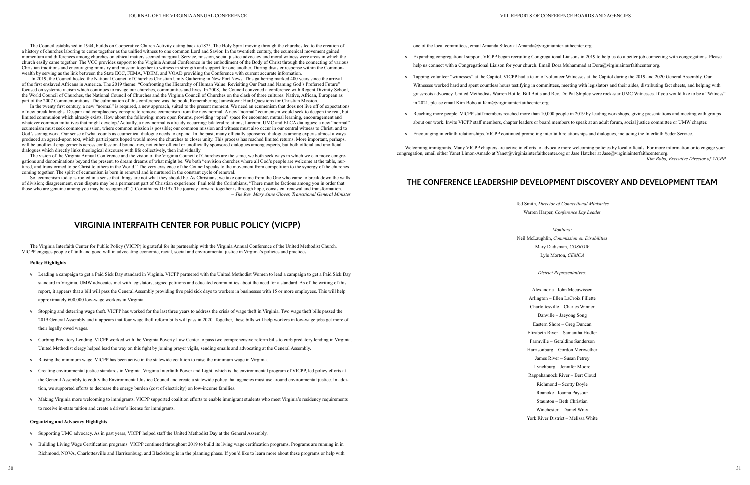The Council established in 1944, builds on Cooperative Church Activity dating back to1875. The Holy Spirit moving through the churches led to the creation of a history of churches laboring to come together as the unified witness to one common Lord and Savior. In the twentieth century, the ecumenical movement gained momentum and differences among churches on ethical matters seemed marginal. Service, mission, social justice advocacy and moral witness were areas in which the church easily came together. The VCC provides support to the Virginia Annual Conference in the embodiment of the Body of Christ through the connecting of various Christian traditions and encouraging ministry and mission together to witness in strength and support for one another. During disaster response within the Commonwealth by serving as the link between the State EOC, FEMA, VDEM, and VOAD providing the Conference with current accurate information.

In 2019, the Council hosted the National Council of Churches Christian Unity Gathering in New Port News. This gathering marked 400 years since the arrival of the first enslaved Africans in America. The 2019 theme: "Confronting the Hierarchy of Human Value: Revisiting Our Past and Naming God's Preferred Future" focused on systemic racism which continues to ravage our churches, communities and lives. In 2008, the Council convened a conference with Regent Divinity School, the World Council of Churches, the National Council of Churches and the Virginia Council of Churches on the clash of three cultures: Native, African, European as part of the 2007 Commemorations. The culmination of this conference was the book, Remembering Jamestown: Hard Questions for Christian Mission.

In the twenty first century, a new "normal" is required, a new approach, suited to the present moment. We need an ecumenism that does not live off of expectations of new breakthroughs. Despair and complacency conspire to remove ecumenism from the new normal. A new "normal" ecumenism would seek to deepen the real, but limited communion which already exists. How about the following: more open forums, providing "open" space for encounter, mutual learning, encouragement and whatever common initiatives that might develop? Actually, a new normal is already occurring: bilateral relations; Larcum; UMC and ELCA dialogues; a new "normal" ecumenism must seek common mission, where common mission is possible; our common mission and witness must also occur in our central witness to Christ, and to God's saving work. Our sense of what counts as ecumenical dialogue needs to expand. In the past, many officially sponsored dialogues among experts almost always produced an agreed-upon text, which participants hoped would move the churches to closer unity. This process has reached limited returns. More important, perhaps, will be unofficial engagements across confessional boundaries, not either official or unofficially sponsored dialogues among experts, but both official and unofficial dialogues which directly links theological discourse with life collectively, then individually.

The vision of the Virginia Annual Conference and the vision of the Virginia Council of Churches are the same, we both seek ways in which we can move congregations and denominations beyond the present, to dream dreams of what might be. We both "envision churches where all God's people are welcome at the table, nurtured, and transformed to be Christ to others in the World." The very existence of the Council speaks to the movement from competition to the synergy of the churches coming together. The spirit of ecumenism is born in renewal and is nurtured in the constant cycle of renewal.

So, ecumenism today is rooted in a sense that things are not what they should be. As Christians, we take our name from the One who came to break down the walls of division; disagreement, even dispute may be a permanent part of Christian experience. Paul told the Corinthians, "There must be factions among you in order that those who are genuine among you may be recognized" (I Corinthians 11:19). The journey forward together is through hope, consistent renewal and transformation.

*– The Rev. Mary Anne Glover, Transitional General Minister*

## VIRGINIA INTERFAITH CENTER FOR PUBLIC POLICY (VICPP)

The Virginia Interfaith Center for Public Policy (VICPP) is grateful for its partnership with the Virginia Annual Conference of the United Methodist Church. VICPP engages people of faith and good will in advocating economic, racial, social and environmental justice in Virginia's policies and practices.

**Policy Highlights**

- Leading a campaign to get a Paid Sick Day standard in Virginia. VICPP partnered with the United Methodist Women to lead a campaign to get a Paid Sick Day standard in Virginia. UMW advocates met with legislators, signed petitions and educated communities about the need for a standard. As of the writing of this report, it appears that a bill will pass the General Assembly providing five paid sick days to workers in businesses with 15 or more employees. This will help approximately 600,000 low-wage workers in Virginia.
- Stopping and deterring wage theft. VICPP has worked for the last three years to address the crisis of wage theft in Virginia. Two wage theft bills passed the 2019 General Assembly and it appears that four wage theft reform bills will pass in 2020. Together, these bills will help workers in low-wage jobs get more of their legally owed wages.
- Curbing Predatory Lending. VICPP worked with the Virginia Poverty Law Center to pass two comprehensive reform bills to curb predatory lending in Virginia. United Methodist clergy helped lead the way on this fight by joining prayer vigils, sending emails and advocating at the General Assembly.
- Raising the minimum wage. VICPP has been active in the statewide coalition to raise the minimum wage in Virginia.
- Creating environmental justice standards in Virginia. Virginia Interfaith Power and Light, which is the environmental program of VICPP, led policy efforts at the General Assembly to codify the Environmental Justice Council and create a statewide policy that agencies must use around environmental justice. In addition, we supported efforts to decrease the energy burden (cost of electricity) on low-income families.
- Making Virginia more welcoming to immigrants. VICPP supported coalition efforts to enable immigrant students who meet Virginia's residency requirements to receive in-state tuition and create a driver's license for immigrants.

**Organizing and Advocacy Highlights**

- Supporting UMC advocacy. As in past years, VICPP helped staff the United Methodist Day at the General Assembly.
- Building Living Wage Certification programs. VICPP continued throughout 2019 to build its living wage certification programs. Programs are running in in Richmond, NOVA, Charlottesville and Harrisonburg, and Blacksburg is in the planning phase. If you'd like to learn more about these programs or help with one of the local committees, email Amanda Silcox at Amanda@virginiainterfaithcenter.org.
- Expanding congregational support. VICPP began recruiting Congregational Liaisons in 2019 to help us do a better job connecting with congregations. Please help us connect with a Congregational Liaison for your church. Email Dora Muhammad at Dora@virginiainterfaithcenter.org.
- Tapping volunteer "witnesses" at the Capitol. VICPP had a team of volunteer Witnesses at the Capitol during the 2019 and 2020 General Assembly. Our Witnesses worked hard and spent countless hours testifying in committees, meeting with legislators and their aides, distributing fact sheets, and helping with grassroots advocacy. United Methodists Warren Hottle, Bill Botts and Rev. Dr. Pat Shipley were rock-star UMC Witnesses. If you would like to be a "Witness" in 2021, please email Kim Bobo at Kim@virginiainterfaithcenter.org.
- Reaching more people. VICPP staff members reached more than 10,000 people in 2019 by leading workshops, giving presentations and meeting with groups about our work. Invite VICPP staff members, chapter leaders or board members to speak at an adult forum, social justice committee or UMW chapter.
- Encouraging interfaith relationships. VICPP continued promoting interfaith relationships and dialogues, including the Interfaith Seder Service.

Welcoming immigrants. Many VICPP chapters are active in efforts to advocate more welcoming policies by local officials. For more information or to engage your congregation, email either Yanet Limon-Amado at Yanet@virginiainterfaithcenter.org or Jase Hatcher at Jase@virginiainterfaithcenter.org.

*– Kim Bobo, Executive Director of VICPP*

## THE CONFERENCE LEADERSHIP DEVELOPMENT DISCOVERY AND DEVELOPMENT TEAM

Ted Smith, *Director of Connectional Ministries*
Warren Harper, *Conference Lay Leader*

*Monitors:*

Neil McLaughlin, *Commission on Disabilities*
Mary Dadisman, *COSROW*
Lyle Morton, *CEMCA*

*District Representatives:*

Alexandria –John Meeuwissen
Arlington – Ellen LaCroix Fillette
Charlottesville – Charles Winner
Danville – Jaeyong Song
Eastern Shore – Greg Duncan
Elizabeth River – Samantha Hudler
Farmville – Geraldine Sanderson
Harrisonburg – Gordon Meriwether
James River – Susan Petrey
Lynchburg – Jennifer Moore
Rappahannock River – Bert Cloud
Richmond – Scotty Doyle
Roanoke –Joanna Paysour
Staunton – Beth Christian
Winchester – Daniel Wray
York River District – Melissa White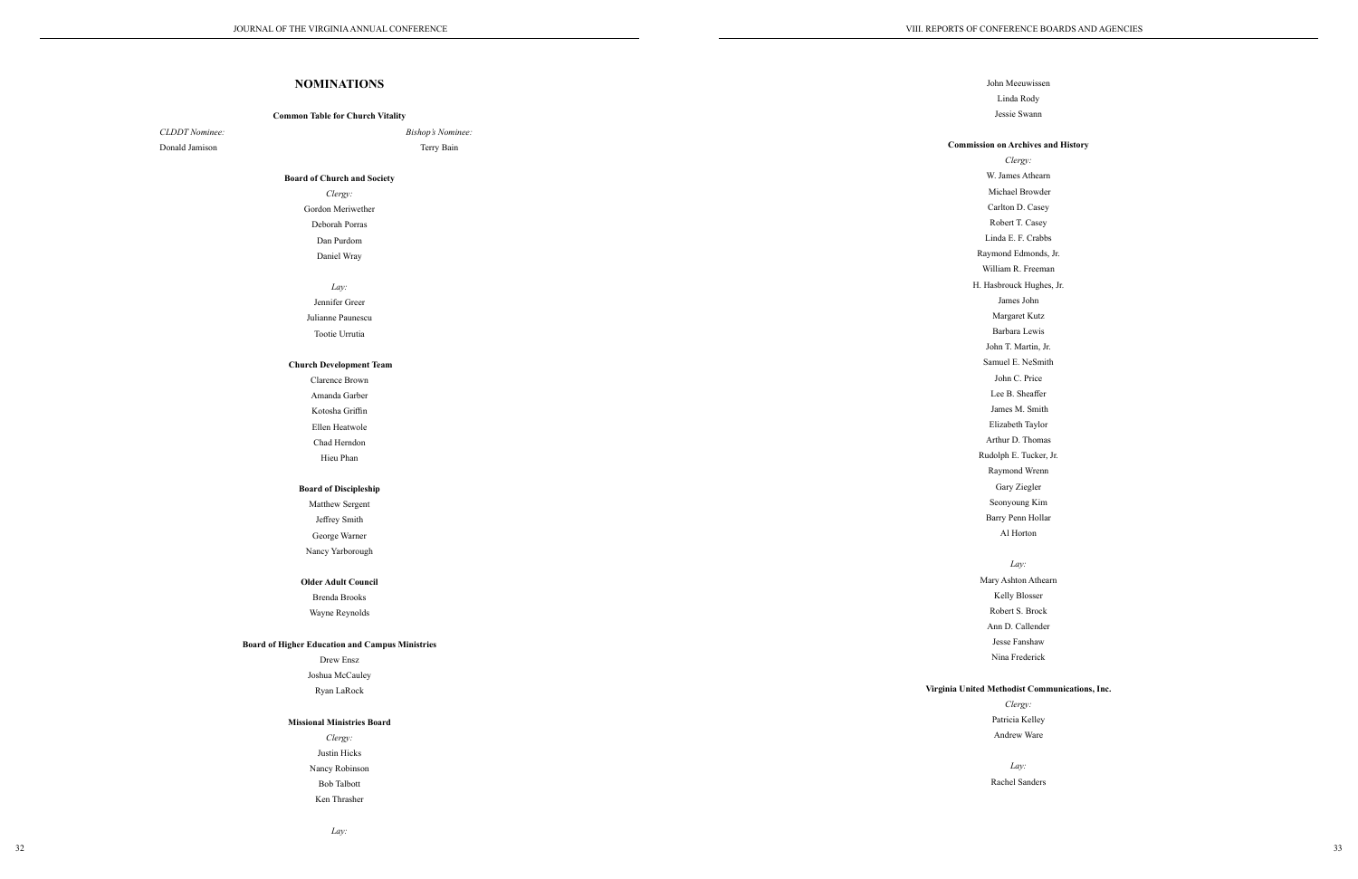# NOMINATIONS

**Common Table for Church Vitality**

*CLDDT Nominee:* Donald Jamison

*Bishop's Nominee:* Terry Bain

**Board of Church and Society**

*Clergy:*

Gordon Meriwether
Deborah Porras
Dan Purdom
Daniel Wray

*Lay:*

Jennifer Greer
Julianne Paunescu
Tootie Urrutia

**Church Development Team**

Clarence Brown
Amanda Garber
Kotosha Griffin
Ellen Heatwole
Chad Herndon
Hieu Phan

**Board of Discipleship**

Matthew Sergent
Jeffrey Smith
George Warner
Nancy Yarborough

**Older Adult Council**

Brenda Brooks
Wayne Reynolds

**Board of Higher Education and Campus Ministries**

Drew Ensz
Joshua McCauley
Ryan LaRock

**Missional Ministries Board**

*Clergy:*

Justin Hicks
Nancy Robinson
Bob Talbott
Ken Thrasher

*Lay:*

John Meeuwissen
Linda Rody
Jessie Swann

**Commission on Archives and History**

*Clergy:*

W. James Athearn
Michael Browder
Carlton D. Casey
Robert T. Casey
Linda E. F. Crabbs
Raymond Edmonds, Jr.
William R. Freeman
H. Hasbrouck Hughes, Jr.
James John
Margaret Kutz
Barbara Lewis
John T. Martin, Jr.
Samuel E. NeSmith
John C. Price
Lee B. Sheaffer
James M. Smith
Elizabeth Taylor
Arthur D. Thomas
Rudolph E. Tucker, Jr.
Raymond Wrenn
Gary Ziegler
Seonyoung Kim
Barry Penn Hollar
Al Horton

*Lay:*

Mary Ashton Athearn
Kelly Blosser
Robert S. Brock
Ann D. Callender
Jesse Fanshaw
Nina Frederick

**Virginia United Methodist Communications, Inc.**

*Clergy:*

Patricia Kelley
Andrew Ware

*Lay:*

Rachel Sanders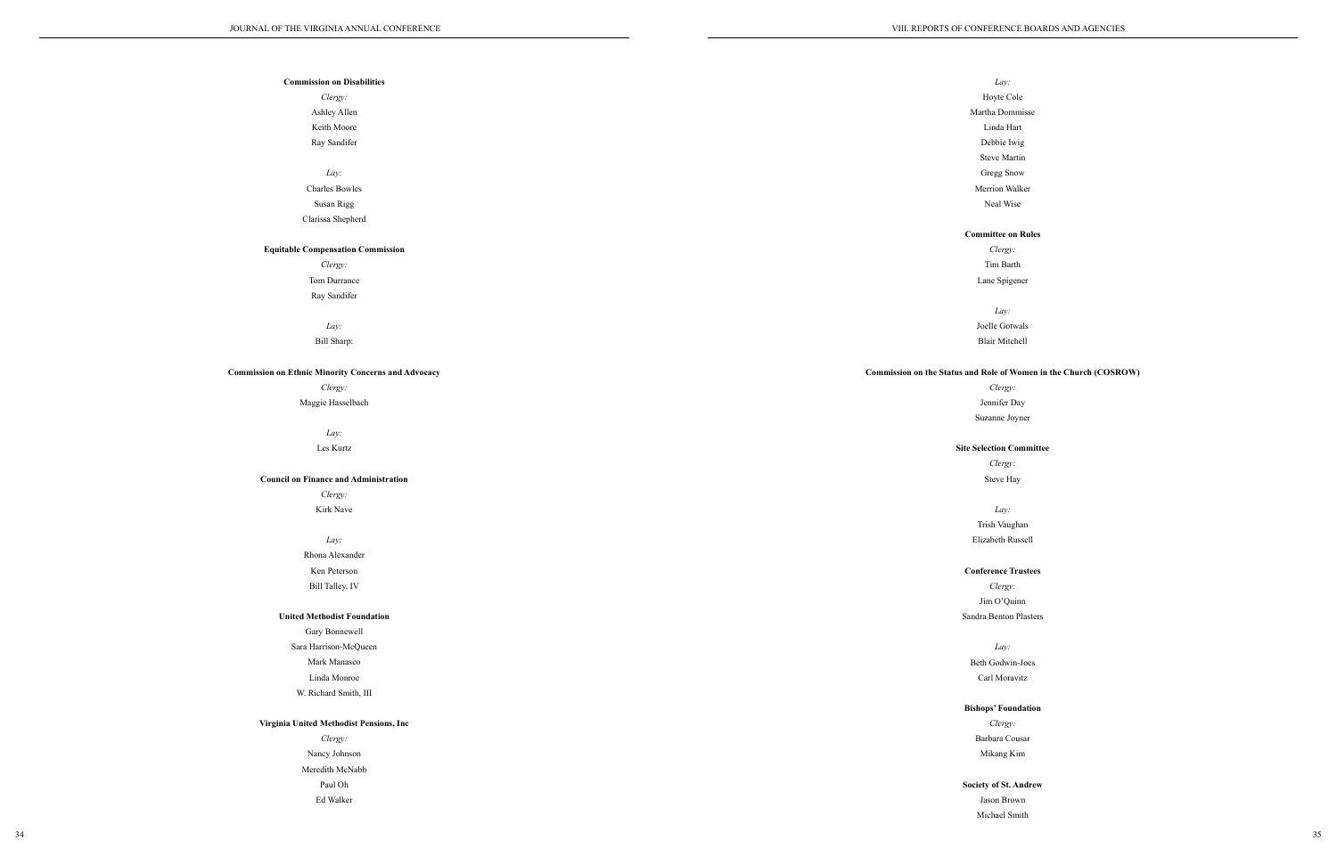**Commission on Disabilities**

*Clergy:*

Ashley Allen

Keith Moore

Ray Sandifer

*Lay:*

Charles Bowles

Susan Rigg

Clarissa Shepherd

**Equitable Compensation Commission**

*Clergy:*

Tom Durrance

Ray Sandifer

*Lay:*

Bill Sharp:

**Commission on Ethnic Minority Concerns and Advocacy**

*Clergy:*

Maggie Hasselbach

*Lay:*

Les Kurtz

**Council on Finance and Administration**

*Clergy:*

Kirk Nave

*Lay:*

Rhona Alexander

Ken Peterson

Bill Talley, IV

**United Methodist Foundation**

Gary Bonnewell

Sara Harrison-McQueen

Mark Manasco

Linda Monroe

W. Richard Smith, III

**Virginia United Methodist Pensions, Inc**

*Clergy:*

Nancy Johnson

Meredith McNabb

Paul Oh

Ed Walker

*Lay:*

Hoyte Cole

Martha Dommisse

Linda Hart

Debbie Iwig

Steve Martin

Gregg Snow

Merrion Walker

Neal Wise

**Committee on Rules**

*Clergy:*

Tim Barth

Lane Spigener

*Lay:*

Joelle Gotwals

Blair Mitchell

**Commission on the Status and Role of Women in the Church (COSROW)**

*Clergy:*

Jennifer Day

Suzanne Joyner

**Site Selection Committee**

*Clergy:*

Steve Hay

*Lay:*

Trish Vaughan

Elizabeth Russell

**Conference Trustees**

*Clergy:*

Jim O'Quinn

Sandra Benton Plasters

*Lay:*

Beth Godwin-Joes

Carl Moravitz

**Bishops' Foundation**

*Clergy:*

Barbara Cousar

Mikang Kim

**Society of St. Andrew**

Jason Brown

Michael Smith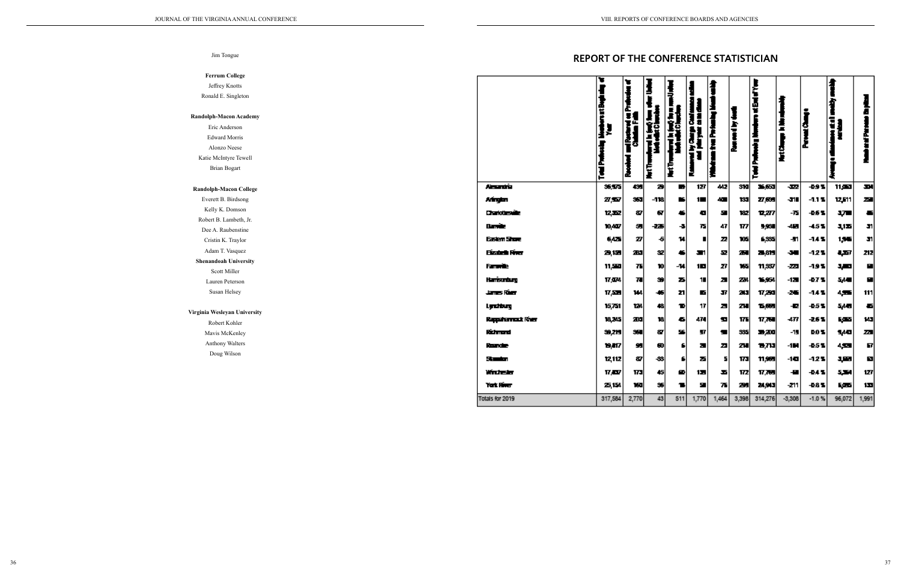Jim Tongue

**Ferrum College**

Jeffrey Knotts

Ronald E. Singleton

**Randolph-Macon Academy**

Eric Anderson

Edward Morris

Alonzo Neese

Katie McIntyre Tewell

Brian Bogart

**Randolph-Macon College**

Everett B. Birdsong

Kelly K. Domson

Robert B. Lambeth, Jr.

Dee A. Raubenstine

Cristin K. Traylor

Adam T. Vasquez

**Shenandoah University**

Scott Miller

Lauren Peterson

Susan Helsey

**Virginia Wesleyan University**

Robert Kohler

Mavis McKenley

Anthony Walters

Doug Wilson

# REPORT OF THE CONFERENCE STATISTICIAN

| | Total Professing Members at Beginning of Year | Received and Restored on Profession of Christian Faith | Net Transferred in (out) from other United Methodist Churches | Net Transferred in (out) from non-United Methodist Churches | Removed by Charge Conference action | Withdrawn from Professing Membership | Removed by death | Total Professing Members at End of Year | Net Change in Membership | Percent Change | Average attendance at all weekly worship services | Number of Persons Baptized |
|---|---|---|---|---|---|---|---|---|---|---|---|---|
| Alexandria | 36,975 | 439 | 29 | 89 | 127 | 442 | 310 | 36,653 | -322 | -0.9 % | 11,083 | 304 |
| Arlington | 27,957 | 363 | -118 | 86 | 88 | 408 | 153 | 27,639 | -318 | -1.1 % | 12,511 | 258 |
| Charlottesville | 12,352 | 87 | 67 | 46 | 43 | 50 | 182 | 12,277 | -75 | -0.6 % | 3,708 | 46 |
| Danville | 10,407 | 59 | -226 | -3 | 75 | 47 | 177 | 9,938 | -469 | -4.5 % | 3,135 | 31 |
| Eastern Shore | 6,426 | 27 | -5 | 14 | 0 | 22 | 105 | 6,335 | -91 | -1.4 % | 1,946 | 31 |
| Elizabeth River | 29,159 | 263 | 32 | 46 | 381 | 52 | 248 | 28,819 | -340 | -1.2 % | 8,357 | 212 |
| Farmville | 11,560 | 76 | 10 | -14 | 103 | 27 | 165 | 11,337 | -223 | -1.9 % | 3,483 | 96 |
| Harrisonburg | 17,074 | 78 | 39 | 25 | 18 | 28 | 224 | 16,954 | -120 | -0.7 % | 5,440 | 96 |
| James River | 17,538 | 144 | -46 | 21 | 85 | 37 | 243 | 17,292 | -246 | -1.4 % | 4,956 | 111 |
| Lynchburg | 15,751 | 124 | 48 | 10 | 17 | 29 | 218 | 15,669 | -82 | -0.5 % | 5,449 | 45 |
| Rappahannock River | 18,245 | 203 | 18 | 45 | 474 | 93 | 176 | 17,768 | -477 | -2.6 % | 6,065 | 143 |
| Richmond | 39,219 | 368 | 87 | 56 | 97 | 98 | 335 | 39,200 | -19 | 0.0 % | 9,443 | 228 |
| Roanoke | 19,817 | 98 | 60 | 6 | 28 | 23 | 217 | 19,713 | -104 | -0.5 % | 4,928 | 67 |
| Staunton | 12,112 | 87 | -33 | 6 | 25 | 5 | 173 | 11,969 | -143 | -1.2 % | 3,683 | 63 |
| Winchester | 17,837 | 173 | 45 | 60 | 139 | 35 | 172 | 17,769 | -68 | -0.4 % | 5,364 | 127 |
| York River | 25,154 | 160 | 36 | 18 | 50 | 76 | 298 | 24,943 | -211 | -0.8 % | 6,065 | 133 |
| Totals for 2019 | 317,584 | 2,770 | 43 | 511 | 1,770 | 1,464 | 3,398 | 314,276 | -3,308 | -1.0 % | 96,072 | 1,991 |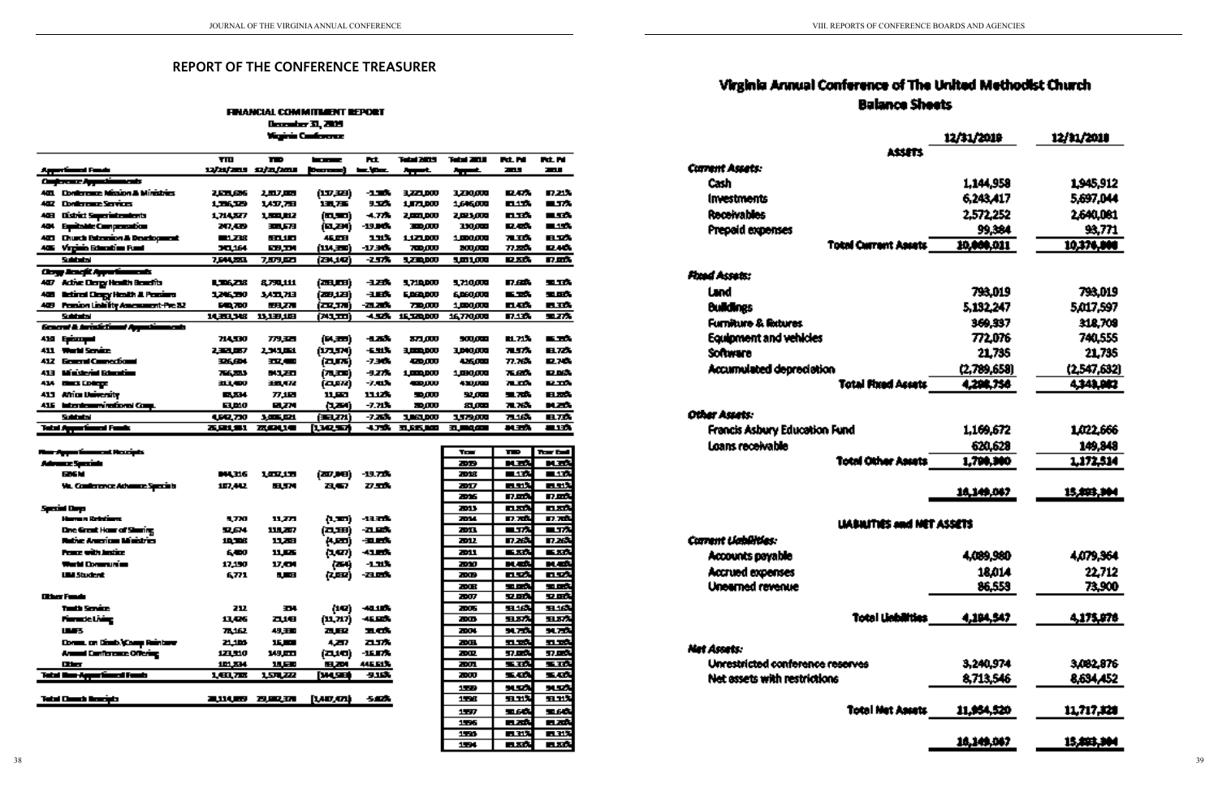## REPORT OF THE CONFERENCE TREASURER

### FINANCIAL COMMITMENT REPORT
**December 31, 2019**
**Virginia Conference**

| Apportioned Funds | YTD 12/31/2019 | YTD 12/31/2018 | Increase (Decrease) | Pct. Inc.\(Dec.) | Total 2019 Apport. | Total 2018 Apport. | Pct. Pd 2019 | Pct. Pd 2018 |
|---|---|---|---|---|---|---|---|---|
| ***Conference Apportionments*** | | | | | | | | |
| 401 Conference Mission & Ministries | 2,659,686 | 2,817,009 | (157,323) | -5.58% | 3,230,000 | 3,230,000 | 82.47% | 87.21% |
| 402 Conference Services | 1,596,529 | 1,457,793 | 138,736 | 9.52% | 1,875,000 | 1,646,000 | 85.15% | 88.57% |
| 403 District Superintendents | 1,714,327 | 1,800,012 | (85,685) | -4.77% | 2,085,000 | 2,025,000 | 82.22% | 88.89% |
| 404 Equitable Compensation | 247,439 | 308,673 | (61,234) | -19.84% | 300,000 | 330,000 | 82.48% | 93.54% |
| 405 Church Extension & Development | 881,238 | 835,105 | 46,133 | 5.52% | 1,125,000 | 1,000,000 | 78.33% | 83.51% |
| 406 Virginia Education Fund | 543,164 | 657,554 | (114,390) | -17.40% | 700,000 | 800,000 | 77.59% | 82.19% |
| **Subtotal** | 7,644,383 | 7,879,025 | (234,642) | -2.97% | 9,315,000 | 9,031,000 | 82.83% | 87.26% |
| ***Clergy Benefit Apportionments*** | | | | | | | | |
| 407 Active Clergy Health Benefits | 8,506,238 | 8,790,111 | (283,873) | -3.23% | 9,710,000 | 9,710,000 | 87.60% | 90.53% |
| 408 Retired Clergy Health & Pensions | 5,246,590 | 5,435,713 | (189,123) | -3.48% | 6,060,000 | 6,060,000 | 86.58% | 89.70% |
| 409 Pension Liability Assessment-Pre 82 | 640,700 | 893,278 | (252,578) | -28.28% | 750,000 | 1,000,000 | 85.43% | 89.33% |
| **Subtotal** | 14,393,528 | 15,119,102 | (725,574) | -4.80% | 16,520,000 | 16,770,000 | 87.13% | 90.16% |
| ***General & Jurisdictional Apportionments*** | | | | | | | | |
| 410 Episcopal | 714,930 | 779,325 | (64,395) | -8.26% | 871,000 | 900,000 | 82.08% | 86.59% |
| 411 World Service | 2,368,087 | 2,541,061 | (172,974) | -6.81% | 3,000,000 | 3,040,000 | 78.94% | 83.59% |
| 412 General Connectional | 326,604 | 352,480 | (25,876) | -7.34% | 420,000 | 425,000 | 77.76% | 82.94% |
| 413 Ministerial Education | 766,893 | 845,233 | (78,340) | -9.27% | 1,000,000 | 1,030,000 | 76.69% | 82.06% |
| 414 Black College | 313,400 | 336,472 | (23,072) | -6.86% | 400,000 | 410,000 | 78.35% | 82.07% |
| 415 Africa University | 88,334 | 77,103 | 11,231 | 14.57% | 98,000 | 92,000 | 90.14% | 83.81% |
| 416 Interdenominational Coop. | 63,010 | 68,274 | (5,264) | -7.71% | 80,000 | 81,000 | 78.76% | 84.29% |
| **Subtotal** | 4,642,730 | 5,006,021 | (363,271) | -7.26% | 5,863,000 | 5,979,000 | 79.19% | 83.73% |
| **Total Apportioned Funds** | 26,680,641 | 28,004,148 | (1,323,507) | -4.73% | 31,618,000 | 31,780,000 | 84.39% | 88.13% |

| Non-Apportioned Receipts | YTD 12/31/2019 | YTD 12/31/2018 | Increase (Decrease) | Pct. Inc.\(Dec.) |
|---|---|---|---|---|
| ***Advance Specials*** | | | | |
| GBGM | 844,316 | 1,052,159 | (207,843) | -19.75% |
| Va. Conference Advance Specials | 107,442 | 83,974 | 23,468 | 27.95% |
| ***Special Days*** | | | | |
| Human Relations | 9,770 | 11,271 | (1,501) | -13.32% |
| One Great Hour of Sharing | 92,674 | 118,207 | (25,533) | -21.60% |
| Native American Ministries | 10,508 | 15,203 | (4,695) | -30.88% |
| Peace with Justice | 6,400 | 11,827 | (5,427) | -45.89% |
| World Communion | 17,190 | 17,454 | (264) | -1.51% |
| UM Student | 6,771 | 8,803 | (2,032) | -23.08% |
| ***Other Funds*** | | | | |
| Youth Service | 212 | 354 | (142) | -40.11% |
| Pinnacle Living | 13,426 | 25,143 | (11,717) | -46.60% |
| UMFS | 78,162 | 49,330 | 28,832 | 58.45% |
| Comm. on Disab.\Camp Rainbow | 21,185 | 16,888 | 4,297 | 25.44% |
| Annual Conference Offering | 123,910 | 149,055 | (25,145) | -16.87% |
| Other | 101,334 | 18,630 | 82,704 | 443.93% |
| **Total Non-Apportioned Funds** | 1,433,785 | 1,578,222 | (144,583) | -9.16% |
| **Total Church Receipts** | 28,114,889 | 29,582,370 | (1,467,481) | -5.02% |

| Year | YTD | Year End |
|---|---|---|
| 2019 | 84.39% | 84.39% |
| 2018 | 88.13% | 88.13% |
| 2017 | 89.91% | 89.91% |
| 2016 | 87.00% | 87.00% |
| 2015 | 85.83% | 85.83% |
| 2014 | 87.78% | 87.78% |
| 2013 | 88.57% | 88.57% |
| 2012 | 87.26% | 87.26% |
| 2011 | 86.83% | 86.83% |
| 2010 | 84.40% | 84.40% |
| 2009 | 85.92% | 85.92% |
| 2008 | 90.08% | 90.08% |
| 2007 | 92.08% | 92.08% |
| 2006 | 93.16% | 93.16% |
| 2005 | 93.87% | 93.87% |
| 2004 | 94.79% | 94.79% |
| 2003 | 95.58% | 95.58% |
| 2002 | 97.08% | 97.08% |
| 2001 | 96.33% | 96.33% |
| 2000 | 96.42% | 96.42% |
| 1999 | 94.92% | 94.92% |
| 1998 | 93.91% | 93.91% |
| 1997 | 90.64% | 90.64% |
| 1996 | 89.28% | 89.28% |
| 1995 | 89.31% | 89.31% |
| 1994 | 89.83% | 89.83% |

## Virginia Annual Conference of The United Methodist Church
### Balance Sheets

| | 12/31/2019 | 12/31/2018 |
|---|---|---|
| **ASSETS** | | |
| ***Current Assets:*** | | |
| Cash | 1,144,958 | 1,945,912 |
| Investments | 6,243,417 | 5,697,044 |
| Receivables | 2,572,252 | 2,640,081 |
| Prepaid expenses | 99,384 | 93,771 |
| **Total Current Assets** | 10,060,011 | 10,376,808 |
| ***Fixed Assets:*** | | |
| Land | 793,019 | 793,019 |
| Buildings | 5,132,247 | 5,017,597 |
| Furniture & fixtures | 369,337 | 318,708 |
| Equipment and vehicles | 772,076 | 740,555 |
| Software | 21,735 | 21,735 |
| Accumulated depreciation | (2,789,658) | (2,547,632) |
| **Total Fixed Assets** | 4,298,756 | 4,343,982 |
| ***Other Assets:*** | | |
| Francis Asbury Education Fund | 1,169,672 | 1,022,666 |
| Loans receivable | 620,628 | 149,848 |
| **Total Other Assets** | 1,790,300 | 1,172,514 |
| | 16,149,067 | 15,893,304 |
| **LIABILITIES and NET ASSETS** | | |
| ***Current Liabilities:*** | | |
| Accounts payable | 4,089,980 | 4,079,364 |
| Accrued expenses | 18,014 | 22,712 |
| Unearned revenue | 86,553 | 73,900 |
| **Total Liabilities** | 4,194,547 | 4,175,976 |
| ***Net Assets:*** | | |
| Unrestricted conference reserves | 3,240,974 | 3,082,876 |
| Net assets with restrictions | 8,713,546 | 8,634,452 |
| **Total Net Assets** | 11,954,520 | 11,717,328 |
| | 16,149,067 | 15,893,304 |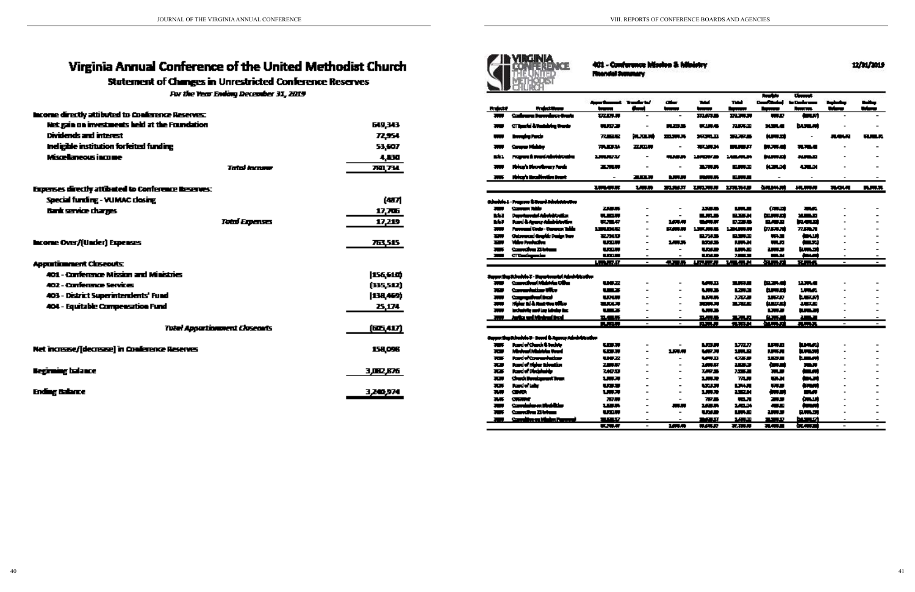# Virginia Annual Conference of the United Methodist Church

## Statement of Changes in Unrestricted Conference Reserves

*For the Year Ending December 31, 2019*

| | |
|---|---:|
| **Income directly attributed to Conference Reserves:** | |
| Net gain on investments held at the Foundation | 649,343 |
| Dividends and interest | 72,954 |
| Ineligible institution forfeited funding | 53,607 |
| Miscellaneous income | 4,830 |
| *Total Income* | 780,734 |
| | |
| **Expenses directly attributed to Conference Reserves:** | |
| Special funding - VUMAC closing | (487) |
| Bank service charges | 17,706 |
| *Total Expenses* | 17,219 |
| | |
| **Income Over/(Under) Expenses** | 763,515 |
| | |
| **Apportionment Closeouts:** | |
| 401 - Conference Mission and Ministries | (156,610) |
| 402 - Conference Services | (335,512) |
| 403 - District Superintendents' Fund | (138,469) |
| 404 - Equitable Compensation Fund | 25,174 |
| *Total Apportionment Closeouts* | (605,417) |
| | |
| **Net increase/(decrease) in Conference Reserves** | 158,098 |
| | |
| **Beginning balance** | 3,082,876 |
| | |
| **Ending Balance** | 3,240,974 |

## 401 - Conference Mission & Ministry

Financial Summary

12/31/2019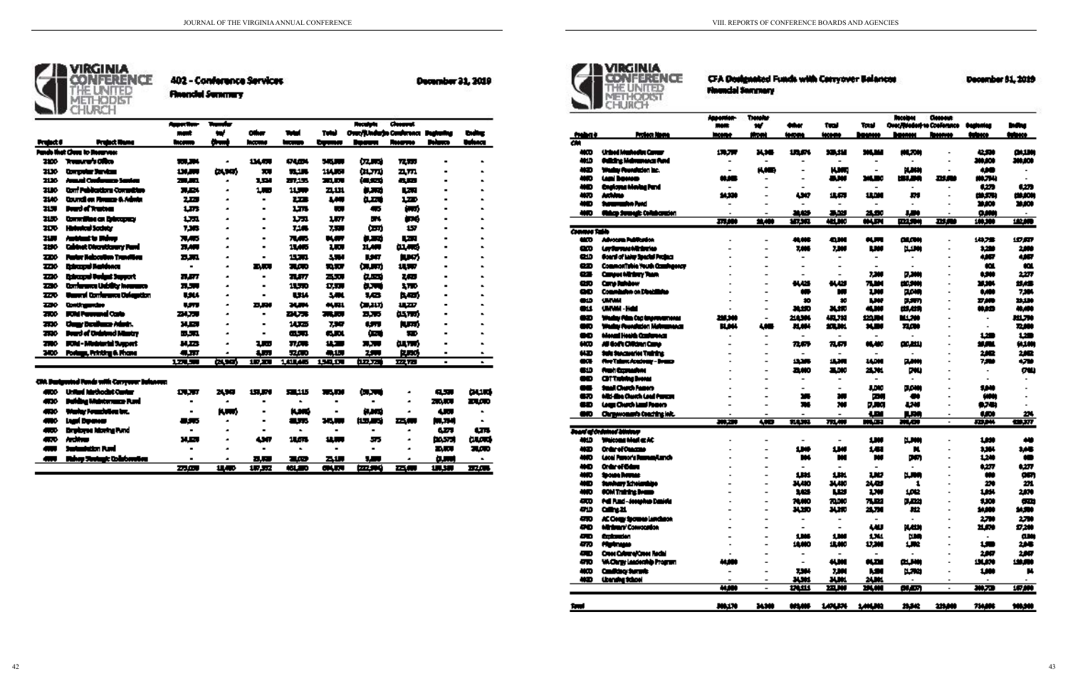# 402 - Conference Services
## Financial Summary

**December 31, 2019**

| Project # | Project Name | Apportionment Income | Transfer In/(Out) | Other Income | Total Income | Total Expenses | Receipts Over/(Under) Expenses | Closeout to Conference Reserves | Beginning Balance | Ending Balance |
|---|---|---|---|---|---|---|---|---|---|---|
| **Funds that Close to Reserves:** | | | | | | | | | | |
| 2100 | Treasurer's Office | 559,584 | - | 114,470 | 674,054 | 746,888 | (72,835) | 72,835 | - | - |
| 3130 | Computer Services | 138,898 | (24,940) | 700 | 95,156 | 114,954 | (21,771) | 21,771 | - | - |
| 3120 | Annual Conference Session | 298,881 | - | 3,534 | 297,135 | 283,878 | (46,925) | 46,925 | - | - |
| 3180 | Conf Publications Committee | 39,824 | - | 1,883 | 11,509 | 23,131 | (8,393) | 8,393 | - | - |
| 3140 | Council on Finance & Admin | 2,228 | - | - | 2,228 | 3,448 | (1,220) | 1,220 | - | - |
| 3150 | Board of Trustees | 1,375 | - | - | 1,375 | 900 | 475 | (475) | - | - |
| 3160 | Committee on Episcopacy | 1,751 | - | - | 1,751 | 1,877 | 874 | (874) | - | - |
| 3170 | Historical Society | 7,385 | - | - | 7,185 | 7,300 | (157) | 157 | - | - |
| 3180 | Assistant to Bishop | 78,495 | - | - | 78,495 | 84,697 | (6,202) | 6,202 | - | - |
| 3190 | Cabinet Discretionary Fund | 33,449 | - | - | 13,485 | 1,870 | 11,495 | (11,495) | - | - |
| 3200 | Pastor Relocation Travel/Exp | 13,381 | - | - | 13,381 | 3,984 | 8,847 | (8,847) | - | - |
| 3210 | Episcopal Residence | - | - | 20,800 | 20,800 | 50,907 | (30,807) | 10,987 | - | - |
| 3220 | Episcopal Budget Support | 23,877 | - | - | 23,877 | 25,900 | (2,023) | 2,023 | - | - |
| 3230 | Conference Liability Insurance | 13,590 | - | - | 13,590 | 17,330 | (3,740) | 3,740 | - | - |
| 3270 | General Conference Delegation | 8,914 | - | - | 8,914 | 3,484 | 5,425 | (5,425) | - | - |
| 3290 | Contingencies | 9,073 | - | 23,830 | 24,894 | 44,451 | (19,217) | 19,217 | - | - |
| 3300 | BOM Personnel Costs | 224,776 | - | - | 224,776 | 209,000 | 15,785 | (15,785) | - | - |
| 3310 | Clergy Dossiers Admin. | 14,828 | - | - | 14,825 | 7,947 | 6,878 | (6,878) | - | - |
| 3320 | Board of Ordained Ministry | 83,381 | - | - | 83,381 | 85,801 | (820) | 820 | - | - |
| 3380 | BOM - Ministerial Support | 34,223 | - | 2,883 | 37,096 | 18,288 | 18,700 | (18,700) | - | - |
| 3400 | Postage, Printing & Phone | 48,337 | - | 3,573 | 72,080 | 49,150 | 2,890 | (2,890) | - | - |
| | | 1,278,598 | (24,940) | 187,308 | 1,418,445 | 1,548,178 | (122,728) | 122,728 | - | - |
| **CFA Designated Funds with Carryover Balances:** | | | | | | | | | | |
| 4000 | United Methodist Center | 178,797 | 24,940 | 153,878 | 338,115 | 395,838 | (58,700) | - | 42,538 | (34,183) |
| 4010 | Building Maintenance Fund | - | - | - | - | - | - | - | 250,800 | 270,000 |
| 4020 | Wesley Foundation Inc. | - | (4,880) | - | (4,880) | - | (4,880) | - | 4,880 | - |
| 4030 | Legal Expenses | 48,085 | - | - | 48,085 | 243,000 | (155,895) | 225,000 | (69,794) | - |
| 4050 | Employee Moving Fund | - | - | - | - | - | - | - | 6,273 | 6,273 |
| 4070 | Archives | 14,320 | - | 4,347 | 18,676 | 18,800 | 375 | - | (20,575) | (18,000) |
| 4080 | Sustentation Fund | - | - | - | - | - | - | - | 20,800 | 20,800 |
| 4090 | Bishop Strategic Collaboration | - | - | 25,029 | 25,029 | 23,180 | 3,850 | - | (3,800) | - |
| | | 275,080 | 18,400 | 187,352 | 481,880 | 694,874 | (222,994) | 225,000 | 189,389 | 182,000 |

# CFA Designated Funds with Carryover Balances
## Financial Summary

**December 31, 2019**

| Project # | Project Name | Apportionment Income | Transfer In/(Out) | Other Income | Total Income | Total Expenses | Receipts Over/(Under) Expenses | Closeout to Conference Reserves | Beginning Balance | Ending Balance |
|---|---|---|---|---|---|---|---|---|---|---|
| **CFA** | | | | | | | | | | |
| 4000 | United Methodist Center | 178,797 | 24,940 | 153,878 | 338,115 | 395,838 | (58,700) | - | 42,538 | (34,183) |
| 4010 | Building Maintenance Fund | - | - | - | - | - | - | - | 250,800 | 250,800 |
| 4020 | Wesley Foundation Inc. | - | (4,880) | - | (4,880) | - | (4,880) | - | 4,880 | - |
| 4030 | Legal Expenses | 48,085 | - | - | 48,085 | 243,000 | (155,895) | 225,000 | (69,794) | - |
| 4050 | Employee Moving Fund | - | - | - | - | - | - | - | 6,273 | 6,273 |
| 4070 | Archives | 14,320 | - | 4,347 | 18,676 | 18,800 | 375 | - | (20,575) | (18,000) |
| 4080 | Sustentation Fund | - | - | - | - | - | - | - | 20,800 | 20,800 |
| 4090 | Bishop Strategic Collaboration | - | - | 25,029 | 25,029 | 23,180 | 3,850 | - | (3,800) | - |
| | | 275,080 | 18,400 | 187,352 | 481,880 | 694,874 | (222,994) | 225,000 | 189,389 | 182,000 |
| **Common Table** | | | | | | | | | | |
| 6100 | Advocate Publication | - | - | 48,698 | 43,968 | 64,078 | (20,780) | - | 140,788 | 117,027 |
| 6120 | Lay Servant Ministries | - | - | 7,388 | 7,388 | 8,500 | (1,138) | - | 3,328 | 2,800 |
| 6210 | Board of Laity Special Project | - | - | - | - | - | - | - | 4,867 | 4,867 |
| 6220 | CommonTable Youth Contingency | - | - | - | - | - | - | - | 601 | 601 |
| 6225 | Campus Ministry Team | - | - | - | - | 7,300 | (7,300) | - | 9,580 | 2,277 |
| 6230 | Camp Rainbow | - | - | 84,428 | 84,428 | 75,884 | (10,946) | - | 28,384 | 18,435 |
| 6240 | Commission on Disabilities | - | - | 800 | 800 | 3,008 | (2,048) | - | 9,480 | 7,384 |
| 6410 | UMVIM | - | - | 30 | 30 | 3,007 | (3,987) | - | 27,808 | 23,120 |
| 6411 | UMVIM - Haiti | - | - | 24,850 | 24,850 | 48,008 | (23,428) | - | 69,823 | 46,400 |
| 6420 | Wesley Film Cap Improvements | 238,340 | - | 218,384 | 431,731 | 120,384 | 311,780 | - | - | 311,780 |
| 6430 | Wesley Foundation Maintenance | 31,844 | 4,083 | 31,484 | 103,381 | 34,880 | 72,000 | - | - | 72,000 |
| 6440 | Mental Health Conference | - | - | - | - | - | - | - | 1,238 | 1,238 |
| 6450 | All God's Children Camp | - | - | 72,678 | 72,678 | 88,480 | (20,811) | - | 18,881 | (4,189) |
| 6480 | Safe Sanctuaries Training | - | - | - | - | - | - | - | 2,882 | 2,882 |
| 6500 | Five Talent Academy - Bvsaco | - | - | 13,308 | 13,308 | 14,008 | (2,800) | - | 7,780 | 4,780 |
| 6510 | Fresh Expressions | - | - | 23,800 | 23,000 | 23,761 | (761) | - | - | (761) |
| 6520 | CBT Training Events | - | - | - | - | - | - | - | - | - |
| 6550 | Small Church Pastors | - | - | - | - | 3,040 | (3,040) | - | 3,848 | - |
| 6570 | Mid-Size Church Lead Pastors | - | - | 300 | 300 | (238) | 400 | - | (400) | - |
| 6580 | Large Church Lead Pastors | - | - | 700 | 700 | (7,100) | 4,740 | - | (9,748) | - |
| 6590 | Clergywomen's Coaching Init. | - | - | - | - | 4,336 | (6,536) | - | 6,800 | 274 |
| | | 269,230 | 4,083 | 510,381 | 781,499 | 366,158 | 355,499 | - | 333,944 | 630,377 |
| **Board of Ordained Ministry** | | | | | | | | | | |
| 4610 | Welcome Meal at AC | - | - | - | - | 1,308 | (1,308) | - | 1,800 | 440 |
| 4620 | Order of Deacons | - | - | 1,340 | 1,340 | 1,458 | 84 | - | 3,384 | 3,445 |
| 4630 | Local Pastor's Retreat/Lunch | - | - | 804 | 800 | 800 | (307) | - | 1,240 | 800 |
| 4640 | Order of Elders | - | - | - | - | - | - | - | 8,277 | 8,277 |
| 4650 | Spouse Retreat | - | - | 1,531 | 1,531 | 3,112 | (1,580) | - | 880 | (307) |
| 4660 | Seminary Scholarships | - | - | 24,480 | 24,480 | 24,425 | 1 | - | 270 | 271 |
| 4680 | BOM Training Events | - | - | 3,825 | 3,825 | 2,780 | 1,042 | - | 1,854 | 2,870 |
| 4700 | Fell Fund - Josephine Daniels | - | - | 78,680 | 70,300 | 75,822 | (5,822) | - | 8,309 | (322) |
| 4710 | Calling 21 | - | - | 24,350 | 24,350 | 23,738 | 312 | - | 14,800 | 14,380 |
| 4750 | AC Clergy Spouses Luncheon | - | - | - | - | - | - | - | 2,780 | 2,780 |
| 4740 | Ministers' Convocation | - | - | - | - | 4,413 | (4,413) | - | 21,870 | 17,280 |
| 4750 | Exploration | - | - | 1,586 | 1,586 | 1,741 | (158) | - | - | (158) |
| 4770 | Pilgrimages | - | - | 18,860 | 18,860 | 17,308 | 1,582 | - | 1,380 | 2,848 |
| 4780 | Cross Cultural/Cross Racial | - | - | - | - | - | - | - | 2,867 | 2,867 |
| 4790 | VA Clergy Leadership Program | 44,880 | - | - | 44,880 | 84,228 | (21,340) | - | 131,870 | 110,530 |
| 4800 | Candidacy Summits | - | - | 7,384 | 7,384 | 8,508 | (1,790) | - | 1,880 | 84 |
| 4820 | Licensing School | - | - | 34,381 | 34,381 | 24,381 | - | - | - | - |
| | | 44,880 | - | 178,111 | 222,980 | 231,608 | (88,827) | - | 300,728 | 187,000 |
| **Total** | | 588,170 | 24,380 | 883,805 | 1,476,574 | 1,446,902 | 29,542 | 225,000 | 734,886 | 960,300 |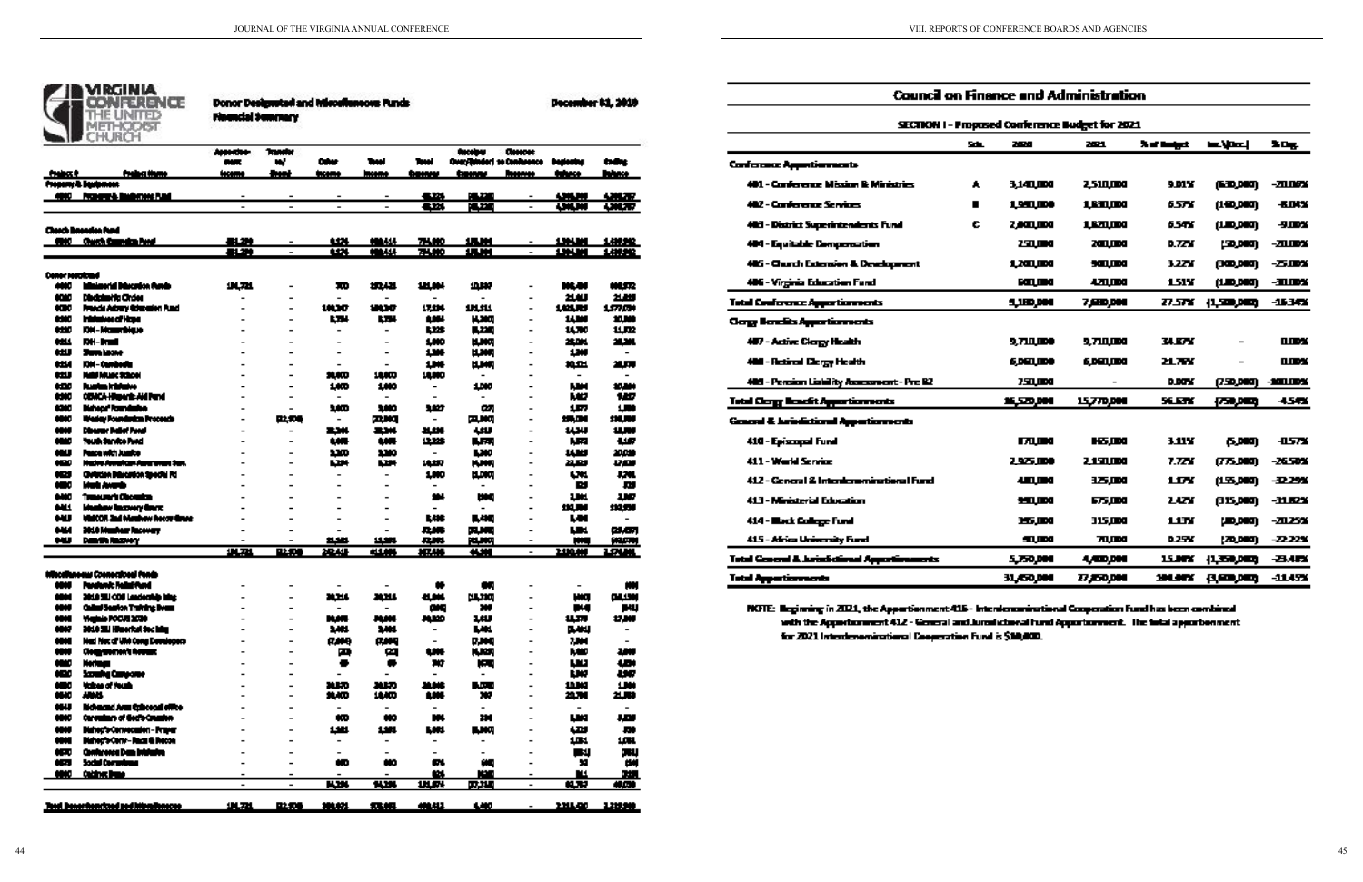# Virginia Conference, The United Methodist Church

## Donor Designated and Miscellaneous Funds Financial Summary

**December 31, 2019**

# Council on Finance and Administration

## SECTION I - Proposed Conference Budget for 2021

| | Sch. | 2020 | 2021 | % of Budget | Inc.\(Dec.) | % Chg. |
|---|---|---|---|---|---|---|
| **Conference Apportionments** | | | | | | |
| 401 - Conference Mission & Ministries | A | 3,140,000 | 2,510,000 | 9.01% | (630,000) | -20.06% |
| 402 - Conference Services | B | 1,990,000 | 1,830,000 | 6.57% | (160,000) | -8.04% |
| 403 - District Superintendents Fund | C | 2,000,000 | 1,820,000 | 6.54% | (180,000) | -9.00% |
| 404 - Equitable Compensation | | 250,000 | 200,000 | 0.72% | (50,000) | -20.00% |
| 405 - Church Extension & Development | | 1,200,000 | 900,000 | 3.23% | (300,000) | -25.00% |
| 406 - Virginia Education Fund | | 600,000 | 420,000 | 1.51% | (180,000) | -30.00% |
| **Total Conference Apportionments** | | **9,180,000** | **7,680,000** | **27.57%** | **(1,500,000)** | **-16.34%** |
| **Clergy Benefits Apportionments** | | | | | | |
| 407 - Active Clergy Health | | 9,710,000 | 9,710,000 | 34.87% | - | 0.00% |
| 408 - Retired Clergy Health | | 6,060,000 | 6,060,000 | 21.76% | - | 0.00% |
| 409 - Pension Liability Assessment - Pre 82 | | 750,000 | - | 0.00% | (750,000) | -100.00% |
| **Total Clergy Benefit Apportionments** | | **16,520,000** | **15,770,000** | **56.63%** | **(750,000)** | **-4.54%** |
| **General & Jurisdictional Apportionments** | | | | | | |
| 410 - Episcopal Fund | | 870,000 | 865,000 | 3.11% | (5,000) | -0.57% |
| 411 - World Service | | 2,925,000 | 2,150,000 | 7.72% | (775,000) | -26.50% |
| 412 - General & Interdenominational Fund | | 480,000 | 325,000 | 1.17% | (155,000) | -32.29% |
| 413 - Ministerial Education | | 990,000 | 675,000 | 2.42% | (315,000) | -31.82% |
| 414 - Black College Fund | | 395,000 | 315,000 | 1.13% | (80,000) | -20.25% |
| 415 - Africa University Fund | | 90,000 | 70,000 | 0.25% | (20,000) | -22.22% |
| **Total General & Jurisdictional Apportionments** | | **5,750,000** | **4,400,000** | **15.80%** | **(1,350,000)** | **-23.48%** |
| **Total Apportionments** | | **31,450,000** | **27,850,000** | **100.00%** | **(3,600,000)** | **-11.45%** |

NOTE: Beginning in 2021, the Apportionment 416 - Interdenominational Cooperation Fund has been combined with the Apportionment 412 - General and Jurisdictional Fund Apportionment. The total apportionment for 2021 Interdenominational Cooperation Fund is $10,000.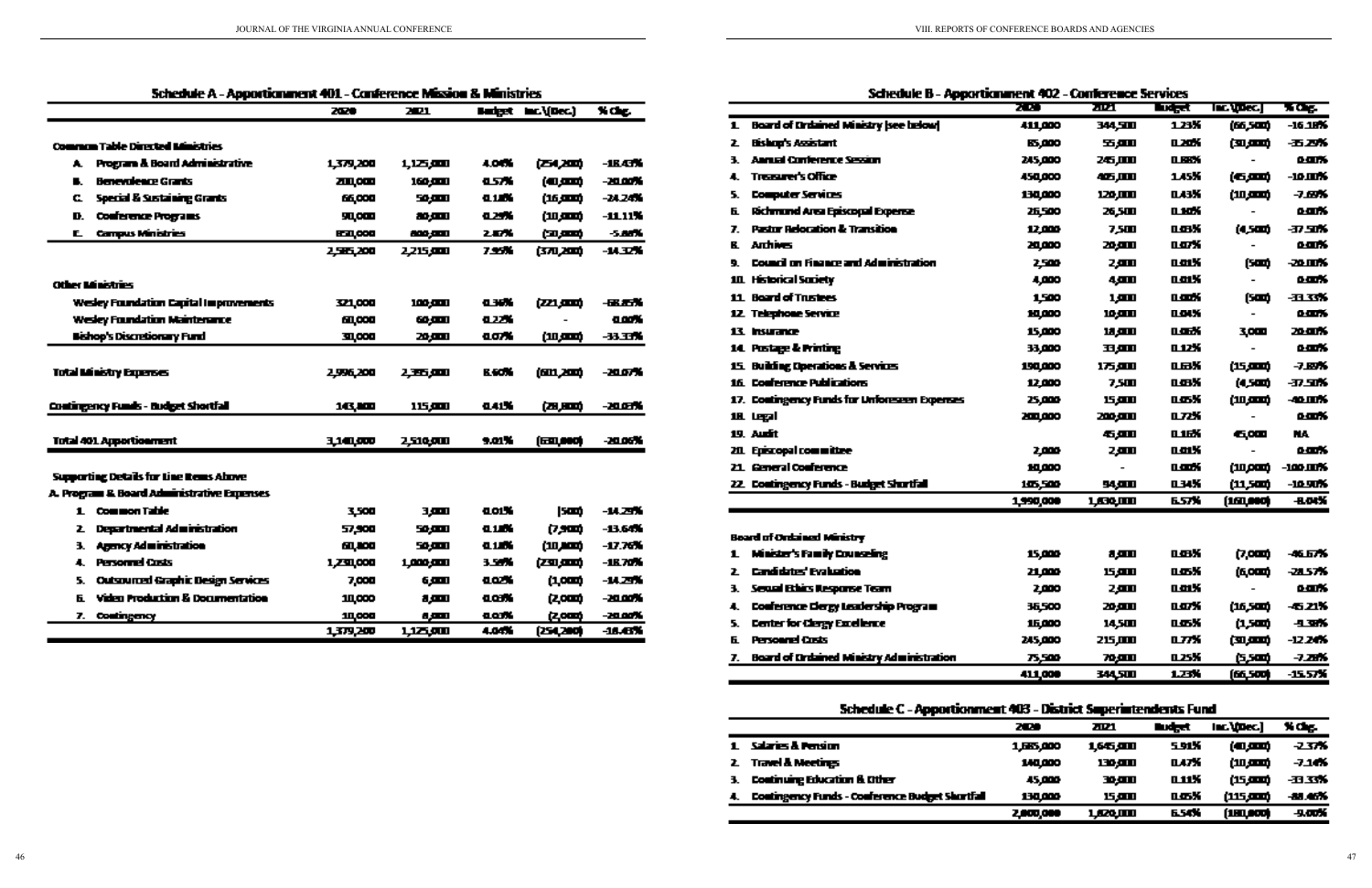## Schedule A - Apportionment 401 - Conference Mission & Ministries

| | 2020 | 2021 | Budget | Inc.\(Dec.) | % Chg. |
|---|---|---|---|---|---|
| **Common Table Directed Ministries** | | | | | |
| A. Program & Board Administrative | 1,379,200 | 1,125,000 | 4.04% | (254,200) | -18.43% |
| B. Benevolence Grants | 200,000 | 160,000 | 0.57% | (40,000) | -20.00% |
| C. Special & Sustaining Grants | 66,000 | 50,000 | 0.18% | (16,000) | -24.24% |
| D. Conference Programs | 90,000 | 80,000 | 0.29% | (10,000) | -11.11% |
| E. Campus Ministries | 850,000 | 800,000 | 2.87% | (50,000) | -5.88% |
| | 2,585,200 | 2,215,000 | 7.95% | (370,200) | -14.32% |
| **Other Ministries** | | | | | |
| Wesley Foundation Capital Improvements | 321,000 | 100,000 | 0.36% | (221,000) | -68.85% |
| Wesley Foundation Maintenance | 60,000 | 60,000 | 0.22% | - | 0.00% |
| Bishop's Discretionary Fund | 30,000 | 20,000 | 0.07% | (10,000) | -33.33% |
| **Total Ministry Expenses** | 2,996,200 | 2,395,000 | 8.60% | (601,200) | -20.07% |
| **Contingency Funds - Budget Shortfall** | 143,800 | 115,000 | 0.41% | (28,800) | -20.03% |
| **Total 401 Apportionment** | 3,140,000 | 2,510,000 | 9.01% | (630,000) | -20.06% |

**Supporting Details for Line Items Above**

**A. Program & Board Administrative Expenses**

| | 2020 | 2021 | Budget | Inc.\(Dec.) | % Chg. |
|---|---|---|---|---|---|
| 1. Common Table | 3,500 | 3,000 | 0.01% | (500) | -14.29% |
| 2. Departmental Administration | 57,900 | 50,000 | 0.18% | (7,900) | -13.64% |
| 3. Agency Administration | 60,800 | 50,000 | 0.18% | (10,800) | -17.76% |
| 4. Personnel Costs | 1,230,000 | 1,000,000 | 3.59% | (230,000) | -18.70% |
| 5. Outsourced Graphic Design Services | 7,000 | 6,000 | 0.02% | (1,000) | -14.29% |
| 6. Video Production & Documentation | 10,000 | 8,000 | 0.03% | (2,000) | -20.00% |
| 7. Contingency | 10,000 | 8,000 | 0.03% | (2,000) | -20.00% |
| | 1,379,200 | 1,125,000 | 4.04% | (254,200) | -18.43% |

## Schedule B - Apportionment 402 - Conference Services

| | 2020 | 2021 | Budget | Inc.\(Dec.) | % Chg. |
|---|---|---|---|---|---|
| 1. Board of Ordained Ministry (see below) | 411,000 | 344,500 | 1.23% | (66,500) | -16.18% |
| 2. Bishop's Assistant | 85,000 | 55,000 | 0.20% | (30,000) | -35.29% |
| 3. Annual Conference Session | 245,000 | 245,000 | 0.88% | - | 0.00% |
| 4. Treasurer's Office | 450,000 | 405,000 | 1.45% | (45,000) | -10.00% |
| 5. Computer Services | 130,000 | 120,000 | 0.43% | (10,000) | -7.69% |
| 6. Richmond Area Episcopal Expense | 26,500 | 26,500 | 0.10% | - | 0.00% |
| 7. Pastor Relocation & Transition | 12,000 | 7,500 | 0.03% | (4,500) | -37.50% |
| 8. Archives | 20,000 | 20,000 | 0.07% | - | 0.00% |
| 9. Council on Finance and Administration | 2,500 | 2,000 | 0.01% | (500) | -20.00% |
| 10. Historical Society | 4,000 | 4,000 | 0.01% | - | 0.00% |
| 11. Board of Trustees | 1,500 | 1,000 | 0.00% | (500) | -33.33% |
| 12. Telephone Service | 10,000 | 10,000 | 0.04% | - | 0.00% |
| 13. Insurance | 15,000 | 18,000 | 0.06% | 3,000 | 20.00% |
| 14. Postage & Printing | 33,000 | 33,000 | 0.12% | - | 0.00% |
| 15. Building Operations & Services | 190,000 | 175,000 | 0.63% | (15,000) | -7.89% |
| 16. Conference Publications | 12,000 | 7,500 | 0.03% | (4,500) | -37.50% |
| 17. Contingency Funds for Unforeseen Expenses | 25,000 | 15,000 | 0.05% | (10,000) | -40.00% |
| 18. Legal | 200,000 | 200,000 | 0.72% | - | 0.00% |
| 19. Audit | | 45,000 | 0.16% | 45,000 | NA |
| 20. Episcopal committee | 2,000 | 2,000 | 0.01% | - | 0.00% |
| 21. General Conference | 10,000 | - | 0.00% | (10,000) | -100.00% |
| 22. Contingency Funds - Budget Shortfall | 105,500 | 94,000 | 0.34% | (11,500) | -10.90% |
| | 1,990,000 | 1,830,000 | 6.57% | (160,000) | -8.04% |

**Board of Ordained Ministry**

| | 2020 | 2021 | Budget | Inc.\(Dec.) | % Chg. |
|---|---|---|---|---|---|
| 1. Minister's Family Counseling | 15,000 | 8,000 | 0.03% | (7,000) | -46.67% |
| 2. Candidates' Evaluation | 21,000 | 15,000 | 0.05% | (6,000) | -28.57% |
| 3. Sexual Ethics Response Team | 2,000 | 2,000 | 0.01% | - | 0.00% |
| 4. Conference Clergy Leadership Program | 36,500 | 20,000 | 0.07% | (16,500) | -45.21% |
| 5. Center for Clergy Excellence | 16,000 | 14,500 | 0.05% | (1,500) | -9.38% |
| 6. Personnel Costs | 245,000 | 215,000 | 0.77% | (30,000) | -12.24% |
| 7. Board of Ordained Ministry Administration | 75,500 | 70,000 | 0.25% | (5,500) | -7.28% |
| | 411,000 | 344,500 | 1.23% | (66,500) | -15.57% |

## Schedule C - Apportionment 403 - District Superintendents Fund

| | 2020 | 2021 | Budget | Inc.\(Dec.) | % Chg. |
|---|---|---|---|---|---|
| 1. Salaries & Pension | 1,685,000 | 1,645,000 | 5.91% | (40,000) | -2.37% |
| 2. Travel & Meetings | 140,000 | 130,000 | 0.47% | (10,000) | -7.14% |
| 3. Continuing Education & Other | 45,000 | 30,000 | 0.11% | (15,000) | -33.33% |
| 4. Contingency Funds - Conference Budget Shortfall | 130,000 | 15,000 | 0.05% | (115,000) | -88.46% |
| | 2,000,000 | 1,820,000 | 6.54% | (180,000) | -9.00% |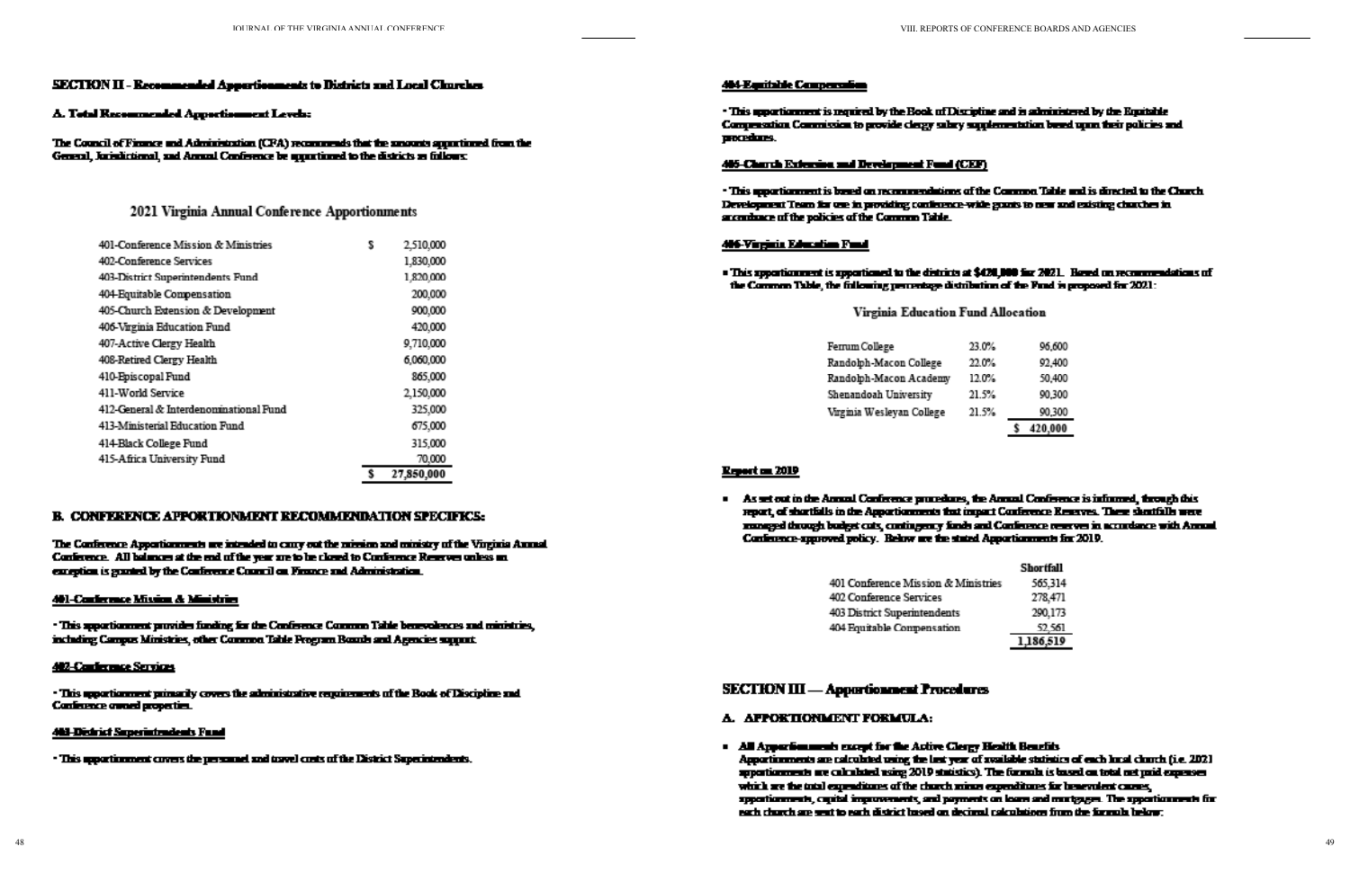## SECTION II - Recommended Apportionments to Districts and Local Churches

### A. Total Recommended Apportionment Levels:

**The Council of Finance and Administration (CFA) recommends that the amounts apportioned from the General, Jurisdictional, and Annual Conference be apportioned to the districts as follows:**

**2021 Virginia Annual Conference Apportionments**

| | |
|---|---|
| 401-Conference Mission & Ministries | $ 2,510,000 |
| 402-Conference Services | 1,830,000 |
| 403-District Superintendents Fund | 1,820,000 |
| 404-Equitable Compensation | 200,000 |
| 405-Church Extension & Development | 900,000 |
| 406-Virginia Education Fund | 420,000 |
| 407-Active Clergy Health | 9,710,000 |
| 408-Retired Clergy Health | 6,060,000 |
| 410-Episcopal Fund | 865,000 |
| 411-World Service | 2,150,000 |
| 412-General & Interdenominational Fund | 325,000 |
| 413-Ministerial Education Fund | 675,000 |
| 414-Black College Fund | 315,000 |
| 415-Africa University Fund | 70,000 |
| | $ 27,850,000 |

### B. CONFERENCE APPORTIONMENT RECOMMENDATION SPECIFICS:

**The Conference Apportionments are intended to carry out the mission and ministry of the Virginia Annual Conference. All balances at the end of the year are to be closed to Conference Reserves unless an exception is granted by the Conference Council on Finance and Administration.**

**401-Conference Mission & Ministries**

- **This apportionment provides funding for the Conference Common Table benevolences and ministries, including Campus Ministries, other Common Table Program Boards and Agencies support.**

**402-Conference Services**

- **This apportionment primarily covers the administrative requirements of the Book of Discipline and Conference owned properties.**

**403-District Superintendents Fund**

- **This apportionment covers the personnel and travel costs of the District Superintendents.**

**404-Equitable Compensation**

- **This apportionment is required by the Book of Discipline and is administered by the Equitable Compensation Commission to provide clergy salary supplementation based upon their policies and procedures.**

**405-Church Extension and Development Fund (CEF)**

- **This apportionment is based on recommendations of the Common Table and is directed to the Church Development Team for use in providing conference-wide grants to new and existing churches in accordance of the policies of the Common Table.**

**406-Virginia Education Fund**

- **This apportionment is apportioned to the districts at $420,000 for 2021. Based on recommendations of the Common Table, the following percentage distribution of the Fund is proposed for 2021:**

**Virginia Education Fund Allocation**

| | | |
|---|---|---|
| Ferrum College | 23.0% | 96,600 |
| Randolph-Macon College | 22.0% | 92,400 |
| Randolph-Macon Academy | 12.0% | 50,400 |
| Shenandoah University | 21.5% | 90,300 |
| Virginia Wesleyan College | 21.5% | 90,300 |
| | | $ 420,000 |

**Report on 2019**

- **As set out in the Annual Conference procedures, the Annual Conference is informed, through this report, of shortfalls in the Apportionments that impact Conference Reserves. These shortfalls were managed through budget cuts, contingency funds and Conference reserves in accordance with Annual Conference-approved policy. Below are the stated Apportionments for 2019.**

| | Shortfall |
|---|---|
| 401 Conference Mission & Ministries | 565,314 |
| 402 Conference Services | 278,471 |
| 403 District Superintendents | 290,173 |
| 404 Equitable Compensation | 52,561 |
| | 1,186,519 |

## SECTION III — Apportionment Procedures

### A. APPORTIONMENT FORMULA:

- **All Apportionments except for the Active Clergy Health Benefits**
  **Apportionments are calculated using the last year of available statistics of each local church (i.e. 2021 apportionments are calculated using 2019 statistics). The formula is based on total net paid expenses which are the total expenditures of the church minus expenditures for benevolent causes, apportionments, capital improvements, and payments on loans and mortgages. The apportionments for each church are sent to each district based on decimal calculations from the formula below:**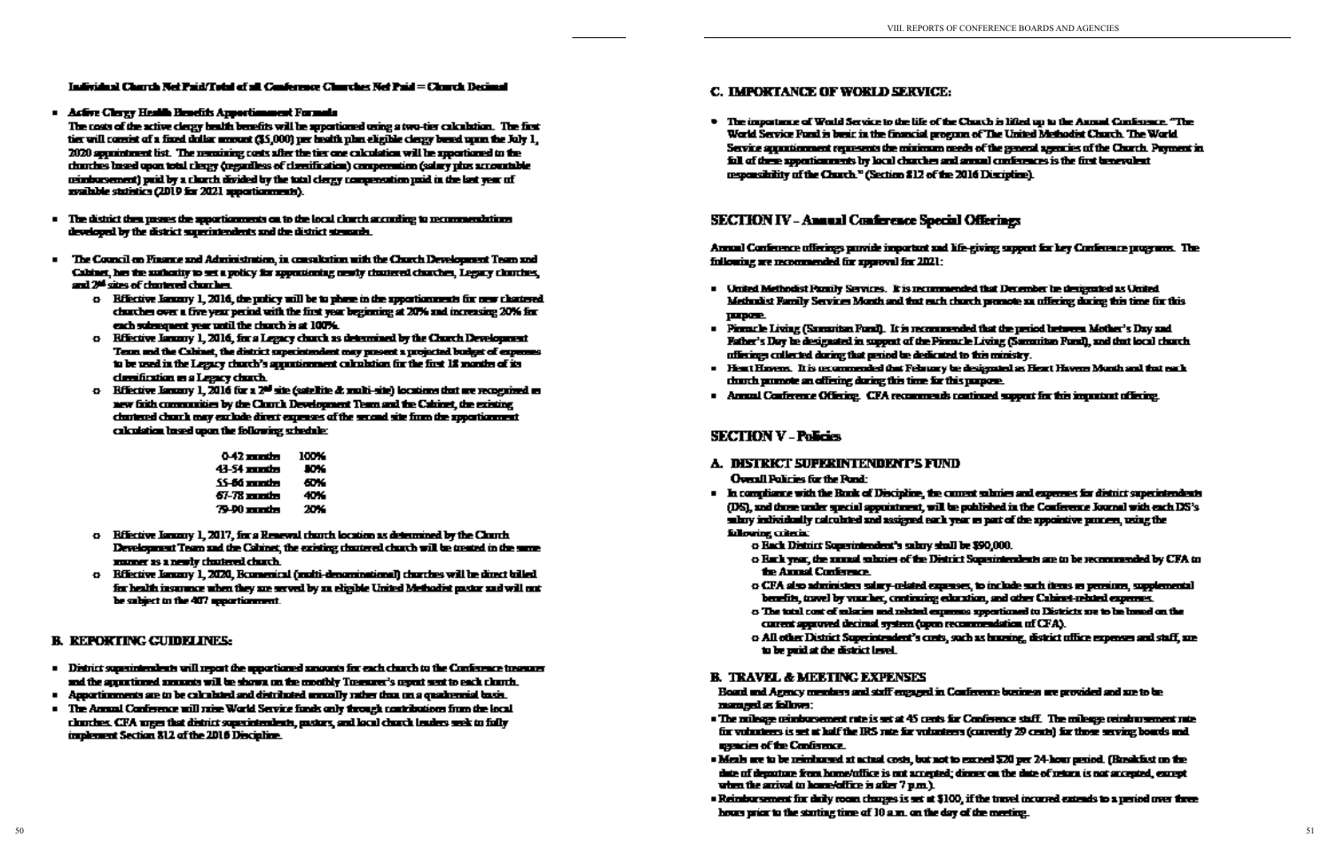**Individual Church Net Paid/Total of all Conference Churches Net Paid = Church Decimal**

- **Active Clergy Health Benefits Apportionment Formula**
  The costs of the active clergy health benefits will be apportioned using a two-tier calculation. The first tier will consist of a fixed dollar amount ($5,000) per health plan eligible clergy based upon the July 1, 2020 appointment list. The remaining costs after the tier one calculation will be apportioned to the churches based upon total clergy (regardless of classification) compensation (salary plus accountable reimbursement) paid by a church divided by the total clergy compensation paid in the last year of available statistics (2019 for 2021 apportionments).

- The district then passes the apportionments on to the local church according to recommendations developed by the district superintendents and the district stewards.

- The Council on Finance and Administration, in consultation with the Church Development Team and Cabinet, has the authority to set a policy for apportioning newly chartered churches, Legacy churches, and 2nd sites of chartered churches.
  - Effective January 1, 2016, the policy will be to phase in the apportionments for new chartered churches over a five year period with the first year beginning at 20% and increasing 20% for each subsequent year until the church is at 100%.
  - Effective January 1, 2016, for a Legacy church as determined by the Church Development Team and the Cabinet, the district superintendent may present a projected budget of expenses to be used in the Legacy church's apportionment calculation for the first 18 months of its classification as a Legacy church.
  - Effective January 1, 2016 for a 2nd site (satellite & multi-site) locations that are recognized as new faith communities by the Church Development Team and the Cabinet, the existing chartered church may exclude direct expenses of the second site from the apportionment calculation based upon the following schedule:

| | |
|---|---|
| 0-42 months | 100% |
| 43-54 months | 80% |
| 55-66 months | 60% |
| 67-78 months | 40% |
| 79-90 months | 20% |

  - Effective January 1, 2017, for a Renewal church location as determined by the Church Development Team and the Cabinet, the existing chartered church will be treated in the same manner as a newly chartered church.
  - Effective January 1, 2020, Ecumenical (multi-denominational) churches will be direct billed for health insurance when they are served by an eligible United Methodist pastor and will not be subject to the 407 apportionment.

## B. REPORTING GUIDELINES:

- District superintendents will report the apportioned amounts for each church to the Conference treasurer and the apportioned amounts will be shown on the monthly Treasurer's report sent to each church.
- Apportionments are to be calculated and distributed annually rather than on a quadrennial basis.
- The Annual Conference will raise World Service funds only through contributions from the local churches. CFA urges that district superintendents, pastors, and local church leaders seek to fully implement Section 812 of the 2016 Discipline.

## C. IMPORTANCE OF WORLD SERVICE:

- The importance of World Service to the life of the Church is lifted up to the Annual Conference. "The World Service Fund is basic in the financial program of The United Methodist Church. The World Service apportionment represents the minimum needs of the general agencies of the Church. Payment in full of these apportionments by local churches and annual conferences is the first benevolent responsibility of the Church." (Section 812 of the 2016 Discipline).

# SECTION IV – Annual Conference Special Offerings

Annual Conference offerings provide important and life-giving support for key Conference programs. The following are recommended for approval for 2021:

- United Methodist Family Services. It is recommended that December be designated as United Methodist Family Services Month and that each church promote an offering during this time for this purpose.
- Pinnacle Living (Samaritan Fund). It is recommended that the period between Mother's Day and Father's Day be designated in support of the Pinnacle Living (Samaritan Fund), and that local church offerings collected during that period be dedicated to this ministry.
- Heart Havens. It is recommended that February be designated as Heart Havens Month and that each church promote an offering during this time for this purpose.
- Annual Conference Offering. CFA recommends continued support for this important offering.

# SECTION V – Policies

## A. DISTRICT SUPERINTENDENT'S FUND

Overall Policies for the Fund:

- In compliance with the Book of Discipline, the current salaries and expenses for district superintendents (DS), and those under special appointment, will be published in the Conference Journal with each DS's salary individually calculated and assigned each year as part of the appointive process, using the following criteria:
  - Each District Superintendent's salary shall be $90,000.
  - Each year, the annual salaries of the District Superintendents are to be recommended by CFA to the Annual Conference.
  - CFA also administers salary-related expenses, to include such items as pensions, supplemental benefits, travel by voucher, continuing education, and other Cabinet-related expenses.
  - The total cost of salaries and related expenses apportioned to Districts are to be based on the current approved decimal system (upon recommendation of CFA).
  - All other District Superintendent's costs, such as housing, district office expenses and staff, are to be paid at the district level.

## B. TRAVEL & MEETING EXPENSES

Board and Agency members and staff engaged in Conference business are provided and are to be managed as follows:

- The mileage reimbursement rate is set at 45 cents for Conference staff. The mileage reimbursement rate for volunteers is set at half the IRS rate for volunteers (currently 29 cents) for those serving boards and agencies of the Conference.
- Meals are to be reimbursed at actual costs, but not to exceed $20 per 24-hour period. (Breakfast on the date of departure from home/office is not accepted; dinner on the date of return is not accepted, except when the arrival to home/office is after 7 p.m.).
- Reimbursement for daily room charges is set at $100, if the travel incurred extends to a period over three hours prior to the starting time of 10 a.m. on the day of the meeting.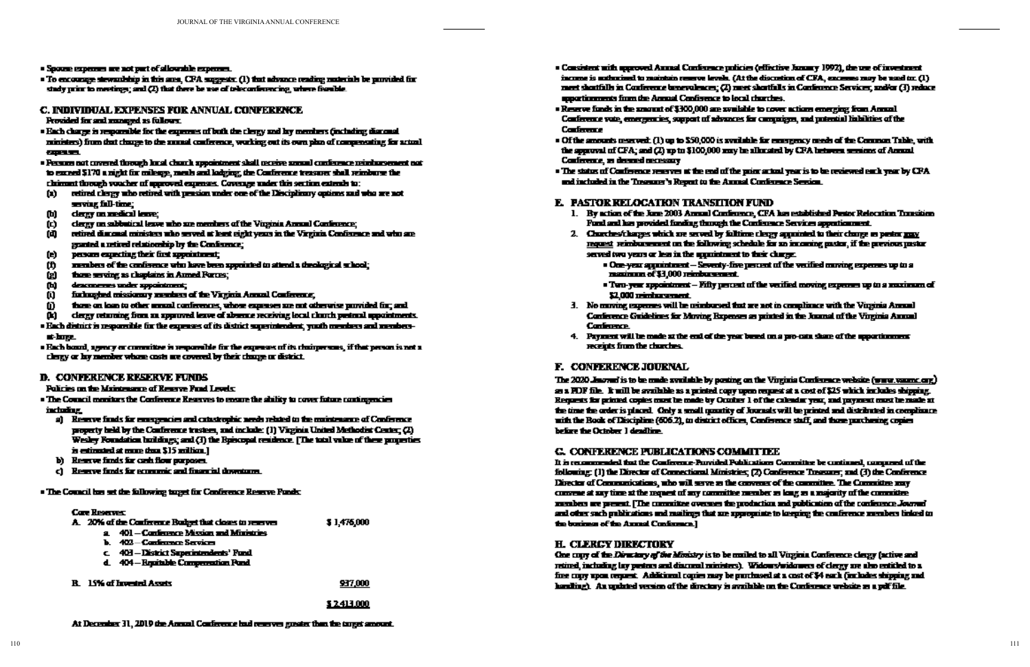- Spouse expenses are not part of allowable expenses.
- To encourage stewardship in this area, CFA suggests: (1) that advance reading materials be provided for study prior to meetings; and (2) that there be use of teleconferencing, where feasible.

## C. INDIVIDUAL EXPENSES FOR ANNUAL CONFERENCE

Provided for and managed as follows:

- Each charge is responsible for the expenses of both the clergy and lay members (including diaconal ministers) from that charge to the annual conference, working out its own plan of compensating for actual expenses.
- Persons not covered through local church appointment shall receive annual conference reimbursement not to exceed $170 a night for mileage, meals and lodging; the Conference treasurer shall reimburse the claimant through voucher of approved expenses. Coverage under this section extends to:
  - (a) retired clergy who retired with pension under one of the Disciplinary options and who are not serving full-time;
  - (b) clergy on medical leave;
  - (c) clergy on sabbatical leave who are members of the Virginia Annual Conference;
  - (d) retired diaconal ministers who served at least eight years in the Virginia Conference and who are granted a retired relationship by the Conference;
  - (e) persons expecting their first appointment;
  - (f) members of the conference who have been appointed to attend a theological school;
  - (g) those serving as chaplains in Armed Forces;
  - (h) deaconesses under appointment;
  - (i) furloughed missionary members of the Virginia Annual Conference;
  - (j) those on loan to other annual conferences, whose expenses are not otherwise provided for; and
  - (k) clergy returning from an approved leave of absence receiving local church pastoral appointments.
- Each district is responsible for the expenses of its district superintendent, youth members and members-at-large.
- Each board, agency or committee is responsible for the expenses of its chairpersons, if that person is not a clergy or lay member whose costs are covered by their charge or district.

## D. CONFERENCE RESERVE FUNDS

Policies on the Maintenance of Reserve Fund Levels:

- The Council monitors the Conference Reserves to ensure the ability to cover future contingencies including,
  - a) Reserve funds for emergencies and catastrophic needs related to the maintenance of Conference property held by the Conference trustees, and include: (1) Virginia United Methodist Center; (2) Wesley Foundation buildings; and (3) the Episcopal residence. [The total value of these properties is estimated at more than $15 million.]
  - b) Reserve funds for cash flow purposes.
  - c) Reserve funds for economic and financial downturns.

- The Council has set the following target for Conference Reserve Funds:

Core Reserves:

| | |
|---|---|
| A. 20% of the Conference Budget that closes to reserves | $ 1,476,000 |
| a. 401 – Conference Mission and Ministries | |
| b. 402 – Conference Services | |
| c. 403 – District Superintendents' Fund | |
| d. 404 – Equitable Compensation Fund | |
| B. 15% of Invested Assets | 937,000 |
| | $ 2,413,000 |

At December 31, 2019 the Annual Conference had reserves greater than the target amount.

- Consistent with approved Annual Conference policies (effective January 1992), the use of investment income is authorized to maintain reserve levels. (At the discretion of CFA, excesses may be used to: (1) meet shortfalls in Conference benevolences; (2) meet shortfalls in Conference Services; and/or (3) reduce apportionments from the Annual Conference to local churches.
- Reserve funds in the amount of $300,000 are available to cover actions emerging from Annual Conference vote, emergencies, support of advances for campaigns, and potential liabilities of the Conference
- Of the amounts reserved: (1) up to $50,000 is available for emergency needs of the Common Table, with the approval of CFA; and (2) up to $100,000 may be allocated by CFA between sessions of Annual Conference, as deemed necessary
- The status of Conference reserves at the end of the prior actual year is to be reviewed each year by CFA and included in the Treasurer's Report to the Annual Conference Session.

## E. PASTOR RELOCATION TRANSITION FUND

1. By action of the June 2003 Annual Conference, CFA has established Pastor Relocation Transition Fund and has provided funding through the Conference Services apportionment.
2. Churches/charges which are served by fulltime clergy appointed to their charge as pastor may request reimbursement on the following schedule for an incoming pastor, if the previous pastor served two years or less in the appointment to their charge.
   - One-year appointment – Seventy-five percent of the verified moving expenses up to a maximum of $3,000 reimbursement.
   - Two-year appointment – Fifty percent of the verified moving expenses up to a maximum of $2,000 reimbursement.
3. No moving expenses will be reimbursed that are not in compliance with the Virginia Annual Conference Guidelines for Moving Expenses as printed in the Journal of the Virginia Annual Conference.
4. Payment will be made at the end of the year based on a pro-rata share of the apportionment receipts from the churches.

## F. CONFERENCE JOURNAL

The 2020 *Journal* is to be made available by posting on the Virginia Conference website (www.vaumc.org) as a PDF file. It will be available as a printed copy upon request at a cost of $25 which includes shipping. Requests for printed copies must be made by October 1 of the calendar year, and payment must be made at the time the order is placed. Only a small quantity of Journals will be printed and distributed in compliance with the Book of Discipline (606.2), to district offices, Conference staff, and those purchasing copies before the October 1 deadline.

## G. CONFERENCE PUBLICATIONS COMMITTEE

It is recommended that the Conference-Provided Publications Committee be continued, composed of the following: (1) the Director of Connectional Ministries; (2) Conference Treasurer; and (3) the Conference Director of Communications, who will serve as the convener of the committee. The Committee may convene at any time at the request of any committee member as long as a majority of the committee members are present. [The committee oversees the production and publication of the conference *Journal* and other such publications and mailings that are appropriate to keeping the conference members linked to the business of the Annual Conference.]

## H. CLERGY DIRECTORY

One copy of the *Directory of the Ministry* is to be mailed to all Virginia Conference clergy (active and retired, including lay pastors and diaconal ministers). Widows/widowers of clergy are also entitled to a free copy upon request. Additional copies may be purchased at a cost of $4 each (includes shipping and handling). An updated version of the directory is available on the Conference website as a pdf file.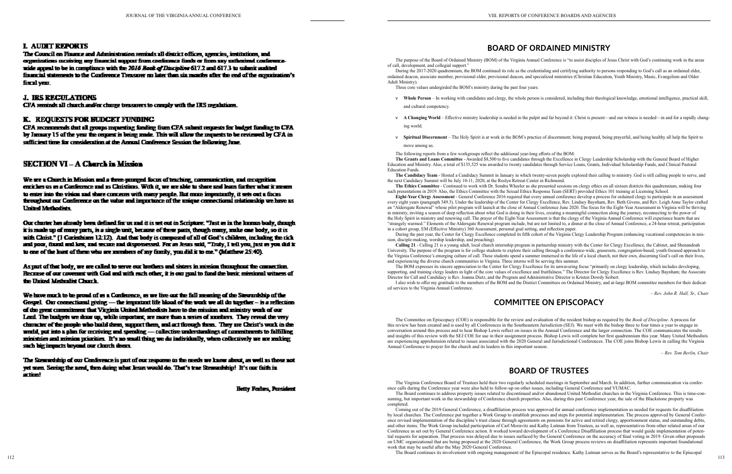## I. AUDIT REPORTS

The Council on Finance and Administration reminds all district offices, agencies, institutions, and organizations receiving any financial support from conference funds or from any authorized conference-wide appeal to be in compliance with the *2016 Book of Discipline* 617.2 and 617.3 to submit audited financial statements to the Conference Treasurer no later than six months after the end of the organization's fiscal year.

## J. IRS REGULATIONS

CFA reminds all church and/or charge treasurers to comply with the IRS regulations.

## K. REQUESTS FOR BUDGET FUNDING

CFA recommends that all groups requesting funding from CFA submit requests for budget funding to CFA by January 15 of the year the request is being made. This will allow the requests to be reviewed by CFA in sufficient time for consideration at the Annual Conference Session the following June.

## SECTION VI – A Church in Mission

We are a Church in Mission and a three-pronged focus of teaching, communication, and recognition enriches us as a Conference and as Christians. With it, we are able to share and learn further what it means to enter into the vision and share concerns with many people. But more importantly, it sets out a focus throughout our Conference on the value and importance of the unique connectional relationship we have as United Methodists.

Our charter has already been defined for us and it is set out in Scripture: "Just as in the human body, though it is made up of many parts, is a single unit, because of these parts, though many, make one body, so it is with Christ." (1 Corinthians 12:12). And that body is composed of all of God's children, including the rich and poor, found and lost, and secure and dispossessed. For as Jesus said, "Truly, I tell you, just as you did it to one of the least of these who are members of my family, you did it to me." (Matthew 25:40).

As part of that body, we are called to serve our brothers and sisters in mission throughout the connection. Because of our covenant with God and with each other, it is our goal to fund the basic missional witness of the United Methodist Church.

We have much to be proud of as a Conference, as we live out the full meaning of the Stewardship of the Gospel. Our connectional giving — the important life blood of the work we all do together – is a reflection of the great commitment that Virginia United Methodists have to the mission and ministry work of our Lord. The budgets we draw up, while important, are more than a series of numbers. They reveal the very character of the people who build them, support them, and act through them. They are Christ's work in the world, put into a plan for receiving and spending — collective understandings of commitments to fulfilling ministries and mission priorities. It's no small thing we do individually, when collectively we are making such big impacts beyond our church doors.

The Stewardship of our Conference is part of our response to the needs we know about, as well as those not yet seen. Seeing the need, then doing what Jesus would do. That's true Stewardship! It's our faith in action!

Betty Forbes, President

# BOARD OF ORDAINED MINISTRY

The purpose of the Board of Ordained Ministry (BOM) of the Virginia Annual Conference is "to assist disciples of Jesus Christ with God's continuing work in the areas of call, development, and collegial support."

During the 2017-2020 quadrennium, the BOM continued its role as the credentialing and certifying authority to persons responding to God's call as an ordained elder, ordained deacon, associate member, provisional elder, provisional deacon, and specialized ministries (Christian Education, Youth Ministry, Music, Evangelism and Older Adult Ministry).

Three core values undergirded the BOM's ministry during the past four years:

- **Whole Person** – In working with candidates and clergy, the whole person is considered, including their theological knowledge, emotional intelligence, practical skill, and cultural competency.
- **A Changing World** – Effective ministry leadership is needed in the pulpit and far beyond it: Christ is present—and our witness is needed—in and for a rapidly changing world.
- **Spiritual Discernment** – The Holy Spirit is at work in the BOM's practice of discernment; being prepared, being prayerful, and being healthy all help the Spirit to move among us.

The following reports from a few workgroups reflect the additional year-long efforts of the BOM:

**The Grants and Loans Committee** - Awarded $8,500 to five candidates through the Excellence in Clergy Leadership Scholarship with the General Board of Higher Education and Ministry. Also, a total of $135,525 was awarded to twenty candidates through Service Loans, Grants, Individual Scholarship Funds, and Clinical Pastoral Education Funds.

**The Candidacy Team** - Hosted a Candidacy Summit in January in which twenty-seven people explored their calling to ministry. God is still calling people to serve, and the next Candidacy Summit will be July 10-11, 2020, at the Roslyn Retreat Center in Richmond.

**The Ethics Committee** - Continued to work with Dr. Sondra Wheeler as she presented sessions on clergy ethics on all sixteen districts this quadrennium, making four such presentations in 2019. Also, the Ethics Committee with the Sexual Ethics Response Team (SERT) provided Ethics 101 training at Licensing School.

**Eight-Year Clergy Assessment** - General Conference 2016 required that every annual conference develop a process for ordained clergy to participate in an assessment every eight years (paragraph 349.3). Under the leadership of the Center for Clergy Excellence, Rev. Lindsey Baynham, Rev. Beth Givens, and Rev. Leigh Anne Taylor crafted an "Aldersgate Renewal" whose pilot program will launch at the close of Annual Conference June 2020. The focus for the Eight-Year Assessment in Virginia will be thriving in ministry, inviting a season of deep reflection about what God is doing in their lives, creating a meaningful connection along the journey, reconnecting to the power of the Holy Spirit in ministry and renewing call. The prayer of the Eight-Year Assessment is that the clergy of the Virginia Annual Conference will experience hearts that are "strangely warmed." Elements of the Aldersgate Renewal program include, but are not limited to, a dinner at the close of Annual Conference, a 24-hour retreat, participation in a cohort group, EM (Effective Ministry) 360 Assessment, personal goal setting, and reflection paper.

During the past year, the Center for Clergy Excellence completed its fifth cohort of the Virginia Clergy Leadership Program (enhancing vocational competencies in mission, disciple-making, worship leadership, and preaching).

**Calling 21** - Calling 21 is a young adult, local church internship program in partnership ministry with the Center for Clergy Excellence, the Cabinet, and Shenandoah University. The purpose of the program is for college students to explore their calling through a conference-wide, grassroots, congregation-based, youth-focused approach to the Virginia Conference's emerging culture of call. These students spend a summer immersed in the life of a local church, not their own, discerning God's call on their lives, and experiencing the diverse church communities in Virginia. Three interns will be serving this summer.

The BOM expresses its sincere appreciation to the Center for Clergy Excellence for its unwavering focus "primarily on clergy leadership, which includes developing, supporting, and training clergy leaders in light of the core values of excellence and fruitfulness." The Director for Clergy Excellence is Rev. Lindsey Baynham; the Associate Director for Call and Candidacy is Rev. Joanna Dietz, and the Program and Administrative Director is Kristen Dowdy Seibert.

I also wish to offer my gratitude to the members of the BOM and the District Committees on Ordained Ministry, and at-large BOM committee members for their dedicated services to the Virginia Annual Conference.

*– Rev. John R. Hall, Sr., Chair*

# COMMITTEE ON EPISCOPACY

The Committee on Episcopacy (COE) is responsible for the review and evaluation of the resident bishop as required by the *Book of Discipline*. A process for this review has been created and is used by all Conferences in the Southeastern Jurisdiction (SEJ). We meet with the bishop three to four times a year to engage in conversation around this process and to hear Bishop Lewis reflect on issues in the Annual Conference and the larger connection. The COE communicates the results and insights of this review with the SEJ COE for use in their assignment process. Bishop Lewis will complete her first quadrennium this year. Many United Methodists are experiencing apprehension related to issues associated with the 2020 General and Jurisdictional Conferences. The COE joins Bishop Lewis in calling the Virginia Annual Conference to prayer for the church and its leaders in this important season.

*– Rev. Tom Berlin, Chair*

# BOARD OF TRUSTEES

The Virginia Conference Board of Trustees held their two regularly scheduled meetings in September and March. In addition, further communication via conference calls during the Conference year were also held to follow-up on other issues, including General Conference and VUMAC.

The Board continues to address property issues related to discontinued and/or abandoned United Methodist churches in the Virginia Conference. This is time-consuming, but important work in the stewardship of Conference church properties. Also, during this past Conference year, the sale of the Blackstone property was completed.

Coming out of the 2019 General Conference, a disaffiliation process was approved for annual conference implementation as needed for requests for disaffiliation by local churches. The Conference put together a Work Group to establish processes and steps for potential implementation. The process approved by General Conference revised implementation of the discipline's trust clause through agreements on pensions for active and retired clergy, apportionment status, and outstanding debts, and other items. The Work Group included participation of Carl Moravitz and Kathy Lutman from Trustees, as well as, representatives from other related areas of our Conference as set out by General Conference action. It worked toward development of a Conference Disaffiliation process that would guide implementation of potential requests for separation. That process was delayed due to issues surfaced by the General Conference on the accuracy of final voting in 2019. Given other proposals on UMC organizational that are being proposed at the 2020 General Conference, the Work Group process reviews on disaffiliation represents important foundational work that may be useful after the May 2020 General Conference.

The Board continues its involvement with ongoing management of the Episcopal residence. Kathy Lutman serves as the Board's representative to the Episcopal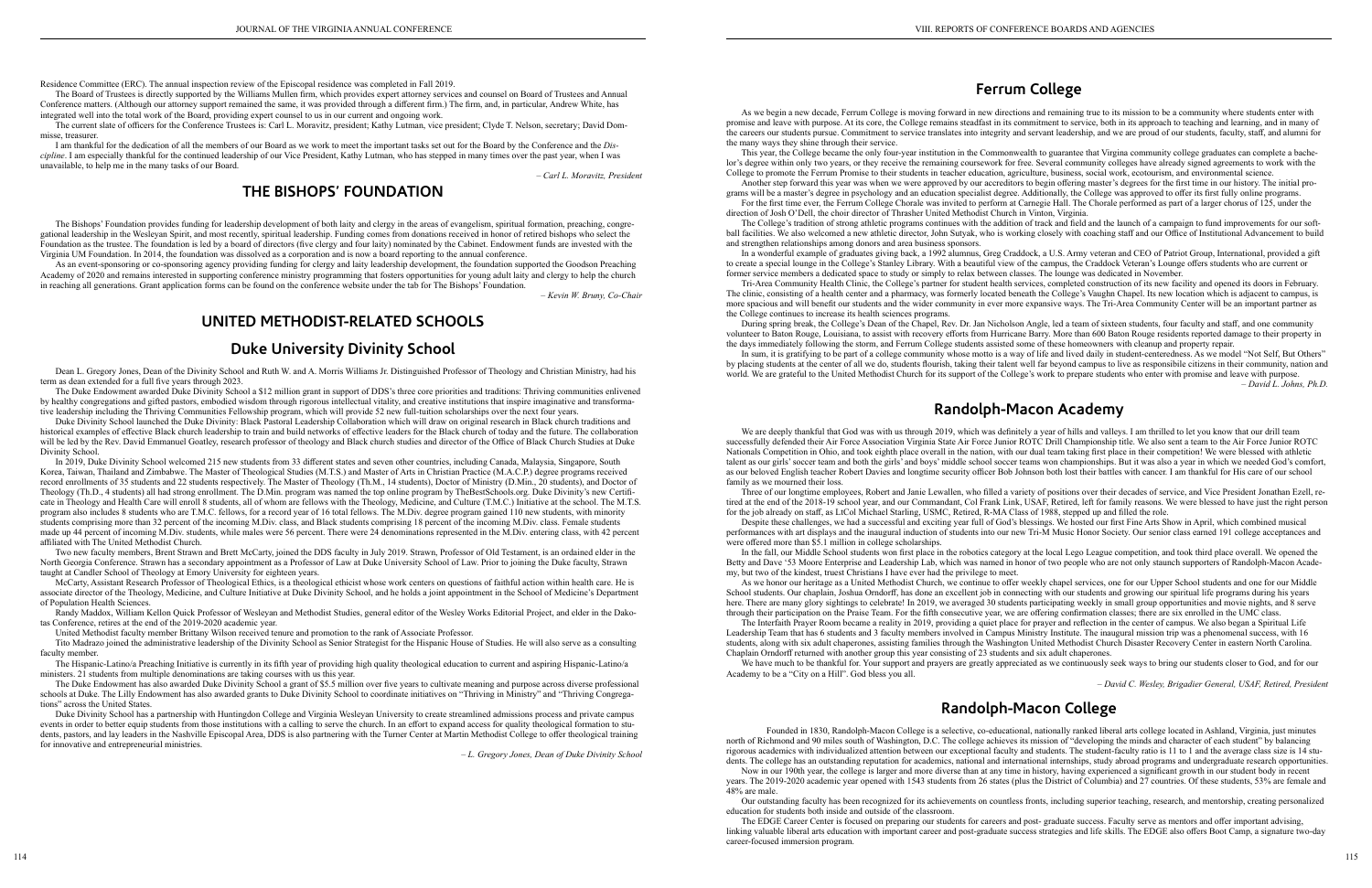Residence Committee (ERC). The annual inspection review of the Episcopal residence was completed in Fall 2019.

The Board of Trustees is directly supported by the Williams Mullen firm, which provides expert attorney services and counsel on Board of Trustees and Annual Conference matters. (Although our attorney support remained the same, it was provided through a different firm.) The firm, and, in particular, Andrew White, has integrated well into the total work of the Board, providing expert counsel to us in our current and ongoing work.

The current slate of officers for the Conference Trustees is: Carl L. Moravitz, president; Kathy Lutman, vice president; Clyde T. Nelson, secretary; David Dommisse, treasurer.

I am thankful for the dedication of all the members of our Board as we work to meet the important tasks set out for the Board by the Conference and the *Discipline*. I am especially thankful for the continued leadership of our Vice President, Kathy Lutman, who has stepped in many times over the past year, when I was unavailable, to help me in the many tasks of our Board.

*– Carl L. Moravitz, President*

## THE BISHOPS' FOUNDATION

The Bishops' Foundation provides funding for leadership development of both laity and clergy in the areas of evangelism, spiritual formation, preaching, congregational leadership in the Wesleyan Spirit, and most recently, spiritual leadership. Funding comes from donations received in honor of retired bishops who select the Foundation as the trustee. The foundation is led by a board of directors (five clergy and four laity) nominated by the Cabinet. Endowment funds are invested with the Virginia UM Foundation. In 2014, the foundation was dissolved as a corporation and is now a board reporting to the annual conference.

As an event-sponsoring or co-sponsoring agency providing funding for clergy and laity leadership development, the foundation supported the Goodson Preaching Academy of 2020 and remains interested in supporting conference ministry programming that fosters opportunities for young adult laity and clergy to help the church in reaching all generations. Grant application forms can be found on the conference website under the tab for The Bishops' Foundation.

*– Kevin W. Bruny, Co-Chair*

## UNITED METHODIST-RELATED SCHOOLS

### Duke University Divinity School

Dean L. Gregory Jones, Dean of the Divinity School and Ruth W. and A. Morris Williams Jr. Distinguished Professor of Theology and Christian Ministry, had his term as dean extended for a full five years through 2023.

The Duke Endowment awarded Duke Divinity School a $12 million grant in support of DDS's three core priorities and traditions: Thriving communities enlivened by healthy congregations and gifted pastors, embodied wisdom through rigorous intellectual vitality, and creative institutions that inspire imaginative and transformative leadership including the Thriving Communities Fellowship program, which will provide 52 new full-tuition scholarships over the next four years.

Duke Divinity School launched the Duke Divinity: Black Pastoral Leadership Collaboration which will draw on original research in Black church traditions and historical examples of effective Black church leadership to train and build networks of effective leaders for the Black church of today and the future. The collaboration will be led by the Rev. David Emmanuel Goatley, research professor of theology and Black church studies and director of the Office of Black Church Studies at Duke Divinity School.

In 2019, Duke Divinity School welcomed 215 new students from 33 different states and seven other countries, including Canada, Malaysia, Singapore, South Korea, Taiwan, Thailand and Zimbabwe. The Master of Theological Studies (M.T.S.) and Master of Arts in Christian Practice (M.A.C.P.) degree programs received record enrollments of 35 students and 22 students respectively. The Master of Theology (Th.M., 14 students), Doctor of Ministry (D.Min., 20 students), and Doctor of Theology (Th.D., 4 students) all had strong enrollment. The D.Min. program was named the top online program by TheBestSchools.org. Duke Divinity's new Certificate in Theology and Health Care will enroll 8 students, all of whom are fellows with the Theology, Medicine, and Culture (T.M.C.) Initiative at the school. The M.T.S. program also includes 8 students who are T.M.C. fellows, for a record year of 16 total fellows. The M.Div. degree program gained 110 new students, with minority students comprising more than 32 percent of the incoming M.Div. class, and Black students comprising 18 percent of the incoming M.Div. class. Female students made up 44 percent of incoming M.Div. students, while males were 56 percent. There were 24 denominations represented in the M.Div. entering class, with 42 percent affiliated with The United Methodist Church.

Two new faculty members, Brent Strawn and Brett McCarty, joined the DDS faculty in July 2019. Strawn, Professor of Old Testament, is an ordained elder in the North Georgia Conference. Strawn has a secondary appointment as a Professor of Law at Duke University School of Law. Prior to joining the Duke faculty, Strawn taught at Candler School of Theology at Emory University for eighteen years.

McCarty, Assistant Research Professor of Theological Ethics, is a theological ethicist whose work centers on questions of faithful action within health care. He is associate director of the Theology, Medicine, and Culture Initiative at Duke Divinity School, and he holds a joint appointment in the School of Medicine's Department of Population Health Sciences.

Randy Maddox, William Kellon Quick Professor of Wesleyan and Methodist Studies, general editor of the Wesley Works Editorial Project, and elder in the Dakotas Conference, retires at the end of the 2019-2020 academic year.

United Methodist faculty member Brittany Wilson received tenure and promotion to the rank of Associate Professor.

Tito Madrazo joined the administrative leadership of the Divinity School as Senior Strategist for the Hispanic House of Studies. He will also serve as a consulting faculty member.

The Hispanic-Latino/a Preaching Initiative is currently in its fifth year of providing high quality theological education to current and aspiring Hispanic-Latino/a ministers. 21 students from multiple denominations are taking courses with us this year.

The Duke Endowment has also awarded Duke Divinity School a grant of $5.5 million over five years to cultivate meaning and purpose across diverse professional schools at Duke. The Lilly Endowment has also awarded grants to Duke Divinity School to coordinate initiatives on "Thriving in Ministry" and "Thriving Congregations" across the United States.

Duke Divinity School has a partnership with Huntingdon College and Virginia Wesleyan University to create streamlined admissions process and private campus events in order to better equip students from those institutions with a calling to serve the church. In an effort to expand access for quality theological formation to students, pastors, and lay leaders in the Nashville Episcopal Area, DDS is also partnering with the Turner Center at Martin Methodist College to offer theological training for innovative and entrepreneurial ministries.

*– L. Gregory Jones, Dean of Duke Divinity School*

### Ferrum College

As we begin a new decade, Ferrum College is moving forward in new directions and remaining true to its mission to be a community where students enter with promise and leave with purpose. At its core, the College remains steadfast in its commitment to service, both in its approach to teaching and learning, and in many of the careers our students pursue. Commitment to service translates into integrity and servant leadership, and we are proud of our students, faculty, staff, and alumni for the many ways they shine through their service.

This year, the College became the only four-year institution in the Commonwealth to guarantee that Virgina community college graduates can complete a bachelor's degree within only two years, or they receive the remaining coursework for free. Several community colleges have already signed agreements to work with the College to promote the Ferrum Promise to their students in teacher education, agriculture, business, social work, ecotourism, and environmental science.

Another step forward this year was when we were approved by our accreditors to begin offering master's degrees for the first time in our history. The initial programs will be a master's degree in psychology and an education specialist degree. Additionally, the College was approved to offer its first fully online programs.

For the first time ever, the Ferrum College Chorale was invited to perform at Carnegie Hall. The Chorale performed as part of a larger chorus of 125, under the direction of Josh O'Dell, the choir director of Thrasher United Methodist Church in Vinton, Virginia.

The College's tradition of strong athletic programs continues with the addition of track and field and the launch of a campaign to fund improvements for our softball facilities. We also welcomed a new athletic director, John Sutyak, who is working closely with coaching staff and our Office of Institutional Advancement to build and strengthen relationships among donors and area business sponsors.

In a wonderful example of graduates giving back, a 1992 alumnus, Greg Craddock, a U.S. Army veteran and CEO of Patriot Group, International, provided a gift to create a special lounge in the College's Stanley Library. With a beautiful view of the campus, the Craddock Veteran's Lounge offers students who are current or former service members a dedicated space to study or simply to relax between classes. The lounge was dedicated in November.

Tri-Area Community Health Clinic, the College's partner for student health services, completed construction of its new facility and opened its doors in February. The clinic, consisting of a health center and a pharmacy, was formerly located beneath the College's Vaughn Chapel. Its new location which is adjacent to campus, is more spacious and will benefit our students and the wider community in ever more expansive ways. The Tri-Area Community Center will be an important partner as the College continues to increase its health sciences programs.

During spring break, the College's Dean of the Chapel, Rev. Dr. Jan Nicholson Angle, led a team of sixteen students, four faculty and staff, and one community volunteer to Baton Rouge, Louisiana, to assist with recovery efforts from Hurricane Barry. More than 600 Baton Rouge residents reported damage to their property in the days immediately following the storm, and Ferrum College students assisted some of these homeowners with cleanup and property repair.

In sum, it is gratifying to be part of a college community whose motto is a way of life and lived daily in student-centeredness. As we model "Not Self, But Others" by placing students at the center of all we do, students flourish, taking their talent well far beyond campus to live as responsible citizens in their community, nation and world. We are grateful to the United Methodist Church for its support of the College's work to prepare students who enter with promise and leave with purpose.

*– David L. Johns, Ph.D.*

### Randolph-Macon Academy

We are deeply thankful that God was with us through 2019, which was definitely a year of hills and valleys. I am thrilled to let you know that our drill team successfully defended their Air Force Association Virginia State Air Force Junior ROTC Drill Championship title. We also sent a team to the Air Force Junior ROTC Nationals Competition in Ohio, and took eighth place overall in the nation, with our dual team taking first place in their competition! We were blessed with athletic talent as our girls' soccer team and both the girls' and boys' middle school soccer teams won championships. But it was also a year in which we needed God's comfort, as our beloved English teacher Robert Davies and longtime security officer Bob Johnson both lost their battles with cancer. I am thankful for His care of our school family as we mourned their loss.

Three of our longtime employees, Robert and Janie Lewallen, who filled a variety of positions over their decades of service, and Vice President Jonathan Ezell, retired at the end of the 2018-19 school year, and our Commandant, Col Frank Link, USAF, Retired, left for family reasons. We were blessed to have just the right person for the job already on staff, as LtCol Michael Starling, USMC, Retired, R-MA Class of 1988, stepped up and filled the role.

Despite these challenges, we had a successful and exciting year full of God's blessings. We hosted our first Fine Arts Show in April, which combined musical performances with art displays and the inaugural induction of students into our new Tri-M Music Honor Society. Our senior class earned 191 college acceptances and were offered more than $5.1 million in college scholarships.

In the fall, our Middle School students won first place in the robotics category at the local Lego League competition, and took third place overall. We opened the Betty and Dave '53 Moore Enterprise and Leadership Lab, which was named in honor of two people who are not only staunch supporters of Randolph-Macon Academy, but two of the kindest, truest Christians I have ever had the privilege to meet.

As we honor our heritage as a United Methodist Church, we continue to offer weekly chapel services, one for our Upper School students and one for our Middle School students. Our chaplain, Joshua Orndorff, has done an excellent job in connecting with our students and growing our spiritual life programs during his years here. There are many glory sightings to celebrate! In 2019, we averaged 30 students participating weekly in small group opportunities and movie nights, and 8 serve through their participation on the Praise Team. For the fifth consecutive year, we are offering confirmation classes; there are six enrolled in the UMC class.

The Interfaith Prayer Room became a reality in 2019, providing a quiet place for prayer and reflection in the center of campus. We also began a Spiritual Life Leadership Team that has 6 students and 3 faculty members involved in Campus Ministry Institute. The inaugural mission trip was a phenomenal success, with 16 students, along with six adult chaperones, assisting families through the Washington United Methodist Church Disaster Recovery Center in eastern North Carolina. Chaplain Orndorff returned with another group this year consisting of 23 students and six adult chaperones.

We have much to be thankful for. Your support and prayers are greatly appreciated as we continuously seek ways to bring our students closer to God, and for our Academy to be a "City on a Hill". God bless you all.

*– David C. Wesley, Brigadier General, USAF, Retired, President*

### Randolph-Macon College

Founded in 1830, Randolph-Macon College is a selective, co-educational, nationally ranked liberal arts college located in Ashland, Virginia, just minutes north of Richmond and 90 miles south of Washington, D.C. The college achieves its mission of "developing the minds and character of each student" by balancing rigorous academics with individualized attention between our exceptional faculty and students. The student-faculty ratio is 11 to 1 and the average class size is 14 students. The college has an outstanding reputation for academics, national and international internships, study abroad programs and undergraduate research opportunities.

Now in our 190th year, the college is larger and more diverse than at any time in history, having experienced a significant growth in our student body in recent years. The 2019-2020 academic year opened with 1543 students from 26 states (plus the District of Columbia) and 27 countries. Of these students, 53% are female and 48% are male.

Our outstanding faculty has been recognized for its achievements on countless fronts, including superior teaching, research, and mentorship, creating personalized education for students both inside and outside of the classroom.

The EDGE Career Center is focused on preparing our students for careers and post- graduate success. Faculty serve as mentors and offer important advising, linking valuable liberal arts education with important career and post-graduate success strategies and life skills. The EDGE also offers Boot Camp, a signature two-day career-focused immersion program.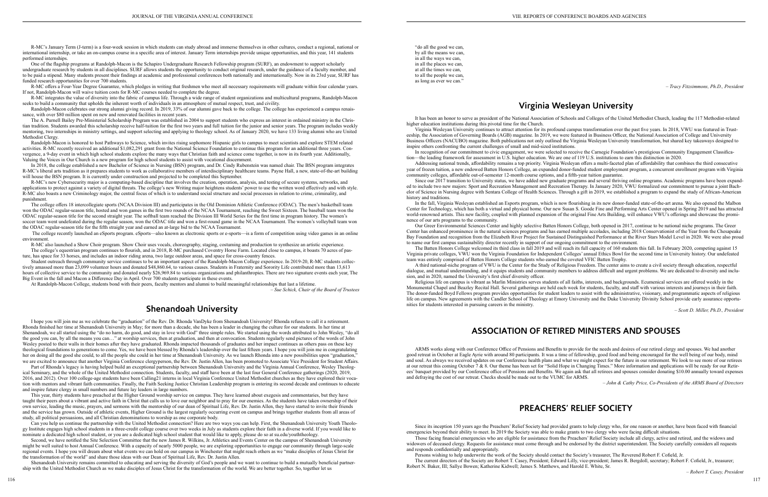R-MC's January Term (J-term) is a four-week session in which students can study abroad and immerse themselves in other cultures, conduct a regional, national or international internship, or take an on-campus course in a specific area of interest. January Term internships provide unique opportunities, and this year, 141 students performed internships.

One of the flagship programs at Randolph-Macon is the Schapiro Undergraduate Research Fellowship program (SURF), an endowment to support scholarly undergraduate research by students in all disciplines. SURF allows students the opportunity to conduct original research, under the guidance of a faculty member, and to be paid a stipend. Many students present their findings at academic and professional conferences both nationally and internationally. Now in its 23rd year, SURF has funded research opportunities for over 700 students.

R-MC offers a Four-Year Degree Guarantee, which pledges in writing that freshmen who meet all necessary requirements will graduate within four calendar years. If not, Randolph-Macon will waive tuition costs for R-MC courses needed to complete the degree.

R-MC integrates the value of diversity into the fabric of campus life. Through a wide range of student organizations and multicultural programs, Randolph-Macon seeks to build a community that upholds the inherent worth of individuals in an atmosphere of mutual respect, trust, and civility.

Randolph-Macon celebrates our strong alumni giving record. In 2019, 33% of our alumni gave back to the college. The college has experienced a campus renaissance, with over $80 million spent on new and renovated facilities in recent years.

The A. Purnell Bailey Pre-Ministerial Scholarship Program was established in 2004 to support students who express an interest in ordained ministry in the Christian tradition. Students awarded this scholarship receive half-tuition for the first two years and full tuition for the junior and senior years. The program includes weekly mentoring, two internships in ministry settings, and support selecting and applying to theology school. As of January 2020, we have 133 living alumni who are United Methodist Clergy.

Randolph-Macon is honored to host Pathways to Science, which invites rising sophomore Hispanic girls to campus to meet scientists and explore STEM related activities. R-MC recently received an additional $1,082,291 grant from the National Science Foundation to continue this program for an additional three years. Convergence, a 9-day event in which high school students explore the many ways that Christian faith and science come together, is now in its fourth year. Additionally, Valuing the Voices in Our Church is a new program for high school students to assist with vocational discernment.

In 2018, the college established a new Bachelor of Science in Nursing (BSN) program, and Dr. Cindy Rubenstein was named chair. The BSN program integrates R-MC's liberal arts tradition as it prepares students to work as collaborative members of interdisciplinary healthcare teams. Payne Hall, a new, state-of-the-art building will house the BSN program. It is currently under construction and projected to be completed this September.

R-MC's new Cybersecurity major is a computing-based discipline that involves the creation, operation, analysis, and testing of secure systems, networks, and applications to protect against a variety of digital threats. The college's new Writing major heightens students' power to use the written word effectively and with style. R-MC also boasts a new Criminology major, the central focus of which is to understand social structure and social processes in relation to crime, criminality, and punishment.

The college offers 18 intercollegiate sports (NCAA Division III) and participates in the Old Dominion Athletic Conference (ODAC). The men's basketball team won the ODAC regular-season title, hosted and won games in the first two rounds of the NCAA Tournament, reaching the Sweet Sixteen. The baseball team won the ODAC regular-season title for the second straight year. The softball team reached the Division III World Series for the first time in program history. The women's soccer team went undefeated during the regular season, won the ODAC title and won a first-round game in the NCAA Tournament. The women's volleyball team won the ODAC regular-season title for the fifth straight year and earned an at-large bid to the NCAA Tournament.

The college recently launched an eSports program. eSports—also known as electronic sports or e-sports—is a form of competition using video games in an online environment.

R-MC also launched a Show Choir program. Show Choir uses vocals, choreography, staging, costuming and production to synthesize an artistic experience.

The college's equestrian program continues to flourish, and in 2018, R-MC purchased Coventry Horse Farm. Located close to campus, it boasts 70 acres of pasture, has space for 33 horses, and includes an indoor riding arena, two large outdoor areas, and space for cross-country fences.

Student outreach through community service continues to be an important aspect of the Randolph-Macon College experience. In 2019-20, R-MC students collectively amassed more than 23,099 volunteer hours and donated $48,860.64, to various causes. Students in Fraternity and Sorority Life contributed more than 13,613 hours of collective service to the community and donated nearly $26,969.84 to various organizations and philanthropies. There are two signature events each year, The Big Event in the fall and Macon a Difference Day in April. Over 700 students participate in these events.

At Randolph-Macon College, students bond with their peers, faculty mentors and alumni to build meaningful relationships that last a lifetime.

*– Sue Schick, Chair of the Board of Trustees*

## Shenandoah University

I hope you will join me as we celebrate the "graduation" of the Rev. Dr. Rhonda VanDyke from Shenandoah University! Rhonda refuses to call it a retirement. Rhonda finished her time at Shenandoah University in May; for more than a decade, she has been a leader in changing the culture for our students. In her time at Shenandoah, we all started using the "do no harm, do good, and stay in love with God" three simple rules. We started using the words attributed to John Wesley, "do all the good you can, by all the means you can…" at worship services, then at graduation, and then at convocation. Students regularly send pictures of the words of John Wesley posted to their walls in their homes after they have graduated. Rhonda impacted thousands of graduates and her impact continues as others pass on these key theological foundations to generations to come. Yes, we have been blessed by Rhonda's leadership over the last fifteen years. I hope you will join me in congratulating her on doing all the good she could, to all the people she could in her time at Shenandoah University. As we launch Rhonda into a new possibilities upon "graduation," we are excited to announce that another Virginia Conference clergyperson, the Rev. Dr. Justin Allen, has been promoted to Associate Vice President for Student Affairs.

Part of Rhonda's legacy is having helped build an exceptional partnership between Shenandoah University and the Virginia Annual Conference, Wesley Theological Seminary, and the whole of the United Methodist connection. Students, faculty, and staff have been at the last four General Conference gatherings (2020, 2019, 2016, and 2012). Over 100 college-age students have been Calling21 interns in local Virginia Conference United Methodist churches as they have explored their vocation with mentors and vibrant faith communities. Finally, the Faith Seeking Justice Christian Leadership program is entering its second decade and continues to educate and inspire future clergy in small numbers and future lay leaders in large numbers.

This year, thirty students have preached at the Higher Ground worship service on campus. They have learned about exegesis and commentaries, but they have taught their peers about a vibrant and active faith in Christ that calls us to love our neighbor and to pray for our enemies. As the students have taken ownership of their own service, leading the music, prayers, and sermons with the mentorship of our dean of Spiritual Life, Rev. Dr. Justin Allen, they have started to invite their friends and the service has grown. Outside of athletic events, Higher Ground is the largest regularly occurring event on campus and brings together students from all areas of study, all political persuasions, and all Christian denominations to worship as one corporate body.

Can you help us continue the partnership with the United Methodist connection? Here are two ways you can help. First, the Shenandoah University Youth Theology Institute engages high school students in a three-credit college course over two weeks in July as students explore their faith in a diverse world. If you would like to nominate a dedicated high school student, or you are a dedicated high school student that would like to apply, please do so at su.edu/youththeology.

Second, we have notified the Site Selection Committee that the new James R. Wilkins, Jr. Athletics and Events Center on the campus of Shenandoah University might be well suited to host Annual Conference. With a capacity of nearly 5000 people, we are exploring opportunities to engage our community through large-scale regional events. I hope you will dream about what events we can hold on our campus in Winchester that might reach others as we "make disciples of Jesus Christ for the transformation of the world" and share those ideas with our Dean of Spiritual Life, Rev. Dr. Justin Allen.

Shenandoah University remains committed to educating and serving the diversity of God's people and we want to continue to build a mutually beneficial partnership with the United Methodist Church as we make disciples of Jesus Christ for the transformation of the world. We are better together. So, together let us

"do all the good we can,
by all the means we can,
in all the ways we can,
in all the places we can,
at all the times we can,
to all the people we can,
as long as ever we can."

*– Tracy Fitzsimmons, Ph.D., President*

## Virginia Wesleyan University

It has been an honor to serve as president of the National Association of Schools and Colleges of the United Methodist Church, leading the 117 Methodist-related higher education institutions during this pivotal time for the Church.

Virginia Wesleyan University continues to attract attention for its profound campus transformation over the past five years. In 2018, VWU was featured in Trusteeship, the Association of Governing Boards (AGB) magazine. In 2019, we were featured in Business Officer, the National Association of College and University Business Officers (NACUBO) magazine. Both publications not only outlined the Virginia Wesleyan University transformation, but shared key takeaways designed to inspire others confronting the current challenges of small and mid-sized institutions.

In recognition of our commitment to civic engagement, we were selected to receive the Carnegie Foundation's prestigious Community Engagement Classification—the leading framework for assessment in U.S. higher education. We are one of 119 U.S. institutions to earn this distinction in 2020.

Addressing national trends, affordability remains a top priority. Virginia Wesleyan offers a multi-faceted plan of affordability that combines the third consecutive year of frozen tuition, a new endowed Batten Honors College, an expanded donor-funded student employment program, a concurrent enrollment program with Virginia community colleges, affordable out-of-semester 12-month course options, and a fifth-year tuition guarantee.

Since our 2017 transition to University status, we have added new graduate programs and several thriving online programs. Academic programs have been expanded to include two new majors: Sport and Recreation Management and Recreation Therapy. In January 2020, VWU formalized our commitment to pursue a joint Bachelor of Science in Nursing degree with Sentara College of Health Sciences. Through a gift in 2019, we established a program to expand the study of African-American history and traditions.

In the fall, Virginia Wesleyan established an Esports program, which is now flourishing in its new donor-funded state-of-the-art arena. We also opened the Malbon Center for Technology, which has both a virtual and physical home. Our new Susan S. Goode Fine and Performing Arts Center opened in Spring 2019 and has attracted world-renowned artists. This new facility, coupled with planned expansion of the original Fine Arts Building, will enhance VWU's offerings and showcase the prominence of our arts programs to the community.

Our Greer Environmental Sciences Center and highly selective Batten Honors College, both opened in 2017, continue to be national niche programs. The Greer Center has enhanced prominence in the natural sciences programs and has earned multiple accolades, including 2018 Conservationist of the Year from the Chesapeake Bay Foundation and recognition from the Elizabeth River Project for Sustained Distinguished Performance at the River Stars Model Level in 2020. We were also proud to name our first campus sustainability director recently in support of our ongoing commitment to the environment.

The Batten Honors College welcomed its third class in fall 2019 and will reach its full capacity of 160 students this fall. In February 2020, competing against 15 Virginia private colleges, VWU won the Virginia Foundation for Independent Colleges' annual Ethics Bowl for the second time in University history. Our undefeated team was entirely comprised of Batten Honors College students who earned the coveted VFIC Batten Trophy.

A third national-niche program of VWU is the Center for the Study of Religious Freedom. The center aims to create a civil society through education, respectful dialogue, and mutual understanding, and it equips students and community members to address difficult and urgent problems. We are dedicated to diversity and inclusion, and in 2020, named the University's first chief diversity officer.

Religious life on campus is vibrant as Marlin Ministries serves students of all faiths, interests, and backgrounds. Ecumenical services are offered weekly in the Monumental Chapel and Beazley Recital Hall. Several gatherings are held each week for students, faculty, and staff with various interests and journeys in their faith. The donor-funded Boyd Fellows program provides opportunities for student leaders to assist with the administrative, visionary, and programmatic aspects of religious life on campus. New agreements with the Candler School of Theology at Emory University and the Duke University Divinity School provide early assurance opportunities for students interested in pursuing careers in the ministry.

*– Scott D. Miller, Ph.D., President*

# ASSOCIATION OF RETIRED MINISTERS AND SPOUSES

ARMS works along with our Conference Office of Pensions and Benefits to provide for the needs and desires of our retired clergy and spouses. We had another good retreat in October at Eagle Ayrie with around 80 participants. It was a time of fellowship, good food and being encouraged for the well being of our body, mind and soul. As always we received updates on our Conference health plans and what we might expect for the future in our retirement. We look to see more of our retirees at our retreat this coming October 7 & 8. Our theme has been set for "Solid Hope in Changing Times." More information and applications will be ready for our Retirees' banquet provided by our Conference office of Pensions and Benefits. We again ask that all retirees and spouses consider donating $10.00 annually toward expenses and defraying the cost of our retreat. Checks should be made out to the VUMC for ARMS.

*– John & Cathy Price, Co-Presidents of the ARMS Board of Directors*

# PREACHERS' RELIEF SOCIETY

Since its inception 150 years ago the Preachers' Relief Society had provided grants to help clergy who, for one reason or another, have been faced with financial emergencies beyond their ability to meet. In 2019 the Society was able to make grants to two clergy who were facing difficult situations.

Those facing financial emergencies who are eligible for assistance from the Preachers' Relief Society include all clergy, active and retired, and the widows and widowers of deceased clergy. Requests for assistance must come through and be endorsed by the district superintendent. The Society carefully considers all requests and responds confidentially and appropriately.

Persons wishing to help underwrite the work of the Society should contact the Society's treasurer, The Reverend Robert F. Cofield, Jr.

The current directors of the Society are Robert T. Casey, President; Edward Lilly, vice-president; James R. Bergdoll, secretary; Robert F. Cofield, Jr., treasurer; Robert N. Baker, III; Sallye Bowen; Katherine Kidwell; James S. Matthews, and Harold E. White, Sr.

*– Robert T. Casey, President*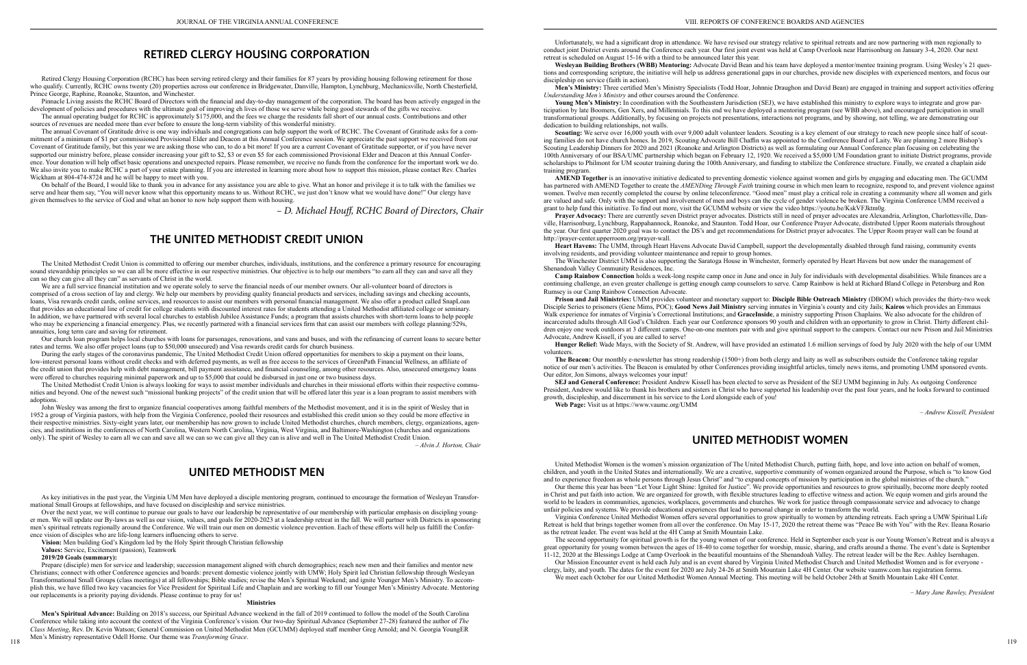## RETIRED CLERGY HOUSING CORPORATION

Retired Clergy Housing Corporation (RCHC) has been serving retired clergy and their families for 87 years by providing housing following retirement for those who qualify. Currently, RCHC owns twenty (20) properties across our conference in Bridgewater, Danville, Hampton, Lynchburg, Mechanicsville, North Chesterfield, Prince George, Raphine, Roanoke, Staunton, and Winchester.

Pinnacle Living assists the RCHC Board of Directors with the financial and day-to-day management of the corporation. The board has been actively engaged in the development of policies and procedures with the ultimate goal of improving eh lives of those we serve while being good stewards of the gifts we receive.

The annual operating budget for RCHC is approximately $175,000, and the fees we charge the residents fall short of our annual costs. Contributions and other sources of revenues are needed more than ever before to ensure the long-term viability of this wonderful ministry.

The annual Covenant of Gratitude drive is one way individuals and congregations can help support the work of RCHC. The Covenant of Gratitude asks for a commitment of a minimum of $1 per commissioned Provisional Elder and Deacon at this Annual Conference session. We appreciate the past support we received from our Covenant of Gratitude family, but this year we are asking those who can, to do a bit more! If you are a current Covenant of Gratitude supporter, or if you have never supported our ministry before, please consider increasing your gift to $2, $3 or even $5 for each commissioned Provisional Elder and Deacon at this Annual Conference. Your donation will help offset basic operations and unexpected repairs. Please remember, we receive no funds from the conference for the important work we do. We also invite you to make RCHC a part of your estate planning. If you are interested in learning more about how to support this mission, please contact Rev. Charles Wickham at 804-474-8724 and he will be happy to meet with you.

On behalf of the Board, I would like to thank you in advance for any assistance you are able to give. What an honor and privilege it is to talk with the families we serve and hear them say, "You will never know what this opportunity means to us. Without RCHC, we just don't know what we would have done!" Our clergy have given themselves to the service of God and what an honor to now help support them with housing.

*– D. Michael Houff, RCHC Board of Directors, Chair*

## THE UNITED METHODIST CREDIT UNION

The United Methodist Credit Union is committed to offering our member churches, individuals, institutions, and the conference a primary resource for encouraging sound stewardship principles so we can all be more effective in our respective ministries. Our objective is to help our members "to earn all they can and save all they can so they can give all they can" as servants of Christ in the world.

We are a full service financial institution and we operate solely to serve the financial needs of our member owners. Our all-volunteer board of directors is comprised of a cross section of lay and clergy. We help our members by providing quality financial products and services, including savings and checking accounts, loans, Visa rewards credit cards, online services, and resources to assist our members with personal financial management. We also offer a product called SnapLoan that provides an educational line of credit for college students with discounted interest rates for students attending a United Methodist affiliated college or seminary. In addition, we have partnered with several local churches to establish Jubilee Assistance Funds; a program that assists churches with short-term loans to help people who may be experiencing a financial emergency. Plus, we recently partnered with a financial services firm that can assist our members with college planning/529s, annuities, long term care and saving for retirement.

Our church loan program helps local churches with loans for parsonages, renovations, and vans and buses, and with the refinancing of current loans to secure better rates and terms. We also offer project loans (up to $50,000 unsecured) and Visa rewards credit cards for church business.

During the early stages of the coronavirus pandemic, The United Methodist Credit Union offered opportunities for members to skip a payment on their loans, low-interest personal loans without credit checks and with deferred payments, as well as free access to the services of GreenPath Financial Wellness, an affiliate of the credit union that provides help with debt management, bill payment assistance, and financial counseling, among other resources. Also, unsecured emergency loans were offered to churches requiring minimal paperwork and up to $5,000 that could be disbursed in just one or two business days.

The United Methodist Credit Union is always looking for ways to assist member individuals and churches in their missional efforts within their respective communities and beyond. One of the newest such "missional banking projects" of the credit union that will be offered later this year is a loan program to assist members with adoptions.

John Wesley was among the first to organize financial cooperatives among faithful members of the Methodist movement, and it is in the spirit of Wesley that in 1952 a group of Virginia pastors, with help from the Virginia Conference, pooled their resources and established this credit union so they could be more effective in their respective ministries. Sixty-eight years later, our membership has now grown to include United Methodist churches, church members, clergy, organizations, agencies, and institutions in the conferences of North Carolina, Western North Carolina, Virginia, West Virginia, and Baltimore-Washington (churches and organizations only). The spirit of Wesley to earn all we can and save all we can so we can give all they can is alive and well in The United Methodist Credit Union.

*– Alvin J. Horton, Chair*

## UNITED METHODIST MEN

As key initiatives in the past year, the Virginia UM Men have deployed a disciple mentoring program, continued to encourage the formation of Wesleyan Transformational Small Groups at fellowships, and have focused on discipleship and service ministries.

Over the next year, we will continue to pursue our goals to have our leadership be representative of our membership with particular emphasis on discipling younger men. We will update our By-laws as well as our vision, values, and goals for 2020-2023 at a leadership retreat in the fall. We will partner with Districts in sponsoring men's spiritual retreats regionally around the Conference. We will train our men on domestic violence prevention. Each of these efforts will help us fulfill the Conference vision of disciples who are life-long learners influencing others to serve.

**Vision:** Men building God's Kingdom led by the Holy Spirit through Christian fellowship

**Values:** Service, Excitement (passion), Teamwork

**2019/20 Goals (summary):**

Prepare (disciple) men for service and leadership; succession management aligned with church demographics; reach new men and their families and mentor new Christians; connect with other Conference agencies and boards: prevent domestic violence jointly with UMW; Holy Spirit led Christian fellowship through Wesleyan Transformational Small Groups (class meetings) at all fellowships; Bible studies; revise the Men's Spiritual Weekend; and ignite Younger Men's Ministry. To accomplish this, we have filled two key vacancies for Vice President for Spiritual Life and Chaplain and are working to fill our Younger Men's Ministry Advocate. Mentoring our replacements is a priority paying dividends. Please continue to pray for us!

**Ministries**

**Men's Spiritual Advance:** Building on 2018's success, our Spiritual Advance weekend in the fall of 2019 continued to follow the model of the South Carolina Conference while taking into account the context of the Virginia Conference's vision. Our two-day Spiritual Advance (September 27-28) featured the author of *The Class Meeting*, Rev. Dr. Kevin Watson; General Commission on United Methodist Men (GCUMM) deployed staff member Greg Arnold; and N. Georgia YoungER Men's Ministry representative Odell Horne. Our theme was *Transforming Grace*.

Unfortunately, we had a significant drop in attendance. We have revised our strategy relative to spiritual retreats and are now partnering with men regionally to conduct joint District events around the Conference each year. Our first joint event was held at Camp Overlook near Harrisonburg on January 3-4, 2020. Our next retreat is scheduled on August 15-16 with a third to be announced later this year.

**Wesleyan Building Brothers (WBB) Mentoring:** Advocate David Bean and his team have deployed a mentor/mentee training program. Using Wesley's 21 questions and corresponding scripture, the initiative will help us address generational gaps in our churches, provide new disciples with experienced mentors, and focus our discipleship on service (faith in action).

**Men's Ministry:** Three certified Men's Ministry Specialists (Todd Hoar, Johnnie Draughon and David Bean) are engaged in training and support activities offering *Understanding Men's Ministry* and other courses around the Conference.

**Young Men's Ministry:** In coordination with the Southeastern Jurisdiction (SEJ), we have established this ministry to explore ways to integrate and grow participation by late Boomers, Gen Xers, and Millennials. To this end we have deployed a mentoring program (see WBB above), and encouraged participation in small transformational groups. Additionally, by focusing on projects not presentations, interactions not programs, and by showing, not telling, we are demonstrating our dedication to building relationships, not walls.

**Scouting:** We serve over 16,000 youth with over 9,000 adult volunteer leaders. Scouting is a key element of our strategy to reach new people since half of scouting families do not have church homes. In 2019, Scouting Advocate Bill Chaffin was appointed to the Conference Board of Laity. We are planning 2 more Bishop's Scouting Leadership Dinners for 2020 and 2021 (Roanoke and Arlington Districts) as well as formulating our Annual Conference plan focusing on celebrating the 100th Anniversary of our BSA/UMC partnership which began on February 12, 1920. We received a $5,000 UM Foundation grant to initiate District programs, provide scholarships to Philmont for UM scouter training during the 100th Anniversary, and funding to stabilize the Conference structure. Finally, we created a chaplain aide training program.

**AMEND Together** is an innovative initiative dedicated to preventing domestic violence against women and girls by engaging and educating men. The GCUMM has partnered with AMEND Together to create the *AMENDing Through Faith* training course in which men learn to recognize, respond to, and prevent violence against women. Twelve men recently completed the course by online teleconference. "Good men" can play a critical role in creating a community where all women and girls are valued and safe. Only with the support and involvement of men and boys can the cycle of gender violence be broken. The Virginia Conference UMM received a grant to help fund this initiative. To find out more, visit the GCUMM website or view the video https://youtu.be/KskVFJktm0g.

**Prayer Advocacy:** There are currently seven District prayer advocates. Districts still in need of prayer advocates are Alexandria, Arlington, Charlottesville, Danville, Harrisonburg, Lynchburg, Rappahannock, Roanoke, and Staunton. Todd Hoar, our Conference Prayer Advocate, distributed Upper Room materials throughout the year. Our first quarter 2020 goal was to contact the DS's and get recommendations for District prayer advocates. The Upper Room prayer wall can be found at http://prayer-center.upperroom.org/prayer-wall.

**Heart Havens:** The UMM, through Heart Havens Advocate David Campbell, support the developmentally disabled through fund raising, community events involving residents, and providing volunteer maintenance and repair to group homes.

The Winchester District UMM is also supporting the Saratoga House in Winchester, formerly operated by Heart Havens but now under the management of Shenandoah Valley Community Residences, Inc.

**Camp Rainbow Connection** holds a week-long respite camp once in June and once in July for individuals with developmental disabilities. While finances are a continuing challenge, an even greater challenge is getting enough camp counselors to serve. Camp Rainbow is held at Richard Bland College in Petersburg and Ron Rumsey is our Camp Rainbow Connection Advocate.

**Prison and Jail Ministries:** UMM provides volunteer and monetary support to: **Disciple Bible Outreach Ministry** (DBOM) which provides the thirty-two week Disciple Series to prisoners (Gene Mims, POC); **Good News Jail Ministry** serving inmates in Virginia's county and city Jails; **Kairos** which provides an Emmaus Walk experience for inmates of Virginia's Correctional Institutions; and **GraceInside**, a ministry supporting Prison Chaplains. We also advocate for the children of incarcerated adults through All God's Children. Each year our Conference sponsors 90 youth and children with an opportunity to grow in Christ. Thirty different children enjoy one week outdoors at 3 different camps. One-on-one mentors pair with and give spiritual support to the campers. Contact our new Prison and Jail Ministries Advocate, Andrew Kissell, if you are called to serve!

**Hunger Relief:** Wade Mays, with the Society of St. Andrew, will have provided an estimated 1.6 million servings of food by July 2020 with the help of our UMM volunteers.

**The Beacon:** Our monthly e-newsletter has strong readership (1500+) from both clergy and laity as well as subscribers outside the Conference taking regular notice of our men's activities. The Beacon is emulated by other Conferences providing insightful articles, timely news items, and promoting UMM sponsored events. Our editor, Jon Simons, always welcomes your input!

**SEJ and General Conference:** President Andrew Kissell has been elected to serve as President of the SEJ UMM beginning in July. As outgoing Conference President, Andrew would like to thank his brothers and sisters in Christ who have supported his leadership over the past four years, and he looks forward to continued growth, discipleship, and discernment in his service to the Lord alongside each of you!

**Web Page:** Visit us at https://www.vaumc.org/UMM

*– Andrew Kissell, President*

## UNITED METHODIST WOMEN

United Methodist Women is the women's mission organization of The United Methodist Church, putting faith, hope, and love into action on behalf of women, children, and youth in the United States and internationally. We are a creative, supportive community of women organized around the Purpose, which is "to know God and to experience freedom as whole persons through Jesus Christ" and "to expand concepts of mission by participation in the global ministries of the church."

Our theme this year has been "Let Your Light Shine: Ignited for Justice". We provide opportunities and resources to grow spiritually, become more deeply rooted in Christ and put faith into action. We are organized for growth, with flexible structures leading to effective witness and action. We equip women and girls around the world to be leaders in communities, agencies, workplaces, governments and churches. We work for justice through compassionate service and advocacy to change unfair policies and systems. We provide educational experiences that lead to personal change in order to transform the world.

Virginia Conference United Methodist Women offers several opportunities to grow spiritually to women by attending retreats. Each spring a UMW Spiritual Life Retreat is held that brings together women from all over the conference. On May 15-17, 2020 the retreat theme was "Peace Be with You" with the Rev. Ileana Rosario as the retreat leader. The event was held at the 4H Camp at Smith Mountain Lake.

The second opportunity for spiritual growth is for the young women of our conference. Held in September each year is our Young Women's Retreat and is always a great opportunity for young women between the ages of 18-40 to come together for worship, music, sharing, and crafts around a theme. The event's date is September 11-12, 2020 at the Blessings Lodge at Camp Overlook in the beautiful mountains of the Shenandoah Valley. The retreat leader will be the Rev. Ashley Isernhagen.

Our Mission Encounter event is held each July and is an event shared by Virginia United Methodist Church and United Methodist Women and is for everyone - clergy, laity, and youth. The dates for the event for 2020 are July 24-26 at Smith Mountain Lake 4H Center. Our website vaumw.com has registration forms.

We meet each October for our United Methodist Women Annual Meeting. This meeting will be held October 24th at Smith Mountain Lake 4H Center.

*– Mary Jane Rawley, President*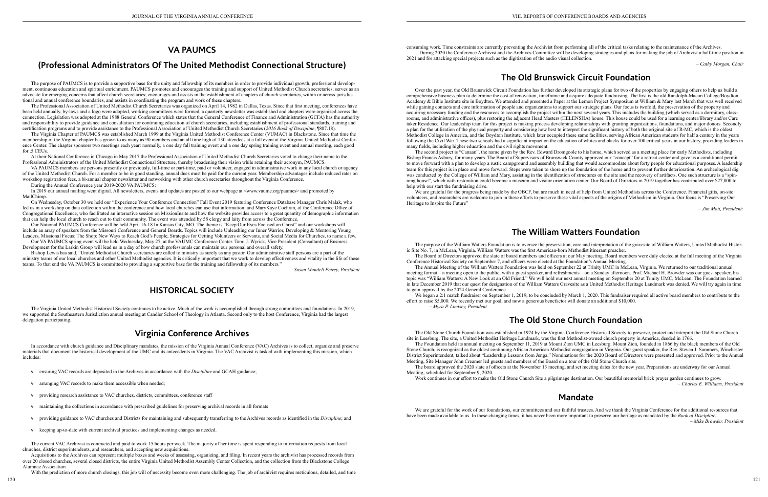## VA PAUMCS

## (Professional Administrators Of The United Methodist Connectional Structure)

The purpose of PAUMCS is to provide a supportive base for the unity and fellowship of its members in order to provide individual growth, professional development, continuous education and spiritual enrichment. PAUMCS promotes and encourages the training and support of United Methodist Church secretaries; serves as an advocate for emerging concerns that affect church secretaries; encourages and assists in the establishment of chapters of church secretaries, within or across jurisdictional and annual conference boundaries, and assists in coordinating the program and work of these chapters.

The Professional Association of United Methodist Church Secretaries was organized on April 14, 1982 in Dallas, Texas. Since that first meeting, conferences have been held annually, by-laws and a logo were adopted, working committees were formed, a quarterly newsletter was established and chapters were organized across the connection. Legislation was adopted at the 1988 General Conference which states that the General Conference of Finance and Administration (GCFA) has the authority and responsibility to provide guidance and consultation for continuing education of church secretaries, including establishment of professional standards, training and certification programs and to provide assistance to the Professional Association of United Methodist Church Secretaries (*2016 Book of Discipline*, ¶807.18).

The Virginia Chapter of PAUMCS was established March 1999 at the Virginia United Methodist Conference Center (VUMAC) in Blackstone. Since that time the membership of the Virginia chapter has grown to as many as 90 members and an all time high of 130 attendees at a fall event at the Virginia United Methodist Conference Center. The chapter sponsors two meetings each year: normally, a one day fall training event and a one day spring training event and annual meeting, each good for .5 CEUs.

At their National Conference in Chicago in May 2017 the Professional Association of United Methodist Church Secretaries voted to change their name to the Professional Administrators of the United Methodist Connectional Structure, thereby broadening their vision while retaining their acronym, PAUMCS.

VA PAUMCS members are persons presently or previously, full-time or part-time, paid or volunteer, engaged in administrative work in any local church or agency of the United Methodist Church. For a member to be in good standing, annual dues must be paid for the current year. Membership advantages include reduced rates on workshop registration fees, a bi-annual chapter newsletter and networking with other church secretaries throughout the Virginia Conference.

During the Annual Conference year 2019-2020 VA PAUMCS:

In 2019 our annual mailing went digital. All newsletters, events and updates are posted to our webpage at <www.vaumc.org/paumcs> and promoted by MailChimp.

On Wednesday, October 30 we held our "Experience Your Conference Connection" Fall Event 2019 featuring Conference Database Manager Chris Malak, who led us in a workshop on data collection within the conference and how local churches can use that information; and MaryKaye Cochran, of the Conference Office of Congregational Excellence, who facilitated an interactive session on MissionInsite and how the website provides access to a great quantity of demographic information that can help the local church to reach out to their community. The event was attended by 58 clergy and laity from across the Conference.

Our National PAUMCS Conference will be held April 16-18 In Kansas City, MO. The theme is "Keep Our Eyes Focused on Christ" and our workshops will include an array of speakers from the Missouri Conference and General Boards. Topics will include Unleashing our Inner Warrior, Developing & Mentoring Young Leaders, Missional Focus: The Shop: New Ways to Reach God's People, Strategies for Getting Volunteers or Servants, and Social Media for Churches, to name a few.

Our VA PAUMCS spring event will be held Wednesday, May 27, at the VAUMC Conference Center. Tami J. Wyrick, Vice President (Consultant) of Business Development for the Larkin Group will lead us in a day of how church professionals can maintain our personal and overall safety.

Bishop Lewis has said, "United Methodist Church secretaries are called to ministry as surely as any pastor. Our administrative staff persons are a part of the ministry teams of our local churches and other United Methodist agencies. It is critically important that we work to develop effectiveness and vitality in the life of these teams. To that end the VA PAUMCS is committed to providing a supportive base for the training and fellowship of its members."

*– Susan Mundell Petrey, President*

## HISTORICAL SOCIETY

The Virginia United Methodist Historical Society continues to be active. Much of the work is accomplished through strong committees and foundations. In 2019, we supported the Southeastern Jurisdiction annual meeting at Candler School of Theology in Atlanta. Second only to the host Conference, Virginia had the largest delegation participating.

## Virginia Conference Archives

In accordance with church guidance and Disciplinary mandates, the mission of the Virginia Annual Conference (VAC) Archives is to collect, organize and preserve materials that document the historical development of the UMC and its antecedents in Virginia. The VAC Archivist is tasked with implementing this mission, which includes:

- ensuring VAC records are deposited in the Archives in accordance with the *Discipline* and GCAH guidance;
- arranging VAC records to make them accessible when needed;
- providing research assistance to VAC churches, districts, committees, conference staff
- maintaining the collections in accordance with prescribed guidelines for preserving archival records in all formats
- providing guidance to VAC churches and Districts for maintaining and subsequently transferring to the Archives records as identified in the *Discipline*; and
- keeping up-to-date with current archival practices and implementing changes as needed.

The current VAC Archivist is contracted and paid to work 15 hours per week. The majority of her time is spent responding to information requests from local churches, district superintendents, and researchers, and accepting new acquisitions.

Acquisitions to the Archives can represent multiple boxes and weeks of assessing, organizing, and filing. In recent years the archivist has processed records from over 20 closed churches, several closed districts, the entire Virginia United Methodist Assembly Center Collection, and the collection from the Blackstone College Alumnae Association.

With the prediction of more church closings, this job will of necessity become even more challenging. The job of archivist requires meticulous, detailed, and time consuming work. Time constraints are currently preventing the Archivist from performing all of the critical tasks relating to the maintenance of the Archives.

During 2020 the Conference Archivist and the Archives Committee will be developing strategies and plans for making the job of Archivist a half-time position in 2021 and for attacking special projects such as the digitization of the audio visual collection.

*– Cathy Morgan, Chair*

## The Old Brunswick Circuit Foundation

Over the past year, the Old Brunswick Circuit Foundation has further developed its strategic plans for two of the properties by engaging others to help us build a comprehensive business plan to determine the cost of renovation, timeframe and acquire adequate fundraising. The first is the old Randolph-Macon College/Boydton Academy & Bible Institute site in Boydton. We attended and presented a Paper at the Lemon Project Symposium at William & Mary last March that was well received while gaining contacts and core information of people and organizations to support our strategic plans. Our focus is twofold, the preservation of the property and acquiring necessary funding and the resources to accomplish the project within the next several years. This includes the building (which served as a dormitory, classrooms, and administrative offices), plus restoring the adjacent Head Masters (HELENSHA) house. This house could be used for a learning center/library and/or Care taker Residence. Our leadership team for this project is making process developing relationships with granting organizations, foundations, and major donors. Secondly a plan for the utilization of the physical property and considering how best to interpret the significant history of both the original site of R-MC, which is the oldest Methodist College in America, and the Boydton Institute, which later occupied these same facilities, serving African American students for half a century in the years following the Civil War. These two schools had a significant impact on the education of whites and blacks for over 100 critical years in our history, providing leaders in many fields, including higher education and the civil rights movement.

The second project is "Canaan", the name given by the Rev. Edward Dromgoole to his home, which served as a meeting place for early Methodists, including Bishop Francis Asbury, for many years. The Board of Supervisors of Brunswick County approved our "concept" for a retreat center and gave us a conditional permit to move forward with a plan to develop a rustic campground and assembly building that would accommodate about forty people for educational purposes. A leadership team for this project is in place and move forward. Steps were taken to shore up the foundation of the home and to prevent further deterioration. An archeological dig was conducted by the College of William and Mary, assisting in the identification of structures on the site and the recovery of artifacts. One such structure is a "spinning house", which with restoration could become a museum and visitor orientation center. Our Board of Directors in 2019 together has contributed over $27,000 to help with our start the fundraising drive.

We are grateful for the progress being made by the OBCF, but are much in need of help from United Methodists across the Conference. Financial gifts, on-site volunteers, and researchers are welcome to join in these efforts to preserve these vital aspects of the origins of Methodism in Virginia. Our focus is "Preserving Our Heritage to Inspire the Future"

*– Jim Mott, President:*

## The William Watters Foundation

The purpose of the William Watters Foundation is to oversee the preservation, care and interpretation of the gravesite of William Watters, United Methodist Historic Site No. 7, in McLean, Virginia. William Watters was the first American-born Methodist itinerant preacher.

The Board of Directors approved the slate of board members and officers at our May meeting. Board members were duly elected at the fall meeting of the Virginia Conference Historical Society on September 7, and officers were elected at the Foundation's Annual Meeting.

The Annual Meeting of the William Watters Foundation was held on September 22 at Trinity UMC in McLean, Virginia. We returned to our traditional annual meeting format – a meeting open to the public, with a guest speaker, and refreshments – on a Sunday afternoon. Prof. Michael H. Browder was our guest speaker; his topic was "William Watters: A New Look at an Old Friend." We will hold our next annual meeting on September 20 at Trinity UMC, McLean. The Foundation learned in late December 2019 that our quest for designation of the William Watters Gravesite as a United Methodist Heritage Landmark was denied. We will try again in time to gain approval by the 2024 General Conference.

We began a 2:1 match fundraiser on September 1, 2019, to be concluded by March 1, 2020. This fundraiser required all active board members to contribute to the effort to raise $5,000. We recently met our goal, and now a generous benefactor will donate an additional $10,000.

*– Myra P. Lindsey, President*

## The Old Stone Church Foundation

The Old Stone Church Foundation was established in 1974 by the Virginia Conference Historical Society to preserve, protect and interpret the Old Stone Church site in Leesburg. The site, a United Methodist Heritage Landmark, was the first Methodist-owned church property in America, deeded in 1766.

The Foundation held its annual meeting on September 11, 2019 at Mount Zion UMC in Leesburg. Mount Zion, founded in 1866 by the black members of the Old Stone Church, is recognized as the oldest continuing African American Methodist congregation in Virginia. Our guest speaker, the Rev. Steven J. Summers, Winchester District Superintendent, talked about "Leadership Lessons from Jenga." Nominations for the 2020 Board of Directors were presented and approved. Prior to the Annual Meeting, Site Manager John Creamer led guests and members of the Board on a tour of the Old Stone Church site.

The board approved the 2020 slate of officers at the November 13 meeting, and set meeting dates for the new year. Preparations are underway for our Annual Meeting, scheduled for September 9, 2020.

Work continues in our effort to make the Old Stone Church Site a pilgrimage destination. Our beautiful memorial brick prayer garden continues to grow.

*– Charles E. Williams, President*

## Mandate

We are grateful for the work of our foundations, our committees and our faithful trustees. And we thank the Virginia Conference for the additional resources that have been made available to us. In these changing times, it has never been more important to preserve our heritage as mandated by the *Book of Discipline.*

*– Mike Browder, President*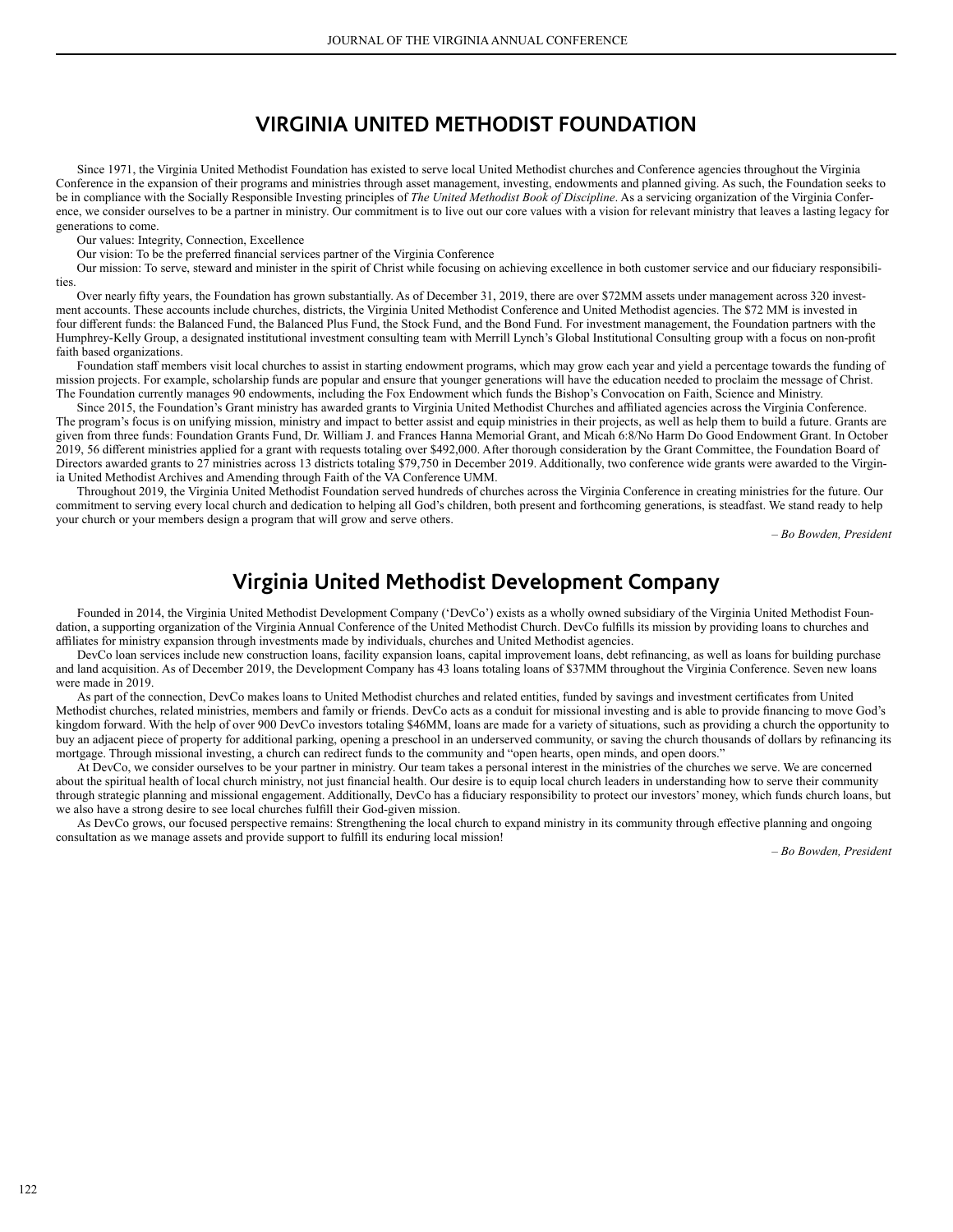# VIRGINIA UNITED METHODIST FOUNDATION

Since 1971, the Virginia United Methodist Foundation has existed to serve local United Methodist churches and Conference agencies throughout the Virginia Conference in the expansion of their programs and ministries through asset management, investing, endowments and planned giving. As such, the Foundation seeks to be in compliance with the Socially Responsible Investing principles of *The United Methodist Book of Discipline*. As a servicing organization of the Virginia Conference, we consider ourselves to be a partner in ministry. Our commitment is to live out our core values with a vision for relevant ministry that leaves a lasting legacy for generations to come.

Our values: Integrity, Connection, Excellence

Our vision: To be the preferred financial services partner of the Virginia Conference

Our mission: To serve, steward and minister in the spirit of Christ while focusing on achieving excellence in both customer service and our fiduciary responsibilities.

Over nearly fifty years, the Foundation has grown substantially. As of December 31, 2019, there are over $72MM assets under management across 320 investment accounts. These accounts include churches, districts, the Virginia United Methodist Conference and United Methodist agencies. The $72 MM is invested in four different funds: the Balanced Fund, the Balanced Plus Fund, the Stock Fund, and the Bond Fund. For investment management, the Foundation partners with the Humphrey-Kelly Group, a designated institutional investment consulting team with Merrill Lynch's Global Institutional Consulting group with a focus on non-profit faith based organizations.

Foundation staff members visit local churches to assist in starting endowment programs, which may grow each year and yield a percentage towards the funding of mission projects. For example, scholarship funds are popular and ensure that younger generations will have the education needed to proclaim the message of Christ. The Foundation currently manages 90 endowments, including the Fox Endowment which funds the Bishop's Convocation on Faith, Science and Ministry.

Since 2015, the Foundation's Grant ministry has awarded grants to Virginia United Methodist Churches and affiliated agencies across the Virginia Conference. The program's focus is on unifying mission, ministry and impact to better assist and equip ministries in their projects, as well as help them to build a future. Grants are given from three funds: Foundation Grants Fund, Dr. William J. and Frances Hanna Memorial Grant, and Micah 6:8/No Harm Do Good Endowment Grant. In October 2019, 56 different ministries applied for a grant with requests totaling over $492,000. After thorough consideration by the Grant Committee, the Foundation Board of Directors awarded grants to 27 ministries across 13 districts totaling $79,750 in December 2019. Additionally, two conference wide grants were awarded to the Virginia United Methodist Archives and Amending through Faith of the VA Conference UMM.

Throughout 2019, the Virginia United Methodist Foundation served hundreds of churches across the Virginia Conference in creating ministries for the future. Our commitment to serving every local church and dedication to helping all God's children, both present and forthcoming generations, is steadfast. We stand ready to help your church or your members design a program that will grow and serve others.

*– Bo Bowden, President*

# Virginia United Methodist Development Company

Founded in 2014, the Virginia United Methodist Development Company ('DevCo') exists as a wholly owned subsidiary of the Virginia United Methodist Foundation, a supporting organization of the Virginia Annual Conference of the United Methodist Church. DevCo fulfills its mission by providing loans to churches and affiliates for ministry expansion through investments made by individuals, churches and United Methodist agencies.

DevCo loan services include new construction loans, facility expansion loans, capital improvement loans, debt refinancing, as well as loans for building purchase and land acquisition. As of December 2019, the Development Company has 43 loans totaling loans of $37MM throughout the Virginia Conference. Seven new loans were made in 2019.

As part of the connection, DevCo makes loans to United Methodist churches and related entities, funded by savings and investment certificates from United Methodist churches, related ministries, members and family or friends. DevCo acts as a conduit for missional investing and is able to provide financing to move God's kingdom forward. With the help of over 900 DevCo investors totaling $46MM, loans are made for a variety of situations, such as providing a church the opportunity to buy an adjacent piece of property for additional parking, opening a preschool in an underserved community, or saving the church thousands of dollars by refinancing its mortgage. Through missional investing, a church can redirect funds to the community and "open hearts, open minds, and open doors."

At DevCo, we consider ourselves to be your partner in ministry. Our team takes a personal interest in the ministries of the churches we serve. We are concerned about the spiritual health of local church ministry, not just financial health. Our desire is to equip local church leaders in understanding how to serve their community through strategic planning and missional engagement. Additionally, DevCo has a fiduciary responsibility to protect our investors' money, which funds church loans, but we also have a strong desire to see local churches fulfill their God-given mission.

As DevCo grows, our focused perspective remains: Strengthening the local church to expand ministry in its community through effective planning and ongoing consultation as we manage assets and provide support to fulfill its enduring local mission!

*– Bo Bowden, President*